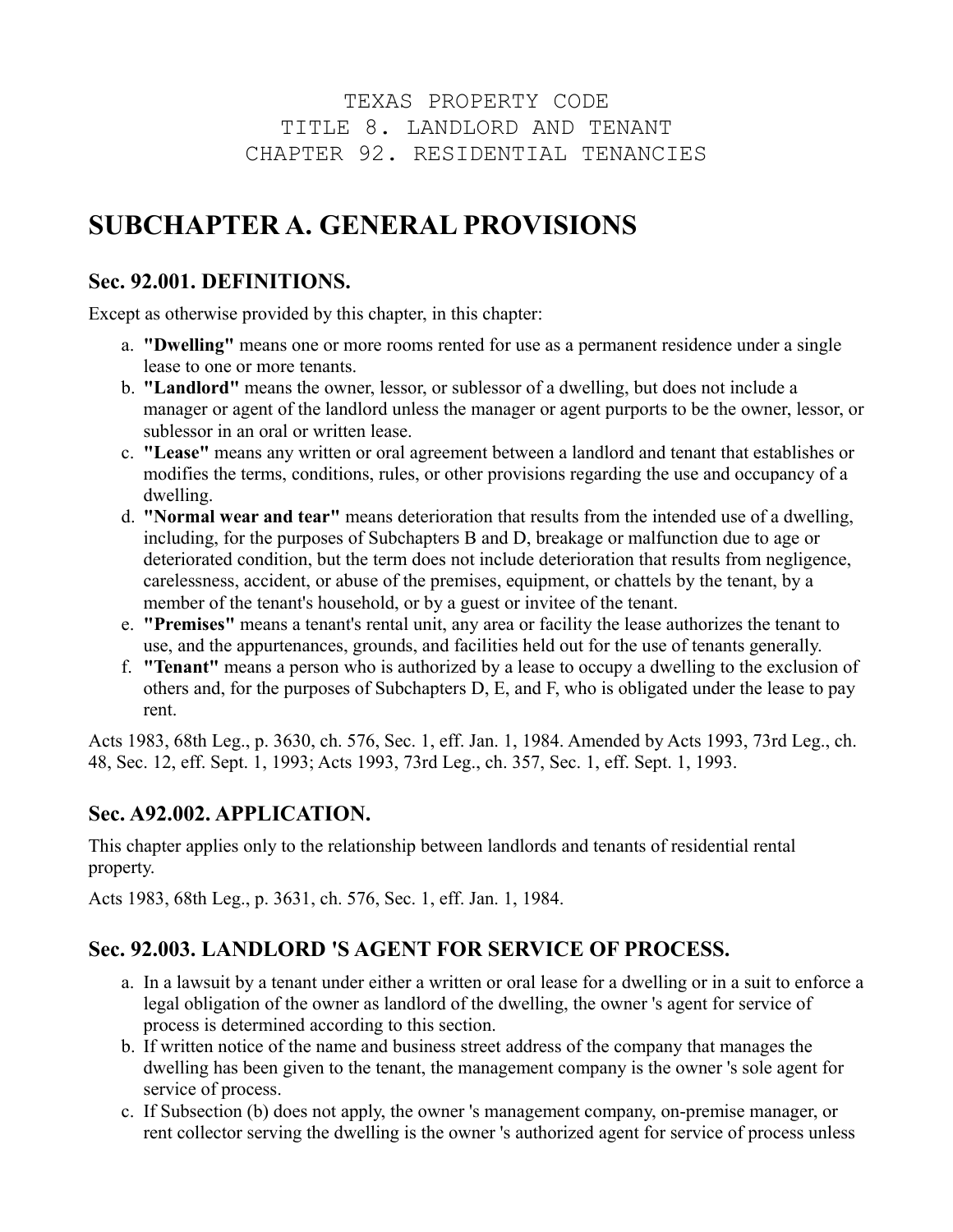TEXAS PROPERTY CODE
TITLE 8. LANDLORD AND TENANT
CHAPTER 92. RESIDENTIAL TENANCIES

# SUBCHAPTER A. GENERAL PROVISIONS

## Sec. 92.001. DEFINITIONS.

Except as otherwise provided by this chapter, in this chapter:

a. **"Dwelling"** means one or more rooms rented for use as a permanent residence under a single lease to one or more tenants.
b. **"Landlord"** means the owner, lessor, or sublessor of a dwelling, but does not include a manager or agent of the landlord unless the manager or agent purports to be the owner, lessor, or sublessor in an oral or written lease.
c. **"Lease"** means any written or oral agreement between a landlord and tenant that establishes or modifies the terms, conditions, rules, or other provisions regarding the use and occupancy of a dwelling.
d. **"Normal wear and tear"** means deterioration that results from the intended use of a dwelling, including, for the purposes of Subchapters B and D, breakage or malfunction due to age or deteriorated condition, but the term does not include deterioration that results from negligence, carelessness, accident, or abuse of the premises, equipment, or chattels by the tenant, by a member of the tenant's household, or by a guest or invitee of the tenant.
e. **"Premises"** means a tenant's rental unit, any area or facility the lease authorizes the tenant to use, and the appurtenances, grounds, and facilities held out for the use of tenants generally.
f. **"Tenant"** means a person who is authorized by a lease to occupy a dwelling to the exclusion of others and, for the purposes of Subchapters D, E, and F, who is obligated under the lease to pay rent.

Acts 1983, 68th Leg., p. 3630, ch. 576, Sec. 1, eff. Jan. 1, 1984. Amended by Acts 1993, 73rd Leg., ch. 48, Sec. 12, eff. Sept. 1, 1993; Acts 1993, 73rd Leg., ch. 357, Sec. 1, eff. Sept. 1, 1993.

## Sec. A92.002. APPLICATION.

This chapter applies only to the relationship between landlords and tenants of residential rental property.

Acts 1983, 68th Leg., p. 3631, ch. 576, Sec. 1, eff. Jan. 1, 1984.

## Sec. 92.003. LANDLORD 'S AGENT FOR SERVICE OF PROCESS.

a. In a lawsuit by a tenant under either a written or oral lease for a dwelling or in a suit to enforce a legal obligation of the owner as landlord of the dwelling, the owner 's agent for service of process is determined according to this section.
b. If written notice of the name and business street address of the company that manages the dwelling has been given to the tenant, the management company is the owner 's sole agent for service of process.
c. If Subsection (b) does not apply, the owner 's management company, on-premise manager, or rent collector serving the dwelling is the owner 's authorized agent for service of process unless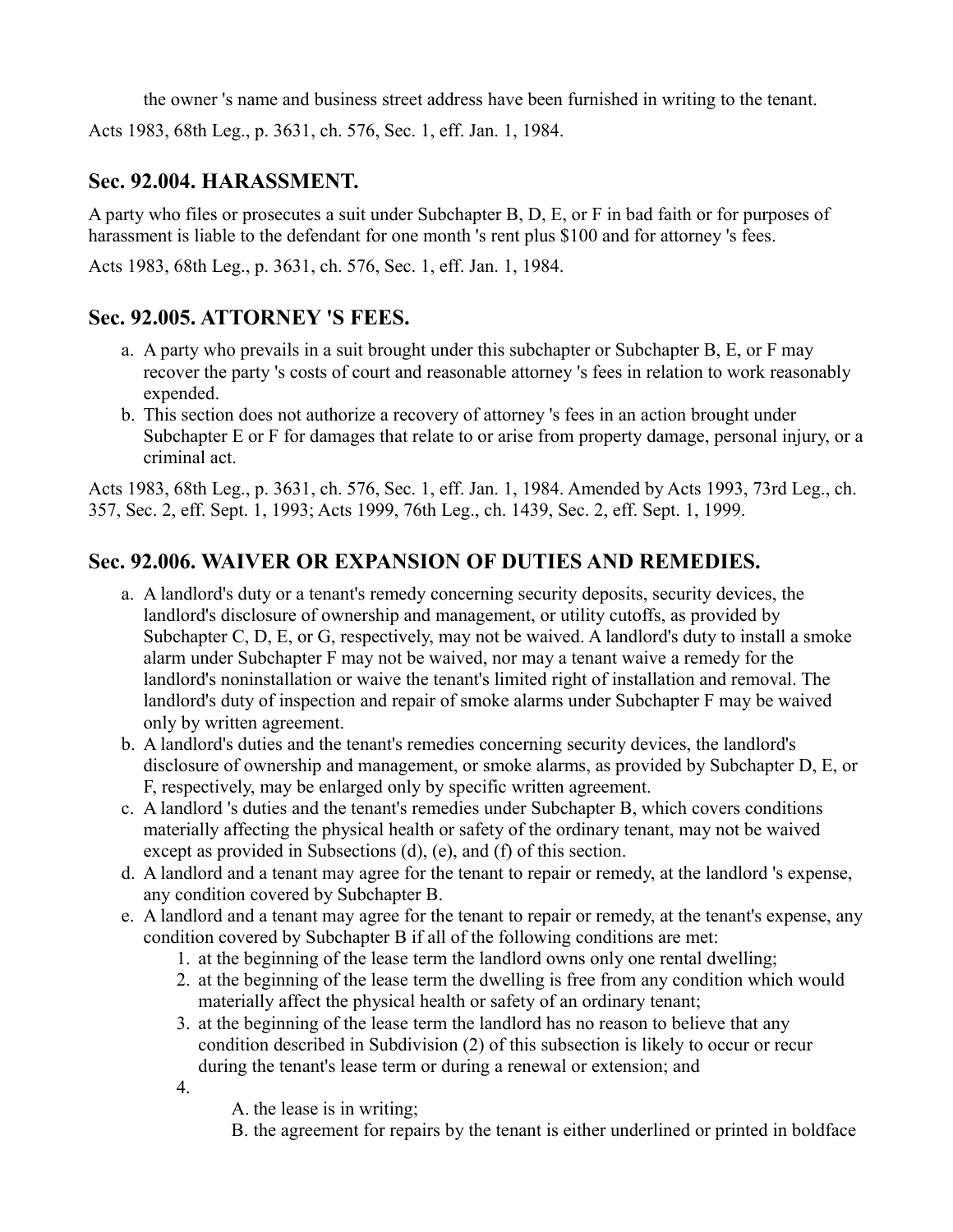the owner 's name and business street address have been furnished in writing to the tenant.

Acts 1983, 68th Leg., p. 3631, ch. 576, Sec. 1, eff. Jan. 1, 1984.

## Sec. 92.004. HARASSMENT.

A party who files or prosecutes a suit under Subchapter B, D, E, or F in bad faith or for purposes of harassment is liable to the defendant for one month 's rent plus $100 and for attorney 's fees.

Acts 1983, 68th Leg., p. 3631, ch. 576, Sec. 1, eff. Jan. 1, 1984.

## Sec. 92.005. ATTORNEY 'S FEES.

a. A party who prevails in a suit brought under this subchapter or Subchapter B, E, or F may recover the party 's costs of court and reasonable attorney 's fees in relation to work reasonably expended.
b. This section does not authorize a recovery of attorney 's fees in an action brought under Subchapter E or F for damages that relate to or arise from property damage, personal injury, or a criminal act.

Acts 1983, 68th Leg., p. 3631, ch. 576, Sec. 1, eff. Jan. 1, 1984. Amended by Acts 1993, 73rd Leg., ch. 357, Sec. 2, eff. Sept. 1, 1993; Acts 1999, 76th Leg., ch. 1439, Sec. 2, eff. Sept. 1, 1999.

## Sec. 92.006. WAIVER OR EXPANSION OF DUTIES AND REMEDIES.

a. A landlord's duty or a tenant's remedy concerning security deposits, security devices, the landlord's disclosure of ownership and management, or utility cutoffs, as provided by Subchapter C, D, E, or G, respectively, may not be waived. A landlord's duty to install a smoke alarm under Subchapter F may not be waived, nor may a tenant waive a remedy for the landlord's noninstallation or waive the tenant's limited right of installation and removal. The landlord's duty of inspection and repair of smoke alarms under Subchapter F may be waived only by written agreement.
b. A landlord's duties and the tenant's remedies concerning security devices, the landlord's disclosure of ownership and management, or smoke alarms, as provided by Subchapter D, E, or F, respectively, may be enlarged only by specific written agreement.
c. A landlord 's duties and the tenant's remedies under Subchapter B, which covers conditions materially affecting the physical health or safety of the ordinary tenant, may not be waived except as provided in Subsections (d), (e), and (f) of this section.
d. A landlord and a tenant may agree for the tenant to repair or remedy, at the landlord 's expense, any condition covered by Subchapter B.
e. A landlord and a tenant may agree for the tenant to repair or remedy, at the tenant's expense, any condition covered by Subchapter B if all of the following conditions are met:
    1. at the beginning of the lease term the landlord owns only one rental dwelling;
    2. at the beginning of the lease term the dwelling is free from any condition which would materially affect the physical health or safety of an ordinary tenant;
    3. at the beginning of the lease term the landlord has no reason to believe that any condition described in Subdivision (2) of this subsection is likely to occur or recur during the tenant's lease term or during a renewal or extension; and
    4. 
        A. the lease is in writing;
        B. the agreement for repairs by the tenant is either underlined or printed in boldface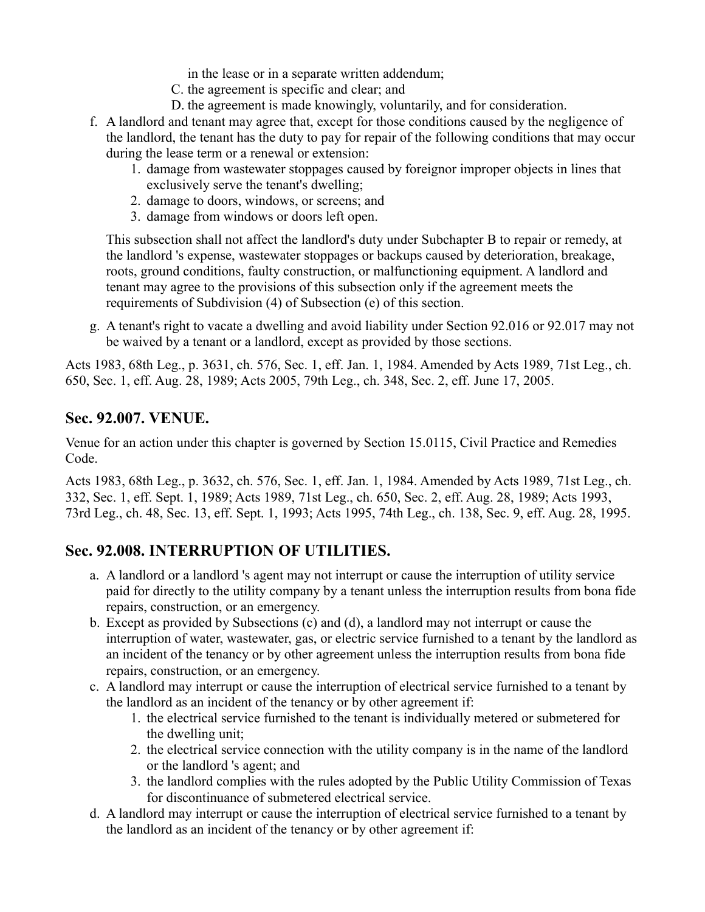in the lease or in a separate written addendum;

C. the agreement is specific and clear; and

D. the agreement is made knowingly, voluntarily, and for consideration.

f. A landlord and tenant may agree that, except for those conditions caused by the negligence of the landlord, the tenant has the duty to pay for repair of the following conditions that may occur during the lease term or a renewal or extension:
   1. damage from wastewater stoppages caused by foreignor improper objects in lines that exclusively serve the tenant's dwelling;
   2. damage to doors, windows, or screens; and
   3. damage from windows or doors left open.

   This subsection shall not affect the landlord's duty under Subchapter B to repair or remedy, at the landlord 's expense, wastewater stoppages or backups caused by deterioration, breakage, roots, ground conditions, faulty construction, or malfunctioning equipment. A landlord and tenant may agree to the provisions of this subsection only if the agreement meets the requirements of Subdivision (4) of Subsection (e) of this section.

g. A tenant's right to vacate a dwelling and avoid liability under Section 92.016 or 92.017 may not be waived by a tenant or a landlord, except as provided by those sections.

Acts 1983, 68th Leg., p. 3631, ch. 576, Sec. 1, eff. Jan. 1, 1984. Amended by Acts 1989, 71st Leg., ch. 650, Sec. 1, eff. Aug. 28, 1989; Acts 2005, 79th Leg., ch. 348, Sec. 2, eff. June 17, 2005.

## Sec. 92.007. VENUE.

Venue for an action under this chapter is governed by Section 15.0115, Civil Practice and Remedies Code.

Acts 1983, 68th Leg., p. 3632, ch. 576, Sec. 1, eff. Jan. 1, 1984. Amended by Acts 1989, 71st Leg., ch. 332, Sec. 1, eff. Sept. 1, 1989; Acts 1989, 71st Leg., ch. 650, Sec. 2, eff. Aug. 28, 1989; Acts 1993, 73rd Leg., ch. 48, Sec. 13, eff. Sept. 1, 1993; Acts 1995, 74th Leg., ch. 138, Sec. 9, eff. Aug. 28, 1995.

## Sec. 92.008. INTERRUPTION OF UTILITIES.

a. A landlord or a landlord 's agent may not interrupt or cause the interruption of utility service paid for directly to the utility company by a tenant unless the interruption results from bona fide repairs, construction, or an emergency.
b. Except as provided by Subsections (c) and (d), a landlord may not interrupt or cause the interruption of water, wastewater, gas, or electric service furnished to a tenant by the landlord as an incident of the tenancy or by other agreement unless the interruption results from bona fide repairs, construction, or an emergency.
c. A landlord may interrupt or cause the interruption of electrical service furnished to a tenant by the landlord as an incident of the tenancy or by other agreement if:
   1. the electrical service furnished to the tenant is individually metered or submetered for the dwelling unit;
   2. the electrical service connection with the utility company is in the name of the landlord or the landlord 's agent; and
   3. the landlord complies with the rules adopted by the Public Utility Commission of Texas for discontinuance of submetered electrical service.
d. A landlord may interrupt or cause the interruption of electrical service furnished to a tenant by the landlord as an incident of the tenancy or by other agreement if: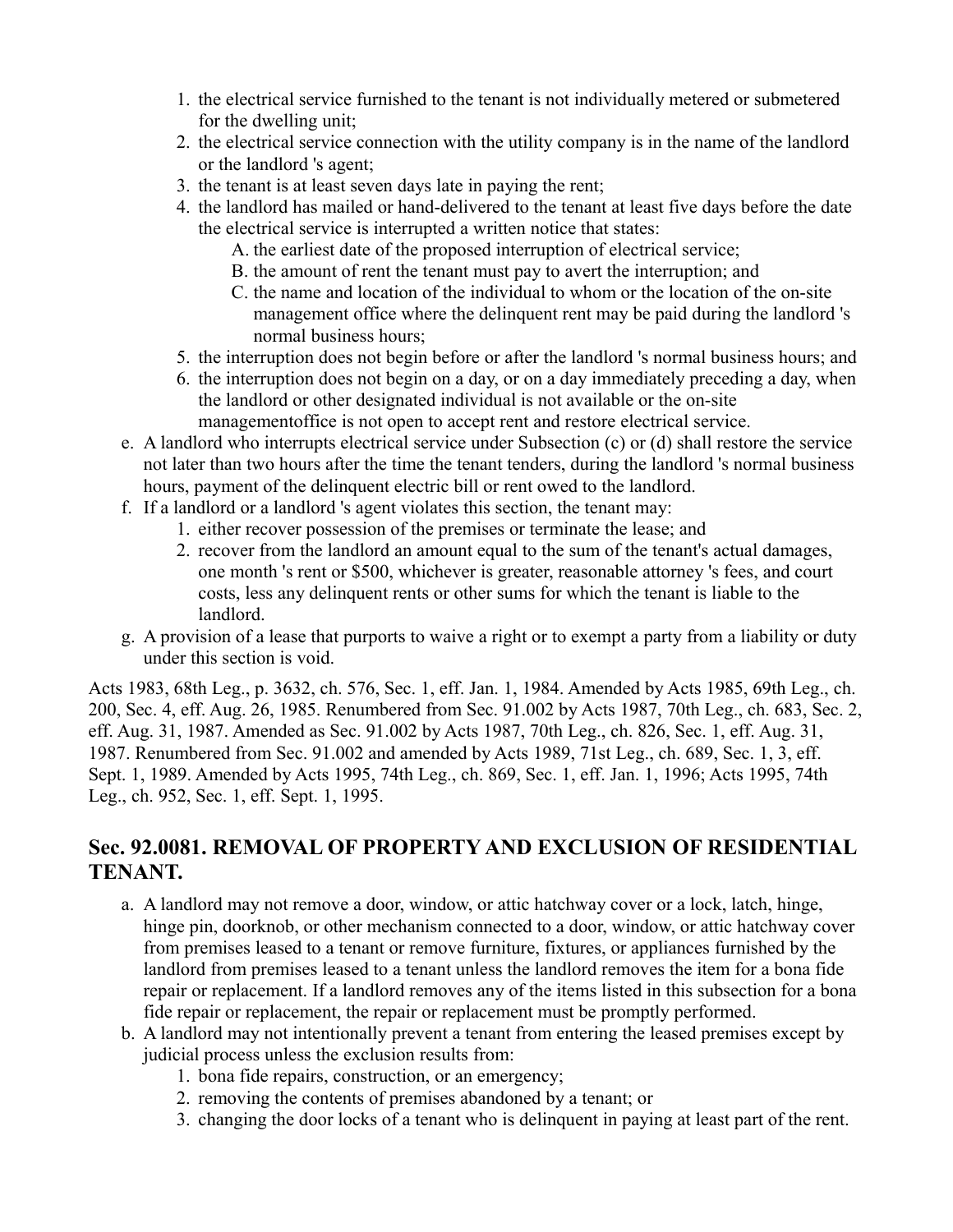1. the electrical service furnished to the tenant is not individually metered or submetered for the dwelling unit;
2. the electrical service connection with the utility company is in the name of the landlord or the landlord 's agent;
3. the tenant is at least seven days late in paying the rent;
4. the landlord has mailed or hand-delivered to the tenant at least five days before the date the electrical service is interrupted a written notice that states:
   A. the earliest date of the proposed interruption of electrical service;
   B. the amount of rent the tenant must pay to avert the interruption; and
   C. the name and location of the individual to whom or the location of the on-site management office where the delinquent rent may be paid during the landlord 's normal business hours;
5. the interruption does not begin before or after the landlord 's normal business hours; and
6. the interruption does not begin on a day, or on a day immediately preceding a day, when the landlord or other designated individual is not available or the on-site managementoffice is not open to accept rent and restore electrical service.

e. A landlord who interrupts electrical service under Subsection (c) or (d) shall restore the service not later than two hours after the time the tenant tenders, during the landlord 's normal business hours, payment of the delinquent electric bill or rent owed to the landlord.
f. If a landlord or a landlord 's agent violates this section, the tenant may:
   1. either recover possession of the premises or terminate the lease; and
   2. recover from the landlord an amount equal to the sum of the tenant's actual damages, one month 's rent or $500, whichever is greater, reasonable attorney 's fees, and court costs, less any delinquent rents or other sums for which the tenant is liable to the landlord.
g. A provision of a lease that purports to waive a right or to exempt a party from a liability or duty under this section is void.

Acts 1983, 68th Leg., p. 3632, ch. 576, Sec. 1, eff. Jan. 1, 1984. Amended by Acts 1985, 69th Leg., ch. 200, Sec. 4, eff. Aug. 26, 1985. Renumbered from Sec. 91.002 by Acts 1987, 70th Leg., ch. 683, Sec. 2, eff. Aug. 31, 1987. Amended as Sec. 91.002 by Acts 1987, 70th Leg., ch. 826, Sec. 1, eff. Aug. 31, 1987. Renumbered from Sec. 91.002 and amended by Acts 1989, 71st Leg., ch. 689, Sec. 1, 3, eff. Sept. 1, 1989. Amended by Acts 1995, 74th Leg., ch. 869, Sec. 1, eff. Jan. 1, 1996; Acts 1995, 74th Leg., ch. 952, Sec. 1, eff. Sept. 1, 1995.

## Sec. 92.0081. REMOVAL OF PROPERTY AND EXCLUSION OF RESIDENTIAL TENANT.

a. A landlord may not remove a door, window, or attic hatchway cover or a lock, latch, hinge, hinge pin, doorknob, or other mechanism connected to a door, window, or attic hatchway cover from premises leased to a tenant or remove furniture, fixtures, or appliances furnished by the landlord from premises leased to a tenant unless the landlord removes the item for a bona fide repair or replacement. If a landlord removes any of the items listed in this subsection for a bona fide repair or replacement, the repair or replacement must be promptly performed.
b. A landlord may not intentionally prevent a tenant from entering the leased premises except by judicial process unless the exclusion results from:
   1. bona fide repairs, construction, or an emergency;
   2. removing the contents of premises abandoned by a tenant; or
   3. changing the door locks of a tenant who is delinquent in paying at least part of the rent.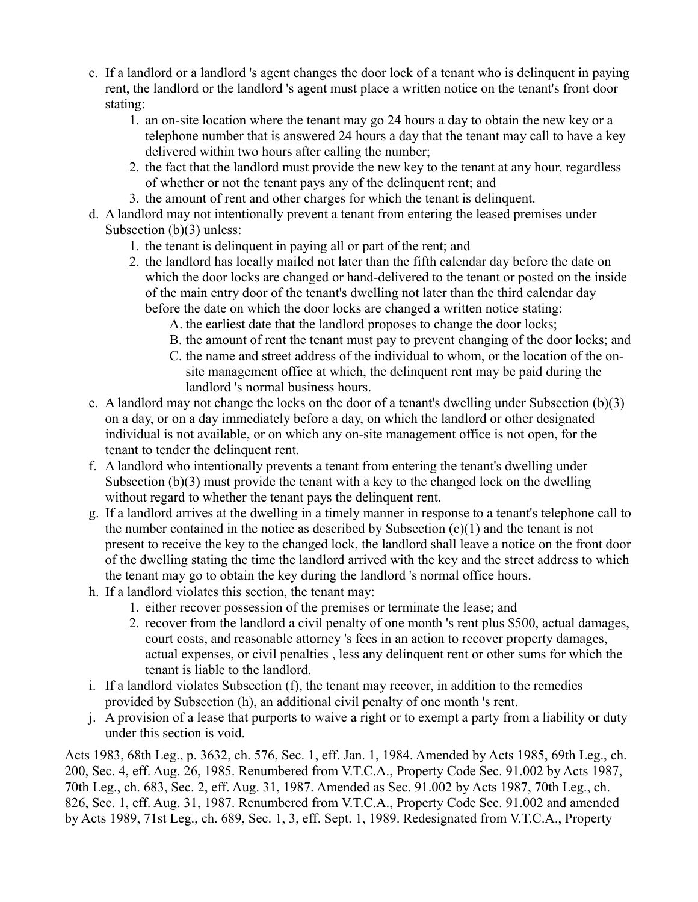c. If a landlord or a landlord 's agent changes the door lock of a tenant who is delinquent in paying rent, the landlord or the landlord 's agent must place a written notice on the tenant's front door stating:
    1. an on-site location where the tenant may go 24 hours a day to obtain the new key or a telephone number that is answered 24 hours a day that the tenant may call to have a key delivered within two hours after calling the number;
    2. the fact that the landlord must provide the new key to the tenant at any hour, regardless of whether or not the tenant pays any of the delinquent rent; and
    3. the amount of rent and other charges for which the tenant is delinquent.

d. A landlord may not intentionally prevent a tenant from entering the leased premises under Subsection (b)(3) unless:
    1. the tenant is delinquent in paying all or part of the rent; and
    2. the landlord has locally mailed not later than the fifth calendar day before the date on which the door locks are changed or hand-delivered to the tenant or posted on the inside of the main entry door of the tenant's dwelling not later than the third calendar day before the date on which the door locks are changed a written notice stating:
        A. the earliest date that the landlord proposes to change the door locks;
        B. the amount of rent the tenant must pay to prevent changing of the door locks; and
        C. the name and street address of the individual to whom, or the location of the on-site management office at which, the delinquent rent may be paid during the landlord 's normal business hours.

e. A landlord may not change the locks on the door of a tenant's dwelling under Subsection (b)(3) on a day, or on a day immediately before a day, on which the landlord or other designated individual is not available, or on which any on-site management office is not open, for the tenant to tender the delinquent rent.

f. A landlord who intentionally prevents a tenant from entering the tenant's dwelling under Subsection (b)(3) must provide the tenant with a key to the changed lock on the dwelling without regard to whether the tenant pays the delinquent rent.

g. If a landlord arrives at the dwelling in a timely manner in response to a tenant's telephone call to the number contained in the notice as described by Subsection (c)(1) and the tenant is not present to receive the key to the changed lock, the landlord shall leave a notice on the front door of the dwelling stating the time the landlord arrived with the key and the street address to which the tenant may go to obtain the key during the landlord 's normal office hours.

h. If a landlord violates this section, the tenant may:
    1. either recover possession of the premises or terminate the lease; and
    2. recover from the landlord a civil penalty of one month 's rent plus $500, actual damages, court costs, and reasonable attorney 's fees in an action to recover property damages, actual expenses, or civil penalties , less any delinquent rent or other sums for which the tenant is liable to the landlord.

i. If a landlord violates Subsection (f), the tenant may recover, in addition to the remedies provided by Subsection (h), an additional civil penalty of one month 's rent.

j. A provision of a lease that purports to waive a right or to exempt a party from a liability or duty under this section is void.

Acts 1983, 68th Leg., p. 3632, ch. 576, Sec. 1, eff. Jan. 1, 1984. Amended by Acts 1985, 69th Leg., ch. 200, Sec. 4, eff. Aug. 26, 1985. Renumbered from V.T.C.A., Property Code Sec. 91.002 by Acts 1987, 70th Leg., ch. 683, Sec. 2, eff. Aug. 31, 1987. Amended as Sec. 91.002 by Acts 1987, 70th Leg., ch. 826, Sec. 1, eff. Aug. 31, 1987. Renumbered from V.T.C.A., Property Code Sec. 91.002 and amended by Acts 1989, 71st Leg., ch. 689, Sec. 1, 3, eff. Sept. 1, 1989. Redesignated from V.T.C.A., Property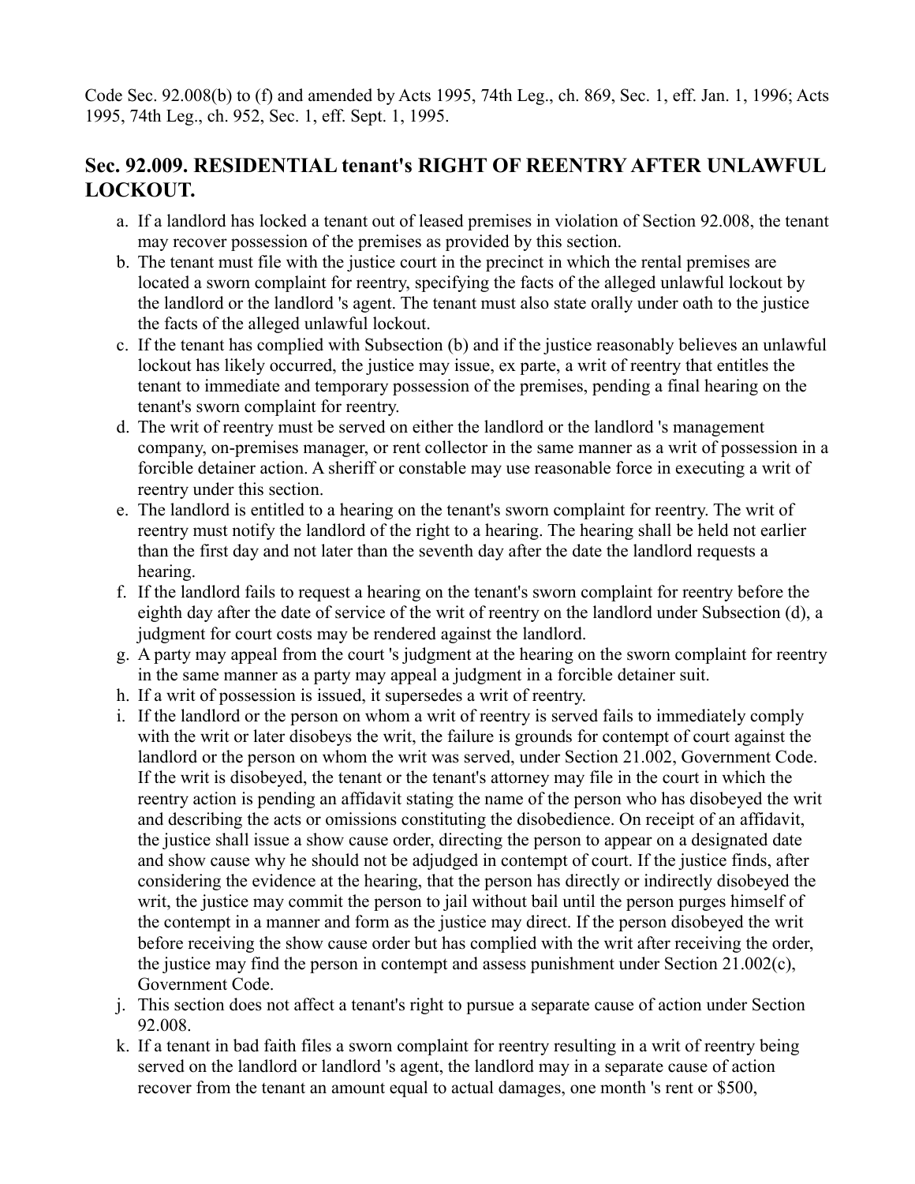Code Sec. 92.008(b) to (f) and amended by Acts 1995, 74th Leg., ch. 869, Sec. 1, eff. Jan. 1, 1996; Acts 1995, 74th Leg., ch. 952, Sec. 1, eff. Sept. 1, 1995.

### Sec. 92.009. RESIDENTIAL tenant's RIGHT OF REENTRY AFTER UNLAWFUL LOCKOUT.

a. If a landlord has locked a tenant out of leased premises in violation of Section 92.008, the tenant may recover possession of the premises as provided by this section.
b. The tenant must file with the justice court in the precinct in which the rental premises are located a sworn complaint for reentry, specifying the facts of the alleged unlawful lockout by the landlord or the landlord 's agent. The tenant must also state orally under oath to the justice the facts of the alleged unlawful lockout.
c. If the tenant has complied with Subsection (b) and if the justice reasonably believes an unlawful lockout has likely occurred, the justice may issue, ex parte, a writ of reentry that entitles the tenant to immediate and temporary possession of the premises, pending a final hearing on the tenant's sworn complaint for reentry.
d. The writ of reentry must be served on either the landlord or the landlord 's management company, on-premises manager, or rent collector in the same manner as a writ of possession in a forcible detainer action. A sheriff or constable may use reasonable force in executing a writ of reentry under this section.
e. The landlord is entitled to a hearing on the tenant's sworn complaint for reentry. The writ of reentry must notify the landlord of the right to a hearing. The hearing shall be held not earlier than the first day and not later than the seventh day after the date the landlord requests a hearing.
f. If the landlord fails to request a hearing on the tenant's sworn complaint for reentry before the eighth day after the date of service of the writ of reentry on the landlord under Subsection (d), a judgment for court costs may be rendered against the landlord.
g. A party may appeal from the court 's judgment at the hearing on the sworn complaint for reentry in the same manner as a party may appeal a judgment in a forcible detainer suit.
h. If a writ of possession is issued, it supersedes a writ of reentry.
i. If the landlord or the person on whom a writ of reentry is served fails to immediately comply with the writ or later disobeys the writ, the failure is grounds for contempt of court against the landlord or the person on whom the writ was served, under Section 21.002, Government Code. If the writ is disobeyed, the tenant or the tenant's attorney may file in the court in which the reentry action is pending an affidavit stating the name of the person who has disobeyed the writ and describing the acts or omissions constituting the disobedience. On receipt of an affidavit, the justice shall issue a show cause order, directing the person to appear on a designated date and show cause why he should not be adjudged in contempt of court. If the justice finds, after considering the evidence at the hearing, that the person has directly or indirectly disobeyed the writ, the justice may commit the person to jail without bail until the person purges himself of the contempt in a manner and form as the justice may direct. If the person disobeyed the writ before receiving the show cause order but has complied with the writ after receiving the order, the justice may find the person in contempt and assess punishment under Section 21.002(c), Government Code.
j. This section does not affect a tenant's right to pursue a separate cause of action under Section 92.008.
k. If a tenant in bad faith files a sworn complaint for reentry resulting in a writ of reentry being served on the landlord or landlord 's agent, the landlord may in a separate cause of action recover from the tenant an amount equal to actual damages, one month 's rent or $500,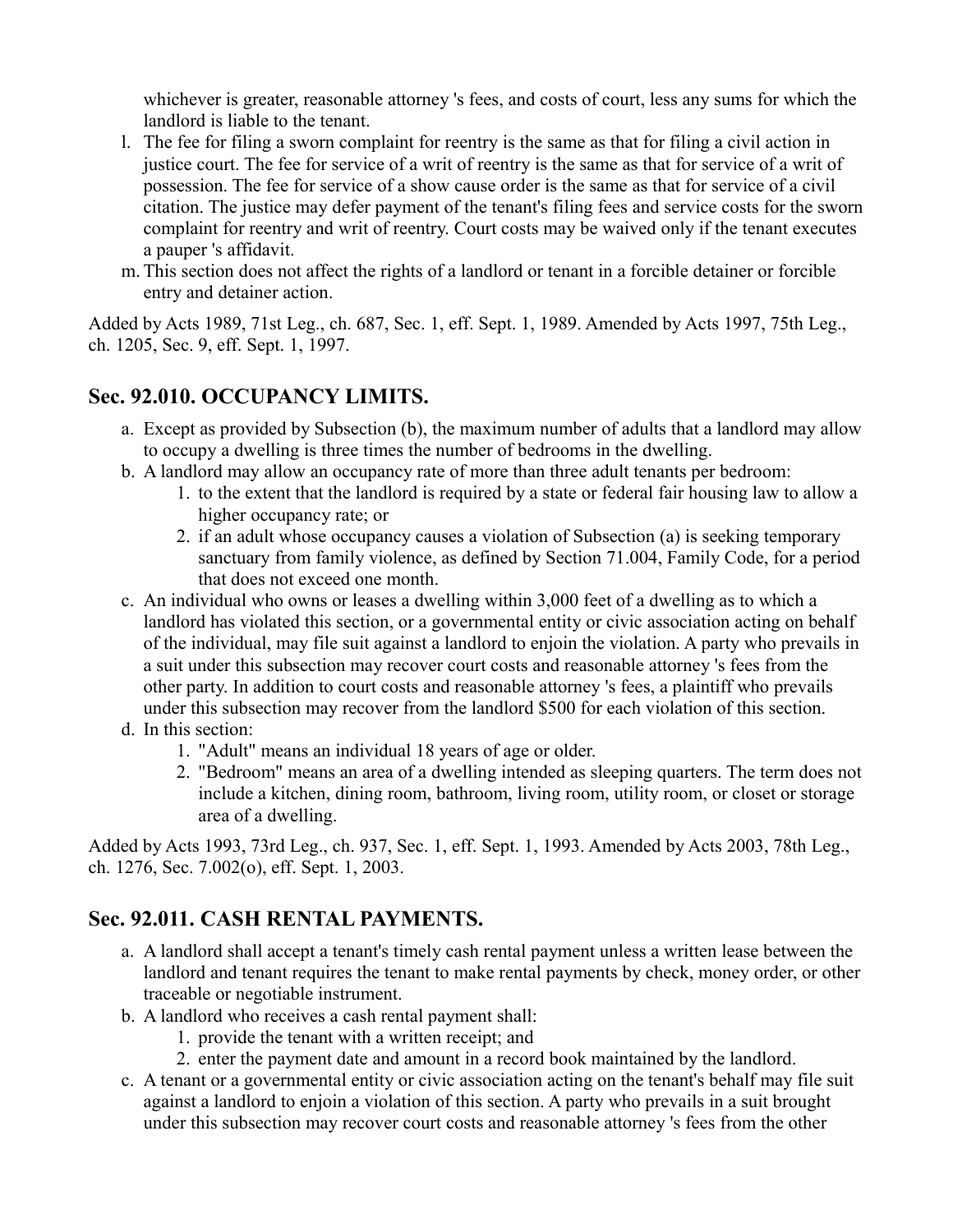whichever is greater, reasonable attorney 's fees, and costs of court, less any sums for which the landlord is liable to the tenant.

l. The fee for filing a sworn complaint for reentry is the same as that for filing a civil action in justice court. The fee for service of a writ of reentry is the same as that for service of a writ of possession. The fee for service of a show cause order is the same as that for service of a civil citation. The justice may defer payment of the tenant's filing fees and service costs for the sworn complaint for reentry and writ of reentry. Court costs may be waived only if the tenant executes a pauper 's affidavit.
m. This section does not affect the rights of a landlord or tenant in a forcible detainer or forcible entry and detainer action.

Added by Acts 1989, 71st Leg., ch. 687, Sec. 1, eff. Sept. 1, 1989. Amended by Acts 1997, 75th Leg., ch. 1205, Sec. 9, eff. Sept. 1, 1997.

## Sec. 92.010. OCCUPANCY LIMITS.

a. Except as provided by Subsection (b), the maximum number of adults that a landlord may allow to occupy a dwelling is three times the number of bedrooms in the dwelling.
b. A landlord may allow an occupancy rate of more than three adult tenants per bedroom:
    1. to the extent that the landlord is required by a state or federal fair housing law to allow a higher occupancy rate; or
    2. if an adult whose occupancy causes a violation of Subsection (a) is seeking temporary sanctuary from family violence, as defined by Section 71.004, Family Code, for a period that does not exceed one month.
c. An individual who owns or leases a dwelling within 3,000 feet of a dwelling as to which a landlord has violated this section, or a governmental entity or civic association acting on behalf of the individual, may file suit against a landlord to enjoin the violation. A party who prevails in a suit under this subsection may recover court costs and reasonable attorney 's fees from the other party. In addition to court costs and reasonable attorney 's fees, a plaintiff who prevails under this subsection may recover from the landlord $500 for each violation of this section.
d. In this section:
    1. "Adult" means an individual 18 years of age or older.
    2. "Bedroom" means an area of a dwelling intended as sleeping quarters. The term does not include a kitchen, dining room, bathroom, living room, utility room, or closet or storage area of a dwelling.

Added by Acts 1993, 73rd Leg., ch. 937, Sec. 1, eff. Sept. 1, 1993. Amended by Acts 2003, 78th Leg., ch. 1276, Sec. 7.002(o), eff. Sept. 1, 2003.

## Sec. 92.011. CASH RENTAL PAYMENTS.

a. A landlord shall accept a tenant's timely cash rental payment unless a written lease between the landlord and tenant requires the tenant to make rental payments by check, money order, or other traceable or negotiable instrument.
b. A landlord who receives a cash rental payment shall:
    1. provide the tenant with a written receipt; and
    2. enter the payment date and amount in a record book maintained by the landlord.
c. A tenant or a governmental entity or civic association acting on the tenant's behalf may file suit against a landlord to enjoin a violation of this section. A party who prevails in a suit brought under this subsection may recover court costs and reasonable attorney 's fees from the other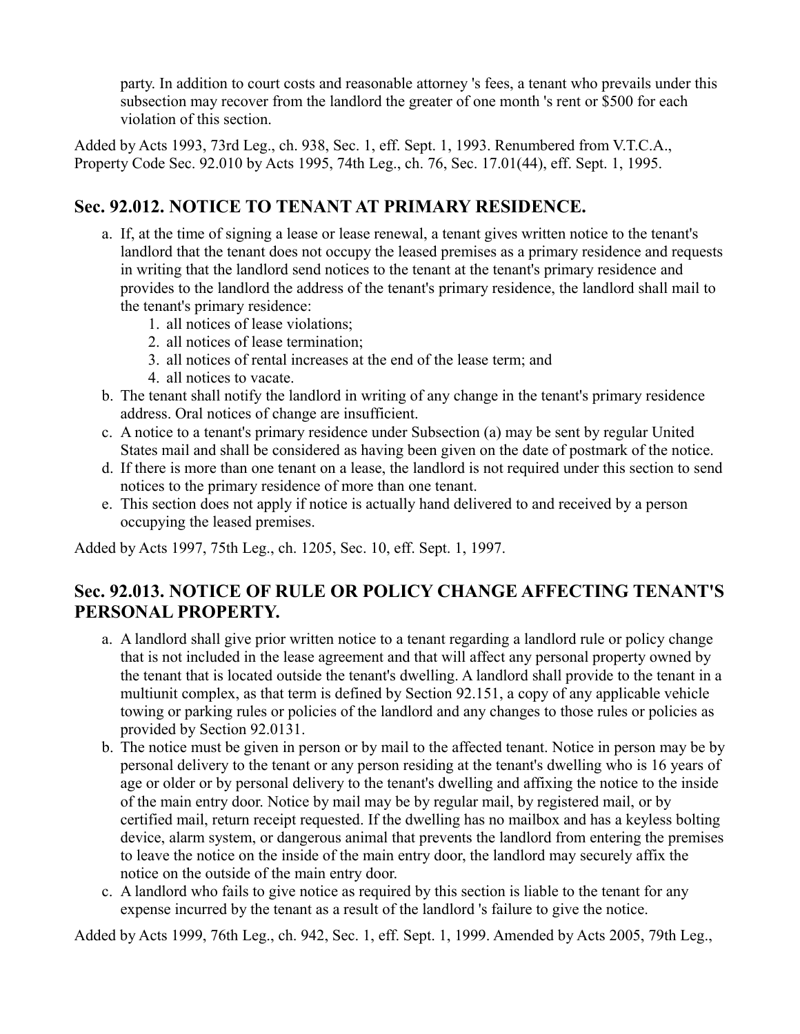party. In addition to court costs and reasonable attorney 's fees, a tenant who prevails under this subsection may recover from the landlord the greater of one month 's rent or $500 for each violation of this section.

Added by Acts 1993, 73rd Leg., ch. 938, Sec. 1, eff. Sept. 1, 1993. Renumbered from V.T.C.A., Property Code Sec. 92.010 by Acts 1995, 74th Leg., ch. 76, Sec. 17.01(44), eff. Sept. 1, 1995.

## Sec. 92.012. NOTICE TO TENANT AT PRIMARY RESIDENCE.

a. If, at the time of signing a lease or lease renewal, a tenant gives written notice to the tenant's landlord that the tenant does not occupy the leased premises as a primary residence and requests in writing that the landlord send notices to the tenant at the tenant's primary residence and provides to the landlord the address of the tenant's primary residence, the landlord shall mail to the tenant's primary residence:
    1. all notices of lease violations;
    2. all notices of lease termination;
    3. all notices of rental increases at the end of the lease term; and
    4. all notices to vacate.
b. The tenant shall notify the landlord in writing of any change in the tenant's primary residence address. Oral notices of change are insufficient.
c. A notice to a tenant's primary residence under Subsection (a) may be sent by regular United States mail and shall be considered as having been given on the date of postmark of the notice.
d. If there is more than one tenant on a lease, the landlord is not required under this section to send notices to the primary residence of more than one tenant.
e. This section does not apply if notice is actually hand delivered to and received by a person occupying the leased premises.

Added by Acts 1997, 75th Leg., ch. 1205, Sec. 10, eff. Sept. 1, 1997.

## Sec. 92.013. NOTICE OF RULE OR POLICY CHANGE AFFECTING TENANT'S PERSONAL PROPERTY.

a. A landlord shall give prior written notice to a tenant regarding a landlord rule or policy change that is not included in the lease agreement and that will affect any personal property owned by the tenant that is located outside the tenant's dwelling. A landlord shall provide to the tenant in a multiunit complex, as that term is defined by Section 92.151, a copy of any applicable vehicle towing or parking rules or policies of the landlord and any changes to those rules or policies as provided by Section 92.0131.
b. The notice must be given in person or by mail to the affected tenant. Notice in person may be by personal delivery to the tenant or any person residing at the tenant's dwelling who is 16 years of age or older or by personal delivery to the tenant's dwelling and affixing the notice to the inside of the main entry door. Notice by mail may be by regular mail, by registered mail, or by certified mail, return receipt requested. If the dwelling has no mailbox and has a keyless bolting device, alarm system, or dangerous animal that prevents the landlord from entering the premises to leave the notice on the inside of the main entry door, the landlord may securely affix the notice on the outside of the main entry door.
c. A landlord who fails to give notice as required by this section is liable to the tenant for any expense incurred by the tenant as a result of the landlord 's failure to give the notice.

Added by Acts 1999, 76th Leg., ch. 942, Sec. 1, eff. Sept. 1, 1999. Amended by Acts 2005, 79th Leg.,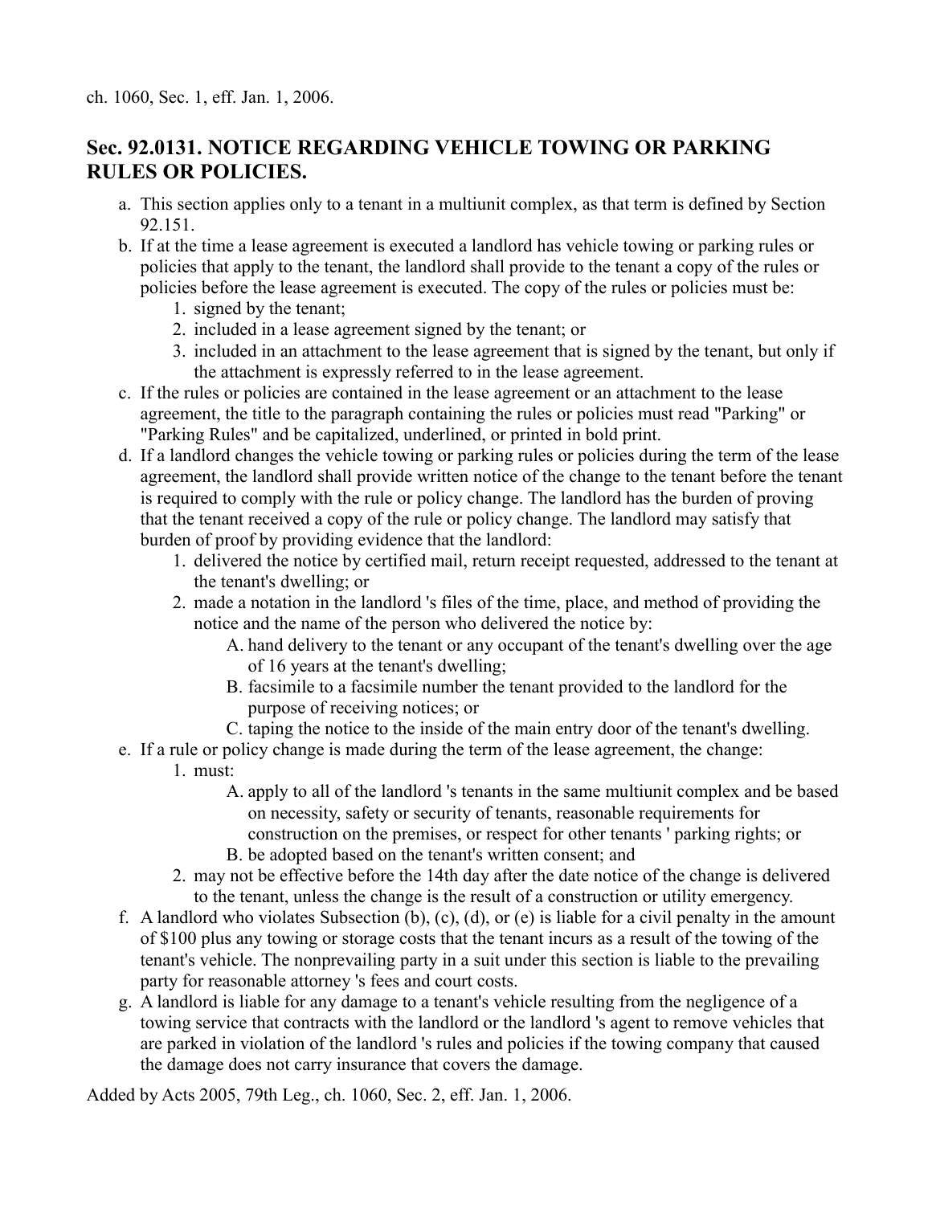ch. 1060, Sec. 1, eff. Jan. 1, 2006.

## Sec. 92.0131. NOTICE REGARDING VEHICLE TOWING OR PARKING RULES OR POLICIES.

a. This section applies only to a tenant in a multiunit complex, as that term is defined by Section 92.151.
b. If at the time a lease agreement is executed a landlord has vehicle towing or parking rules or policies that apply to the tenant, the landlord shall provide to the tenant a copy of the rules or policies before the lease agreement is executed. The copy of the rules or policies must be:
    1. signed by the tenant;
    2. included in a lease agreement signed by the tenant; or
    3. included in an attachment to the lease agreement that is signed by the tenant, but only if the attachment is expressly referred to in the lease agreement.
c. If the rules or policies are contained in the lease agreement or an attachment to the lease agreement, the title to the paragraph containing the rules or policies must read "Parking" or "Parking Rules" and be capitalized, underlined, or printed in bold print.
d. If a landlord changes the vehicle towing or parking rules or policies during the term of the lease agreement, the landlord shall provide written notice of the change to the tenant before the tenant is required to comply with the rule or policy change. The landlord has the burden of proving that the tenant received a copy of the rule or policy change. The landlord may satisfy that burden of proof by providing evidence that the landlord:
    1. delivered the notice by certified mail, return receipt requested, addressed to the tenant at the tenant's dwelling; or
    2. made a notation in the landlord 's files of the time, place, and method of providing the notice and the name of the person who delivered the notice by:
        A. hand delivery to the tenant or any occupant of the tenant's dwelling over the age of 16 years at the tenant's dwelling;
        B. facsimile to a facsimile number the tenant provided to the landlord for the purpose of receiving notices; or
        C. taping the notice to the inside of the main entry door of the tenant's dwelling.
e. If a rule or policy change is made during the term of the lease agreement, the change:
    1. must:
        A. apply to all of the landlord 's tenants in the same multiunit complex and be based on necessity, safety or security of tenants, reasonable requirements for construction on the premises, or respect for other tenants ' parking rights; or
        B. be adopted based on the tenant's written consent; and
    2. may not be effective before the 14th day after the date notice of the change is delivered to the tenant, unless the change is the result of a construction or utility emergency.
f. A landlord who violates Subsection (b), (c), (d), or (e) is liable for a civil penalty in the amount of $100 plus any towing or storage costs that the tenant incurs as a result of the towing of the tenant's vehicle. The nonprevailing party in a suit under this section is liable to the prevailing party for reasonable attorney 's fees and court costs.
g. A landlord is liable for any damage to a tenant's vehicle resulting from the negligence of a towing service that contracts with the landlord or the landlord 's agent to remove vehicles that are parked in violation of the landlord 's rules and policies if the towing company that caused the damage does not carry insurance that covers the damage.

Added by Acts 2005, 79th Leg., ch. 1060, Sec. 2, eff. Jan. 1, 2006.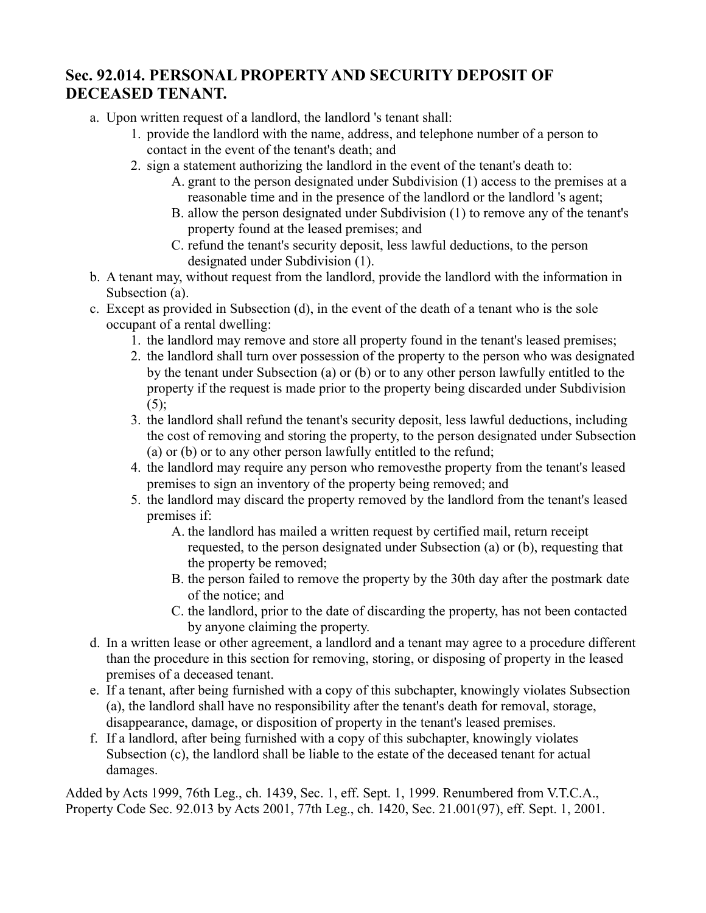## Sec. 92.014. PERSONAL PROPERTY AND SECURITY DEPOSIT OF DECEASED TENANT.

a. Upon written request of a landlord, the landlord 's tenant shall:
    1. provide the landlord with the name, address, and telephone number of a person to contact in the event of the tenant's death; and
    2. sign a statement authorizing the landlord in the event of the tenant's death to:
        A. grant to the person designated under Subdivision (1) access to the premises at a reasonable time and in the presence of the landlord or the landlord 's agent;
        B. allow the person designated under Subdivision (1) to remove any of the tenant's property found at the leased premises; and
        C. refund the tenant's security deposit, less lawful deductions, to the person designated under Subdivision (1).
b. A tenant may, without request from the landlord, provide the landlord with the information in Subsection (a).
c. Except as provided in Subsection (d), in the event of the death of a tenant who is the sole occupant of a rental dwelling:
    1. the landlord may remove and store all property found in the tenant's leased premises;
    2. the landlord shall turn over possession of the property to the person who was designated by the tenant under Subsection (a) or (b) or to any other person lawfully entitled to the property if the request is made prior to the property being discarded under Subdivision (5);
    3. the landlord shall refund the tenant's security deposit, less lawful deductions, including the cost of removing and storing the property, to the person designated under Subsection (a) or (b) or to any other person lawfully entitled to the refund;
    4. the landlord may require any person who removesthe property from the tenant's leased premises to sign an inventory of the property being removed; and
    5. the landlord may discard the property removed by the landlord from the tenant's leased premises if:
        A. the landlord has mailed a written request by certified mail, return receipt requested, to the person designated under Subsection (a) or (b), requesting that the property be removed;
        B. the person failed to remove the property by the 30th day after the postmark date of the notice; and
        C. the landlord, prior to the date of discarding the property, has not been contacted by anyone claiming the property.
d. In a written lease or other agreement, a landlord and a tenant may agree to a procedure different than the procedure in this section for removing, storing, or disposing of property in the leased premises of a deceased tenant.
e. If a tenant, after being furnished with a copy of this subchapter, knowingly violates Subsection (a), the landlord shall have no responsibility after the tenant's death for removal, storage, disappearance, damage, or disposition of property in the tenant's leased premises.
f. If a landlord, after being furnished with a copy of this subchapter, knowingly violates Subsection (c), the landlord shall be liable to the estate of the deceased tenant for actual damages.

Added by Acts 1999, 76th Leg., ch. 1439, Sec. 1, eff. Sept. 1, 1999. Renumbered from V.T.C.A., Property Code Sec. 92.013 by Acts 2001, 77th Leg., ch. 1420, Sec. 21.001(97), eff. Sept. 1, 2001.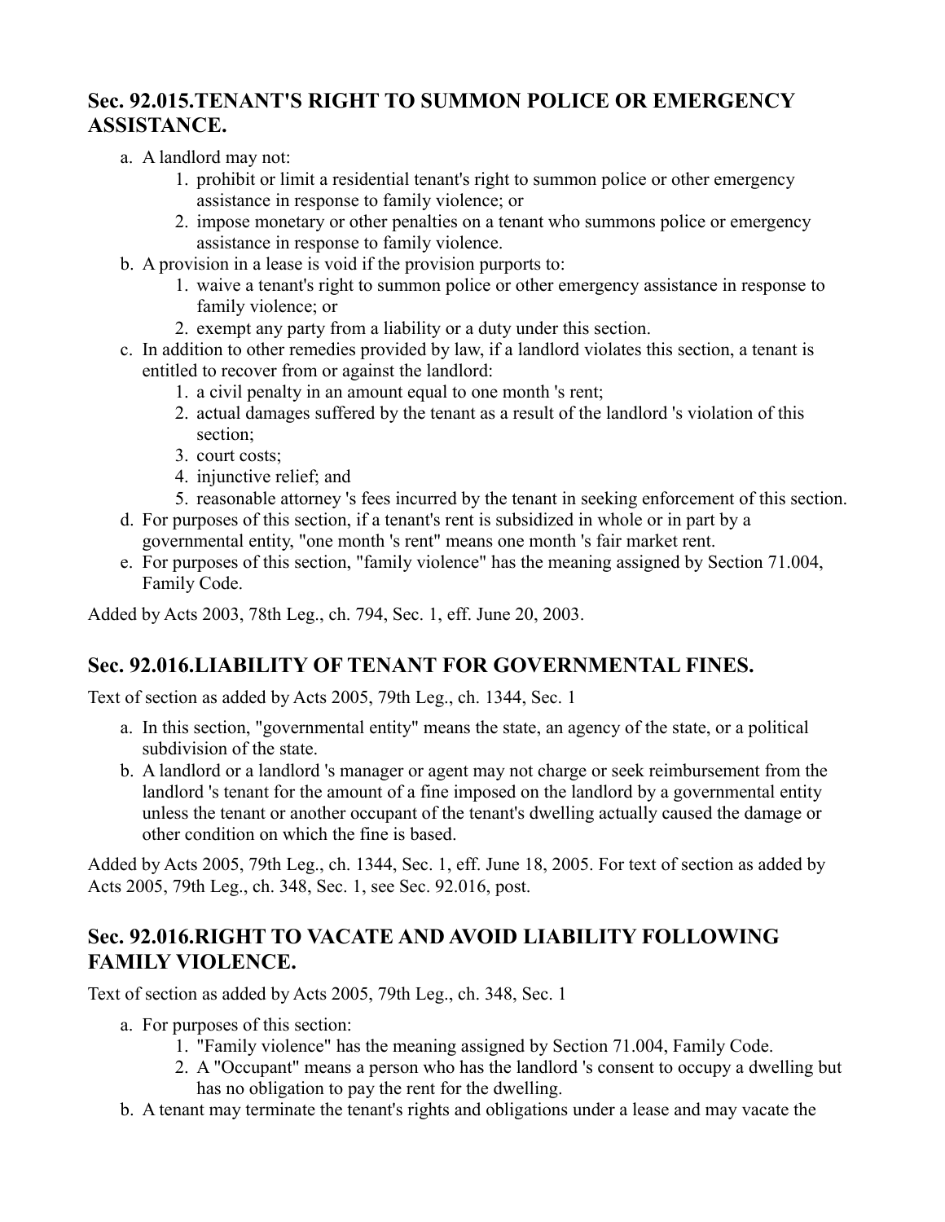## Sec. 92.015.TENANT'S RIGHT TO SUMMON POLICE OR EMERGENCY ASSISTANCE.

a. A landlord may not:
    1. prohibit or limit a residential tenant's right to summon police or other emergency assistance in response to family violence; or
    2. impose monetary or other penalties on a tenant who summons police or emergency assistance in response to family violence.
b. A provision in a lease is void if the provision purports to:
    1. waive a tenant's right to summon police or other emergency assistance in response to family violence; or
    2. exempt any party from a liability or a duty under this section.
c. In addition to other remedies provided by law, if a landlord violates this section, a tenant is entitled to recover from or against the landlord:
    1. a civil penalty in an amount equal to one month 's rent;
    2. actual damages suffered by the tenant as a result of the landlord 's violation of this section;
    3. court costs;
    4. injunctive relief; and
    5. reasonable attorney 's fees incurred by the tenant in seeking enforcement of this section.
d. For purposes of this section, if a tenant's rent is subsidized in whole or in part by a governmental entity, "one month 's rent" means one month 's fair market rent.
e. For purposes of this section, "family violence" has the meaning assigned by Section 71.004, Family Code.

Added by Acts 2003, 78th Leg., ch. 794, Sec. 1, eff. June 20, 2003.

## Sec. 92.016.LIABILITY OF TENANT FOR GOVERNMENTAL FINES.

Text of section as added by Acts 2005, 79th Leg., ch. 1344, Sec. 1

a. In this section, "governmental entity" means the state, an agency of the state, or a political subdivision of the state.
b. A landlord or a landlord 's manager or agent may not charge or seek reimbursement from the landlord 's tenant for the amount of a fine imposed on the landlord by a governmental entity unless the tenant or another occupant of the tenant's dwelling actually caused the damage or other condition on which the fine is based.

Added by Acts 2005, 79th Leg., ch. 1344, Sec. 1, eff. June 18, 2005. For text of section as added by Acts 2005, 79th Leg., ch. 348, Sec. 1, see Sec. 92.016, post.

## Sec. 92.016.RIGHT TO VACATE AND AVOID LIABILITY FOLLOWING FAMILY VIOLENCE.

Text of section as added by Acts 2005, 79th Leg., ch. 348, Sec. 1

a. For purposes of this section:
    1. "Family violence" has the meaning assigned by Section 71.004, Family Code.
    2. A "Occupant" means a person who has the landlord 's consent to occupy a dwelling but has no obligation to pay the rent for the dwelling.
b. A tenant may terminate the tenant's rights and obligations under a lease and may vacate the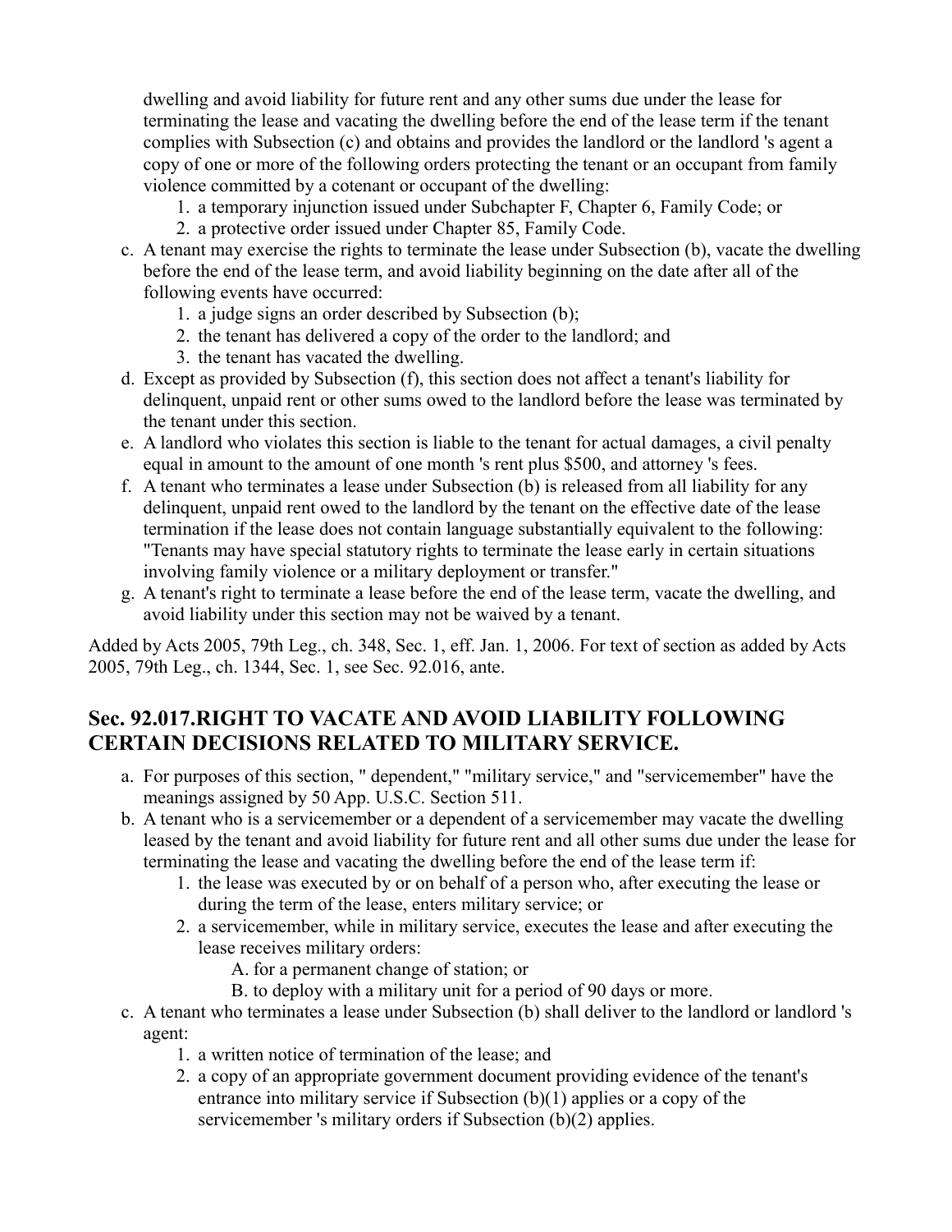dwelling and avoid liability for future rent and any other sums due under the lease for terminating the lease and vacating the dwelling before the end of the lease term if the tenant complies with Subsection (c) and obtains and provides the landlord or the landlord 's agent a copy of one or more of the following orders protecting the tenant or an occupant from family violence committed by a cotenant or occupant of the dwelling:

1. a temporary injunction issued under Subchapter F, Chapter 6, Family Code; or
2. a protective order issued under Chapter 85, Family Code.

c. A tenant may exercise the rights to terminate the lease under Subsection (b), vacate the dwelling before the end of the lease term, and avoid liability beginning on the date after all of the following events have occurred:
   1. a judge signs an order described by Subsection (b);
   2. the tenant has delivered a copy of the order to the landlord; and
   3. the tenant has vacated the dwelling.
d. Except as provided by Subsection (f), this section does not affect a tenant's liability for delinquent, unpaid rent or other sums owed to the landlord before the lease was terminated by the tenant under this section.
e. A landlord who violates this section is liable to the tenant for actual damages, a civil penalty equal in amount to the amount of one month 's rent plus $500, and attorney 's fees.
f. A tenant who terminates a lease under Subsection (b) is released from all liability for any delinquent, unpaid rent owed to the landlord by the tenant on the effective date of the lease termination if the lease does not contain language substantially equivalent to the following: "Tenants may have special statutory rights to terminate the lease early in certain situations involving family violence or a military deployment or transfer."
g. A tenant's right to terminate a lease before the end of the lease term, vacate the dwelling, and avoid liability under this section may not be waived by a tenant.

Added by Acts 2005, 79th Leg., ch. 348, Sec. 1, eff. Jan. 1, 2006. For text of section as added by Acts 2005, 79th Leg., ch. 1344, Sec. 1, see Sec. 92.016, ante.

## Sec. 92.017.RIGHT TO VACATE AND AVOID LIABILITY FOLLOWING CERTAIN DECISIONS RELATED TO MILITARY SERVICE.

a. For purposes of this section, " dependent," "military service," and "servicemember" have the meanings assigned by 50 App. U.S.C. Section 511.
b. A tenant who is a servicemember or a dependent of a servicemember may vacate the dwelling leased by the tenant and avoid liability for future rent and all other sums due under the lease for terminating the lease and vacating the dwelling before the end of the lease term if:
   1. the lease was executed by or on behalf of a person who, after executing the lease or during the term of the lease, enters military service; or
   2. a servicemember, while in military service, executes the lease and after executing the lease receives military orders:
      A. for a permanent change of station; or
      B. to deploy with a military unit for a period of 90 days or more.
c. A tenant who terminates a lease under Subsection (b) shall deliver to the landlord or landlord 's agent:
   1. a written notice of termination of the lease; and
   2. a copy of an appropriate government document providing evidence of the tenant's entrance into military service if Subsection (b)(1) applies or a copy of the servicemember 's military orders if Subsection (b)(2) applies.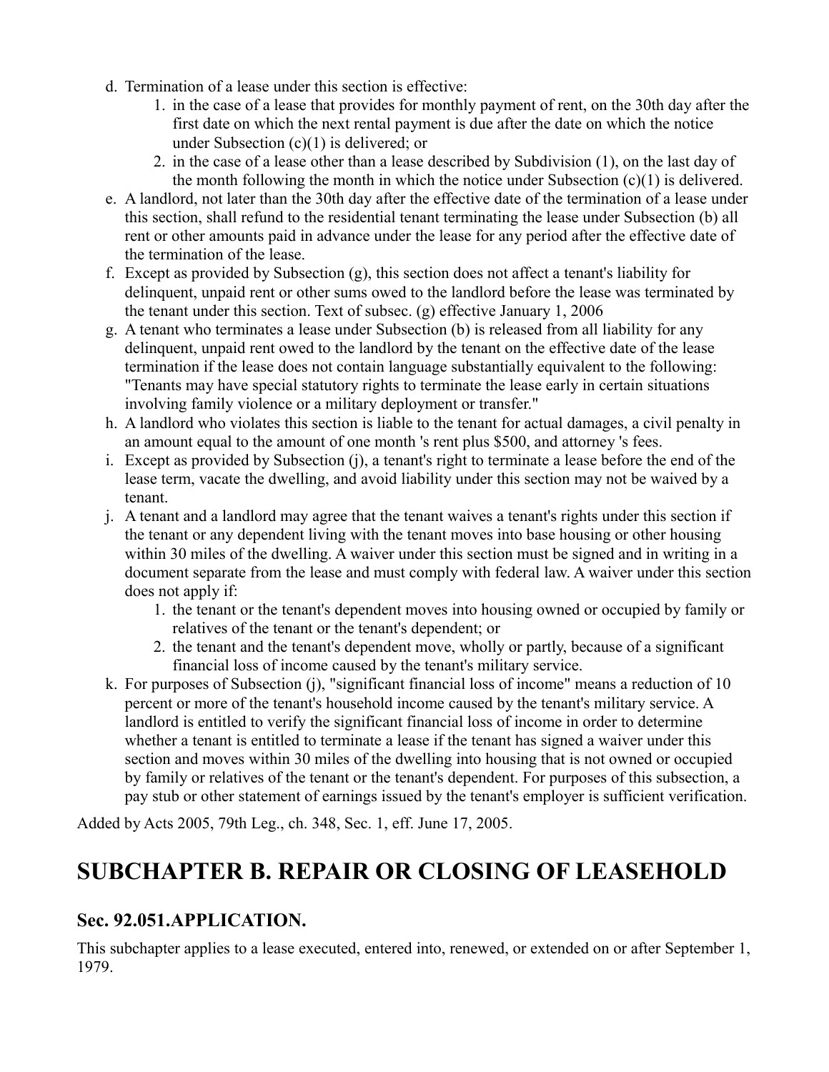d. Termination of a lease under this section is effective:
    1. in the case of a lease that provides for monthly payment of rent, on the 30th day after the first date on which the next rental payment is due after the date on which the notice under Subsection (c)(1) is delivered; or
    2. in the case of a lease other than a lease described by Subdivision (1), on the last day of the month following the month in which the notice under Subsection (c)(1) is delivered.
e. A landlord, not later than the 30th day after the effective date of the termination of a lease under this section, shall refund to the residential tenant terminating the lease under Subsection (b) all rent or other amounts paid in advance under the lease for any period after the effective date of the termination of the lease.
f. Except as provided by Subsection (g), this section does not affect a tenant's liability for delinquent, unpaid rent or other sums owed to the landlord before the lease was terminated by the tenant under this section. Text of subsec. (g) effective January 1, 2006
g. A tenant who terminates a lease under Subsection (b) is released from all liability for any delinquent, unpaid rent owed to the landlord by the tenant on the effective date of the lease termination if the lease does not contain language substantially equivalent to the following: "Tenants may have special statutory rights to terminate the lease early in certain situations involving family violence or a military deployment or transfer."
h. A landlord who violates this section is liable to the tenant for actual damages, a civil penalty in an amount equal to the amount of one month 's rent plus $500, and attorney 's fees.
i. Except as provided by Subsection (j), a tenant's right to terminate a lease before the end of the lease term, vacate the dwelling, and avoid liability under this section may not be waived by a tenant.
j. A tenant and a landlord may agree that the tenant waives a tenant's rights under this section if the tenant or any dependent living with the tenant moves into base housing or other housing within 30 miles of the dwelling. A waiver under this section must be signed and in writing in a document separate from the lease and must comply with federal law. A waiver under this section does not apply if:
    1. the tenant or the tenant's dependent moves into housing owned or occupied by family or relatives of the tenant or the tenant's dependent; or
    2. the tenant and the tenant's dependent move, wholly or partly, because of a significant financial loss of income caused by the tenant's military service.
k. For purposes of Subsection (j), "significant financial loss of income" means a reduction of 10 percent or more of the tenant's household income caused by the tenant's military service. A landlord is entitled to verify the significant financial loss of income in order to determine whether a tenant is entitled to terminate a lease if the tenant has signed a waiver under this section and moves within 30 miles of the dwelling into housing that is not owned or occupied by family or relatives of the tenant or the tenant's dependent. For purposes of this subsection, a pay stub or other statement of earnings issued by the tenant's employer is sufficient verification.

Added by Acts 2005, 79th Leg., ch. 348, Sec. 1, eff. June 17, 2005.

## SUBCHAPTER B. REPAIR OR CLOSING OF LEASEHOLD

### Sec. 92.051.APPLICATION.

This subchapter applies to a lease executed, entered into, renewed, or extended on or after September 1, 1979.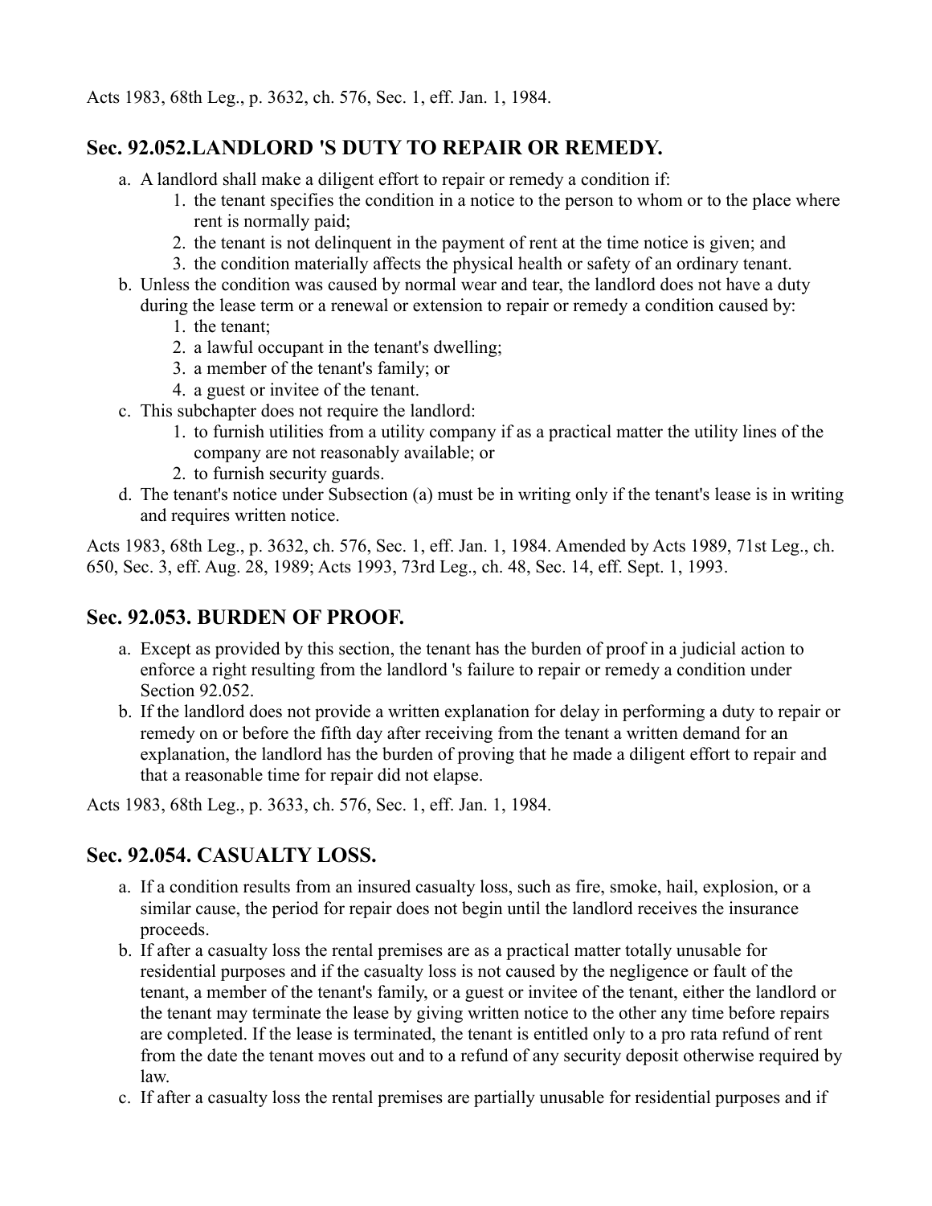Acts 1983, 68th Leg., p. 3632, ch. 576, Sec. 1, eff. Jan. 1, 1984.

## Sec. 92.052.LANDLORD 'S DUTY TO REPAIR OR REMEDY.

a. A landlord shall make a diligent effort to repair or remedy a condition if:
    1. the tenant specifies the condition in a notice to the person to whom or to the place where rent is normally paid;
    2. the tenant is not delinquent in the payment of rent at the time notice is given; and
    3. the condition materially affects the physical health or safety of an ordinary tenant.
b. Unless the condition was caused by normal wear and tear, the landlord does not have a duty during the lease term or a renewal or extension to repair or remedy a condition caused by:
    1. the tenant;
    2. a lawful occupant in the tenant's dwelling;
    3. a member of the tenant's family; or
    4. a guest or invitee of the tenant.
c. This subchapter does not require the landlord:
    1. to furnish utilities from a utility company if as a practical matter the utility lines of the company are not reasonably available; or
    2. to furnish security guards.
d. The tenant's notice under Subsection (a) must be in writing only if the tenant's lease is in writing and requires written notice.

Acts 1983, 68th Leg., p. 3632, ch. 576, Sec. 1, eff. Jan. 1, 1984. Amended by Acts 1989, 71st Leg., ch. 650, Sec. 3, eff. Aug. 28, 1989; Acts 1993, 73rd Leg., ch. 48, Sec. 14, eff. Sept. 1, 1993.

## Sec. 92.053. BURDEN OF PROOF.

a. Except as provided by this section, the tenant has the burden of proof in a judicial action to enforce a right resulting from the landlord 's failure to repair or remedy a condition under Section 92.052.
b. If the landlord does not provide a written explanation for delay in performing a duty to repair or remedy on or before the fifth day after receiving from the tenant a written demand for an explanation, the landlord has the burden of proving that he made a diligent effort to repair and that a reasonable time for repair did not elapse.

Acts 1983, 68th Leg., p. 3633, ch. 576, Sec. 1, eff. Jan. 1, 1984.

## Sec. 92.054. CASUALTY LOSS.

a. If a condition results from an insured casualty loss, such as fire, smoke, hail, explosion, or a similar cause, the period for repair does not begin until the landlord receives the insurance proceeds.
b. If after a casualty loss the rental premises are as a practical matter totally unusable for residential purposes and if the casualty loss is not caused by the negligence or fault of the tenant, a member of the tenant's family, or a guest or invitee of the tenant, either the landlord or the tenant may terminate the lease by giving written notice to the other any time before repairs are completed. If the lease is terminated, the tenant is entitled only to a pro rata refund of rent from the date the tenant moves out and to a refund of any security deposit otherwise required by law.
c. If after a casualty loss the rental premises are partially unusable for residential purposes and if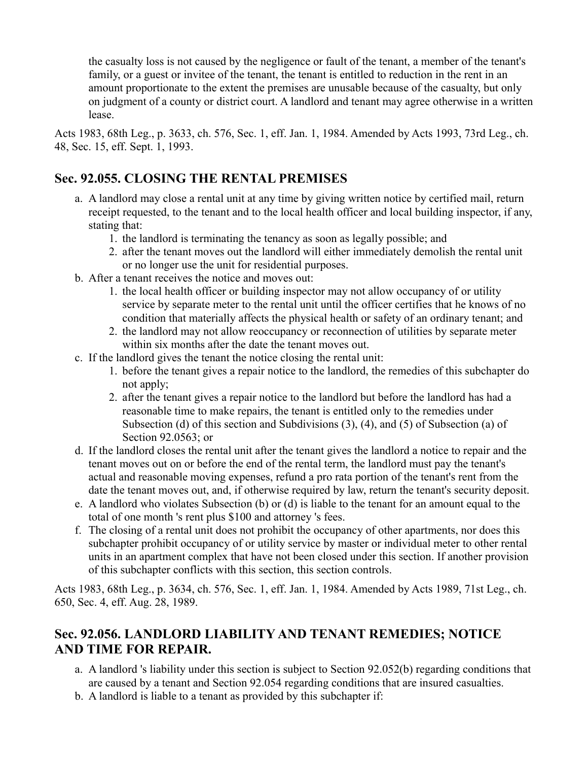the casualty loss is not caused by the negligence or fault of the tenant, a member of the tenant's family, or a guest or invitee of the tenant, the tenant is entitled to reduction in the rent in an amount proportionate to the extent the premises are unusable because of the casualty, but only on judgment of a county or district court. A landlord and tenant may agree otherwise in a written lease.

Acts 1983, 68th Leg., p. 3633, ch. 576, Sec. 1, eff. Jan. 1, 1984. Amended by Acts 1993, 73rd Leg., ch. 48, Sec. 15, eff. Sept. 1, 1993.

## Sec. 92.055. CLOSING THE RENTAL PREMISES

a. A landlord may close a rental unit at any time by giving written notice by certified mail, return receipt requested, to the tenant and to the local health officer and local building inspector, if any, stating that:
    1. the landlord is terminating the tenancy as soon as legally possible; and
    2. after the tenant moves out the landlord will either immediately demolish the rental unit or no longer use the unit for residential purposes.
b. After a tenant receives the notice and moves out:
    1. the local health officer or building inspector may not allow occupancy of or utility service by separate meter to the rental unit until the officer certifies that he knows of no condition that materially affects the physical health or safety of an ordinary tenant; and
    2. the landlord may not allow reoccupancy or reconnection of utilities by separate meter within six months after the date the tenant moves out.
c. If the landlord gives the tenant the notice closing the rental unit:
    1. before the tenant gives a repair notice to the landlord, the remedies of this subchapter do not apply;
    2. after the tenant gives a repair notice to the landlord but before the landlord has had a reasonable time to make repairs, the tenant is entitled only to the remedies under Subsection (d) of this section and Subdivisions (3), (4), and (5) of Subsection (a) of Section 92.0563; or
d. If the landlord closes the rental unit after the tenant gives the landlord a notice to repair and the tenant moves out on or before the end of the rental term, the landlord must pay the tenant's actual and reasonable moving expenses, refund a pro rata portion of the tenant's rent from the date the tenant moves out, and, if otherwise required by law, return the tenant's security deposit.
e. A landlord who violates Subsection (b) or (d) is liable to the tenant for an amount equal to the total of one month 's rent plus $100 and attorney 's fees.
f. The closing of a rental unit does not prohibit the occupancy of other apartments, nor does this subchapter prohibit occupancy of or utility service by master or individual meter to other rental units in an apartment complex that have not been closed under this section. If another provision of this subchapter conflicts with this section, this section controls.

Acts 1983, 68th Leg., p. 3634, ch. 576, Sec. 1, eff. Jan. 1, 1984. Amended by Acts 1989, 71st Leg., ch. 650, Sec. 4, eff. Aug. 28, 1989.

## Sec. 92.056. LANDLORD LIABILITY AND TENANT REMEDIES; NOTICE AND TIME FOR REPAIR.

a. A landlord 's liability under this section is subject to Section 92.052(b) regarding conditions that are caused by a tenant and Section 92.054 regarding conditions that are insured casualties.
b. A landlord is liable to a tenant as provided by this subchapter if: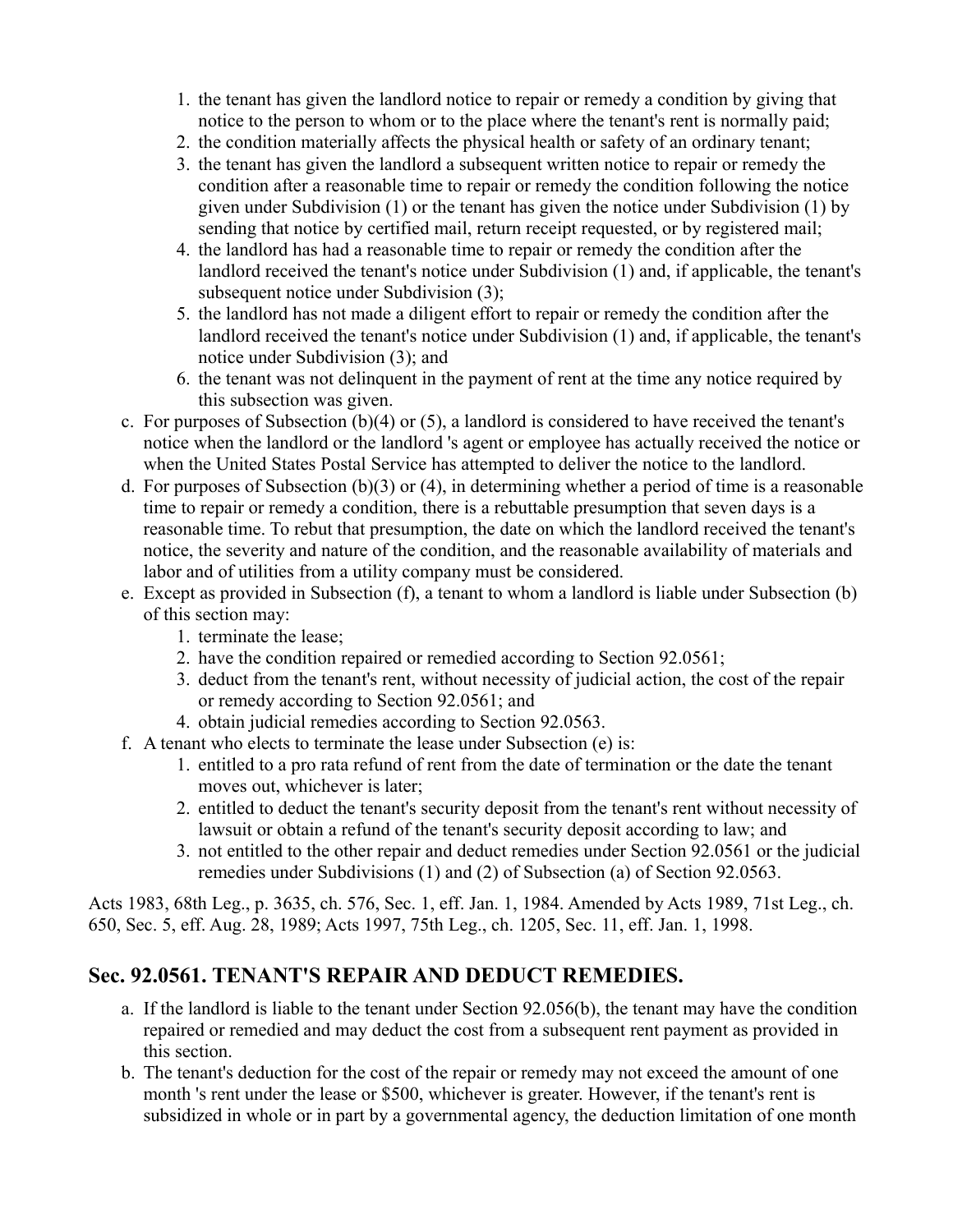1. the tenant has given the landlord notice to repair or remedy a condition by giving that notice to the person to whom or to the place where the tenant's rent is normally paid;
2. the condition materially affects the physical health or safety of an ordinary tenant;
3. the tenant has given the landlord a subsequent written notice to repair or remedy the condition after a reasonable time to repair or remedy the condition following the notice given under Subdivision (1) or the tenant has given the notice under Subdivision (1) by sending that notice by certified mail, return receipt requested, or by registered mail;
4. the landlord has had a reasonable time to repair or remedy the condition after the landlord received the tenant's notice under Subdivision (1) and, if applicable, the tenant's subsequent notice under Subdivision (3);
5. the landlord has not made a diligent effort to repair or remedy the condition after the landlord received the tenant's notice under Subdivision (1) and, if applicable, the tenant's notice under Subdivision (3); and
6. the tenant was not delinquent in the payment of rent at the time any notice required by this subsection was given.

c. For purposes of Subsection (b)(4) or (5), a landlord is considered to have received the tenant's notice when the landlord or the landlord 's agent or employee has actually received the notice or when the United States Postal Service has attempted to deliver the notice to the landlord.

d. For purposes of Subsection (b)(3) or (4), in determining whether a period of time is a reasonable time to repair or remedy a condition, there is a rebuttable presumption that seven days is a reasonable time. To rebut that presumption, the date on which the landlord received the tenant's notice, the severity and nature of the condition, and the reasonable availability of materials and labor and of utilities from a utility company must be considered.

e. Except as provided in Subsection (f), a tenant to whom a landlord is liable under Subsection (b) of this section may:
   1. terminate the lease;
   2. have the condition repaired or remedied according to Section 92.0561;
   3. deduct from the tenant's rent, without necessity of judicial action, the cost of the repair or remedy according to Section 92.0561; and
   4. obtain judicial remedies according to Section 92.0563.

f. A tenant who elects to terminate the lease under Subsection (e) is:
   1. entitled to a pro rata refund of rent from the date of termination or the date the tenant moves out, whichever is later;
   2. entitled to deduct the tenant's security deposit from the tenant's rent without necessity of lawsuit or obtain a refund of the tenant's security deposit according to law; and
   3. not entitled to the other repair and deduct remedies under Section 92.0561 or the judicial remedies under Subdivisions (1) and (2) of Subsection (a) of Section 92.0563.

Acts 1983, 68th Leg., p. 3635, ch. 576, Sec. 1, eff. Jan. 1, 1984. Amended by Acts 1989, 71st Leg., ch. 650, Sec. 5, eff. Aug. 28, 1989; Acts 1997, 75th Leg., ch. 1205, Sec. 11, eff. Jan. 1, 1998.

## Sec. 92.0561. TENANT'S REPAIR AND DEDUCT REMEDIES.

a. If the landlord is liable to the tenant under Section 92.056(b), the tenant may have the condition repaired or remedied and may deduct the cost from a subsequent rent payment as provided in this section.

b. The tenant's deduction for the cost of the repair or remedy may not exceed the amount of one month 's rent under the lease or $500, whichever is greater. However, if the tenant's rent is subsidized in whole or in part by a governmental agency, the deduction limitation of one month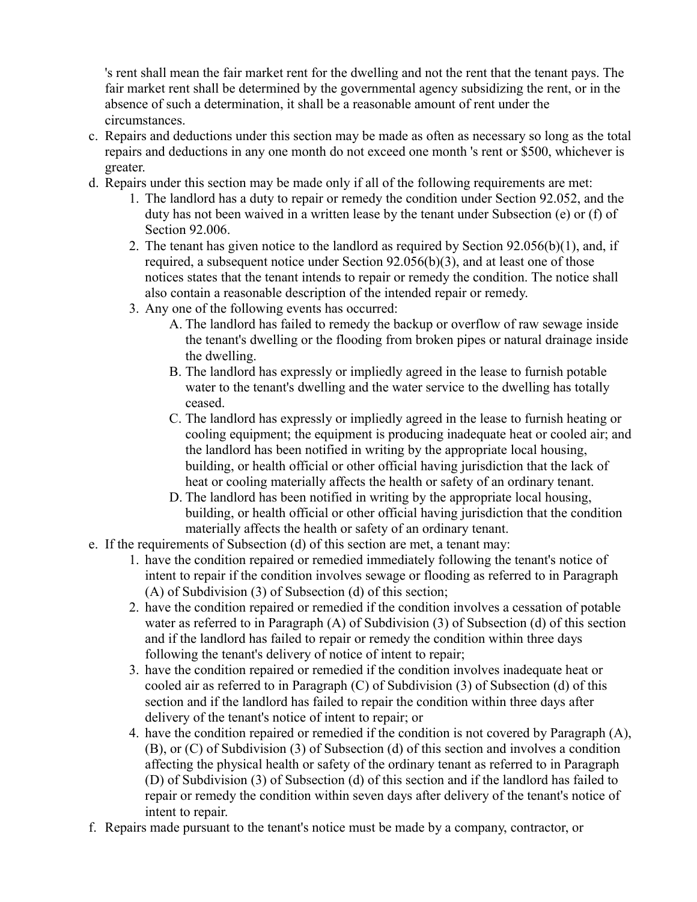's rent shall mean the fair market rent for the dwelling and not the rent that the tenant pays. The fair market rent shall be determined by the governmental agency subsidizing the rent, or in the absence of such a determination, it shall be a reasonable amount of rent under the circumstances.

c. Repairs and deductions under this section may be made as often as necessary so long as the total repairs and deductions in any one month do not exceed one month 's rent or $500, whichever is greater.
d. Repairs under this section may be made only if all of the following requirements are met:
    1. The landlord has a duty to repair or remedy the condition under Section 92.052, and the duty has not been waived in a written lease by the tenant under Subsection (e) or (f) of Section 92.006.
    2. The tenant has given notice to the landlord as required by Section 92.056(b)(1), and, if required, a subsequent notice under Section 92.056(b)(3), and at least one of those notices states that the tenant intends to repair or remedy the condition. The notice shall also contain a reasonable description of the intended repair or remedy.
    3. Any one of the following events has occurred:
        A. The landlord has failed to remedy the backup or overflow of raw sewage inside the tenant's dwelling or the flooding from broken pipes or natural drainage inside the dwelling.
        B. The landlord has expressly or impliedly agreed in the lease to furnish potable water to the tenant's dwelling and the water service to the dwelling has totally ceased.
        C. The landlord has expressly or impliedly agreed in the lease to furnish heating or cooling equipment; the equipment is producing inadequate heat or cooled air; and the landlord has been notified in writing by the appropriate local housing, building, or health official or other official having jurisdiction that the lack of heat or cooling materially affects the health or safety of an ordinary tenant.
        D. The landlord has been notified in writing by the appropriate local housing, building, or health official or other official having jurisdiction that the condition materially affects the health or safety of an ordinary tenant.
e. If the requirements of Subsection (d) of this section are met, a tenant may:
    1. have the condition repaired or remedied immediately following the tenant's notice of intent to repair if the condition involves sewage or flooding as referred to in Paragraph (A) of Subdivision (3) of Subsection (d) of this section;
    2. have the condition repaired or remedied if the condition involves a cessation of potable water as referred to in Paragraph (A) of Subdivision (3) of Subsection (d) of this section and if the landlord has failed to repair or remedy the condition within three days following the tenant's delivery of notice of intent to repair;
    3. have the condition repaired or remedied if the condition involves inadequate heat or cooled air as referred to in Paragraph (C) of Subdivision (3) of Subsection (d) of this section and if the landlord has failed to repair the condition within three days after delivery of the tenant's notice of intent to repair; or
    4. have the condition repaired or remedied if the condition is not covered by Paragraph (A), (B), or (C) of Subdivision (3) of Subsection (d) of this section and involves a condition affecting the physical health or safety of the ordinary tenant as referred to in Paragraph (D) of Subdivision (3) of Subsection (d) of this section and if the landlord has failed to repair or remedy the condition within seven days after delivery of the tenant's notice of intent to repair.
f. Repairs made pursuant to the tenant's notice must be made by a company, contractor, or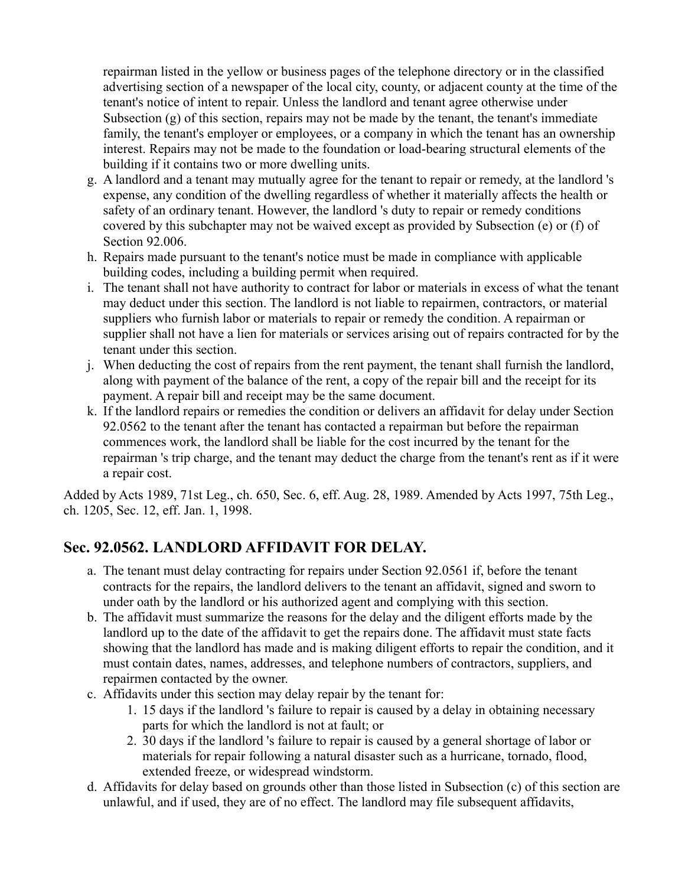repairman listed in the yellow or business pages of the telephone directory or in the classified advertising section of a newspaper of the local city, county, or adjacent county at the time of the tenant's notice of intent to repair. Unless the landlord and tenant agree otherwise under Subsection (g) of this section, repairs may not be made by the tenant, the tenant's immediate family, the tenant's employer or employees, or a company in which the tenant has an ownership interest. Repairs may not be made to the foundation or load-bearing structural elements of the building if it contains two or more dwelling units.

g. A landlord and a tenant may mutually agree for the tenant to repair or remedy, at the landlord 's expense, any condition of the dwelling regardless of whether it materially affects the health or safety of an ordinary tenant. However, the landlord 's duty to repair or remedy conditions covered by this subchapter may not be waived except as provided by Subsection (e) or (f) of Section 92.006.
h. Repairs made pursuant to the tenant's notice must be made in compliance with applicable building codes, including a building permit when required.
i. The tenant shall not have authority to contract for labor or materials in excess of what the tenant may deduct under this section. The landlord is not liable to repairmen, contractors, or material suppliers who furnish labor or materials to repair or remedy the condition. A repairman or supplier shall not have a lien for materials or services arising out of repairs contracted for by the tenant under this section.
j. When deducting the cost of repairs from the rent payment, the tenant shall furnish the landlord, along with payment of the balance of the rent, a copy of the repair bill and the receipt for its payment. A repair bill and receipt may be the same document.
k. If the landlord repairs or remedies the condition or delivers an affidavit for delay under Section 92.0562 to the tenant after the tenant has contacted a repairman but before the repairman commences work, the landlord shall be liable for the cost incurred by the tenant for the repairman 's trip charge, and the tenant may deduct the charge from the tenant's rent as if it were a repair cost.

Added by Acts 1989, 71st Leg., ch. 650, Sec. 6, eff. Aug. 28, 1989. Amended by Acts 1997, 75th Leg., ch. 1205, Sec. 12, eff. Jan. 1, 1998.

## Sec. 92.0562. LANDLORD AFFIDAVIT FOR DELAY.

a. The tenant must delay contracting for repairs under Section 92.0561 if, before the tenant contracts for the repairs, the landlord delivers to the tenant an affidavit, signed and sworn to under oath by the landlord or his authorized agent and complying with this section.
b. The affidavit must summarize the reasons for the delay and the diligent efforts made by the landlord up to the date of the affidavit to get the repairs done. The affidavit must state facts showing that the landlord has made and is making diligent efforts to repair the condition, and it must contain dates, names, addresses, and telephone numbers of contractors, suppliers, and repairmen contacted by the owner.
c. Affidavits under this section may delay repair by the tenant for:
   1. 15 days if the landlord 's failure to repair is caused by a delay in obtaining necessary parts for which the landlord is not at fault; or
   2. 30 days if the landlord 's failure to repair is caused by a general shortage of labor or materials for repair following a natural disaster such as a hurricane, tornado, flood, extended freeze, or widespread windstorm.
d. Affidavits for delay based on grounds other than those listed in Subsection (c) of this section are unlawful, and if used, they are of no effect. The landlord may file subsequent affidavits,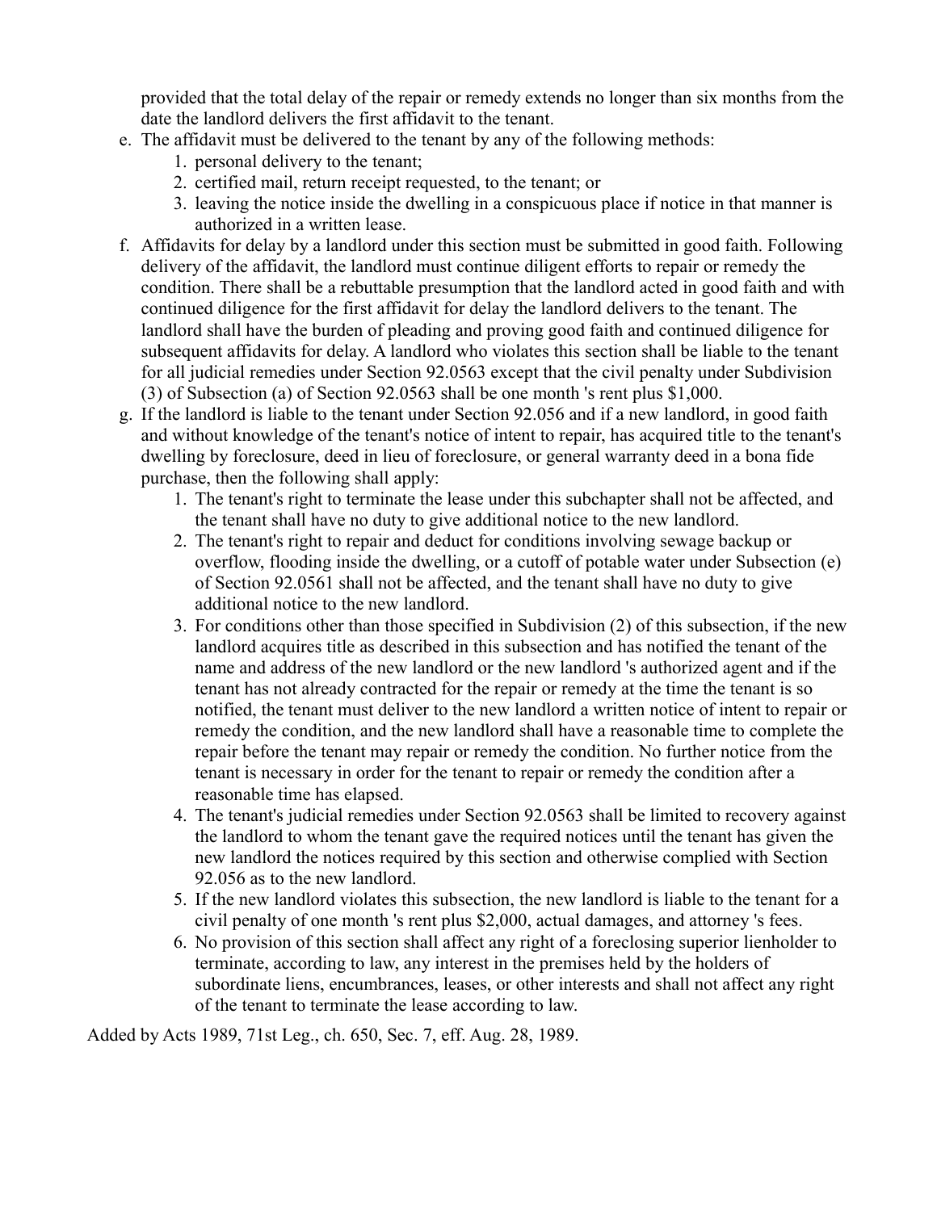provided that the total delay of the repair or remedy extends no longer than six months from the date the landlord delivers the first affidavit to the tenant.

e. The affidavit must be delivered to the tenant by any of the following methods:
   1. personal delivery to the tenant;
   2. certified mail, return receipt requested, to the tenant; or
   3. leaving the notice inside the dwelling in a conspicuous place if notice in that manner is authorized in a written lease.
f. Affidavits for delay by a landlord under this section must be submitted in good faith. Following delivery of the affidavit, the landlord must continue diligent efforts to repair or remedy the condition. There shall be a rebuttable presumption that the landlord acted in good faith and with continued diligence for the first affidavit for delay the landlord delivers to the tenant. The landlord shall have the burden of pleading and proving good faith and continued diligence for subsequent affidavits for delay. A landlord who violates this section shall be liable to the tenant for all judicial remedies under Section 92.0563 except that the civil penalty under Subdivision (3) of Subsection (a) of Section 92.0563 shall be one month 's rent plus $1,000.
g. If the landlord is liable to the tenant under Section 92.056 and if a new landlord, in good faith and without knowledge of the tenant's notice of intent to repair, has acquired title to the tenant's dwelling by foreclosure, deed in lieu of foreclosure, or general warranty deed in a bona fide purchase, then the following shall apply:
   1. The tenant's right to terminate the lease under this subchapter shall not be affected, and the tenant shall have no duty to give additional notice to the new landlord.
   2. The tenant's right to repair and deduct for conditions involving sewage backup or overflow, flooding inside the dwelling, or a cutoff of potable water under Subsection (e) of Section 92.0561 shall not be affected, and the tenant shall have no duty to give additional notice to the new landlord.
   3. For conditions other than those specified in Subdivision (2) of this subsection, if the new landlord acquires title as described in this subsection and has notified the tenant of the name and address of the new landlord or the new landlord 's authorized agent and if the tenant has not already contracted for the repair or remedy at the time the tenant is so notified, the tenant must deliver to the new landlord a written notice of intent to repair or remedy the condition, and the new landlord shall have a reasonable time to complete the repair before the tenant may repair or remedy the condition. No further notice from the tenant is necessary in order for the tenant to repair or remedy the condition after a reasonable time has elapsed.
   4. The tenant's judicial remedies under Section 92.0563 shall be limited to recovery against the landlord to whom the tenant gave the required notices until the tenant has given the new landlord the notices required by this section and otherwise complied with Section 92.056 as to the new landlord.
   5. If the new landlord violates this subsection, the new landlord is liable to the tenant for a civil penalty of one month 's rent plus $2,000, actual damages, and attorney 's fees.
   6. No provision of this section shall affect any right of a foreclosing superior lienholder to terminate, according to law, any interest in the premises held by the holders of subordinate liens, encumbrances, leases, or other interests and shall not affect any right of the tenant to terminate the lease according to law.

Added by Acts 1989, 71st Leg., ch. 650, Sec. 7, eff. Aug. 28, 1989.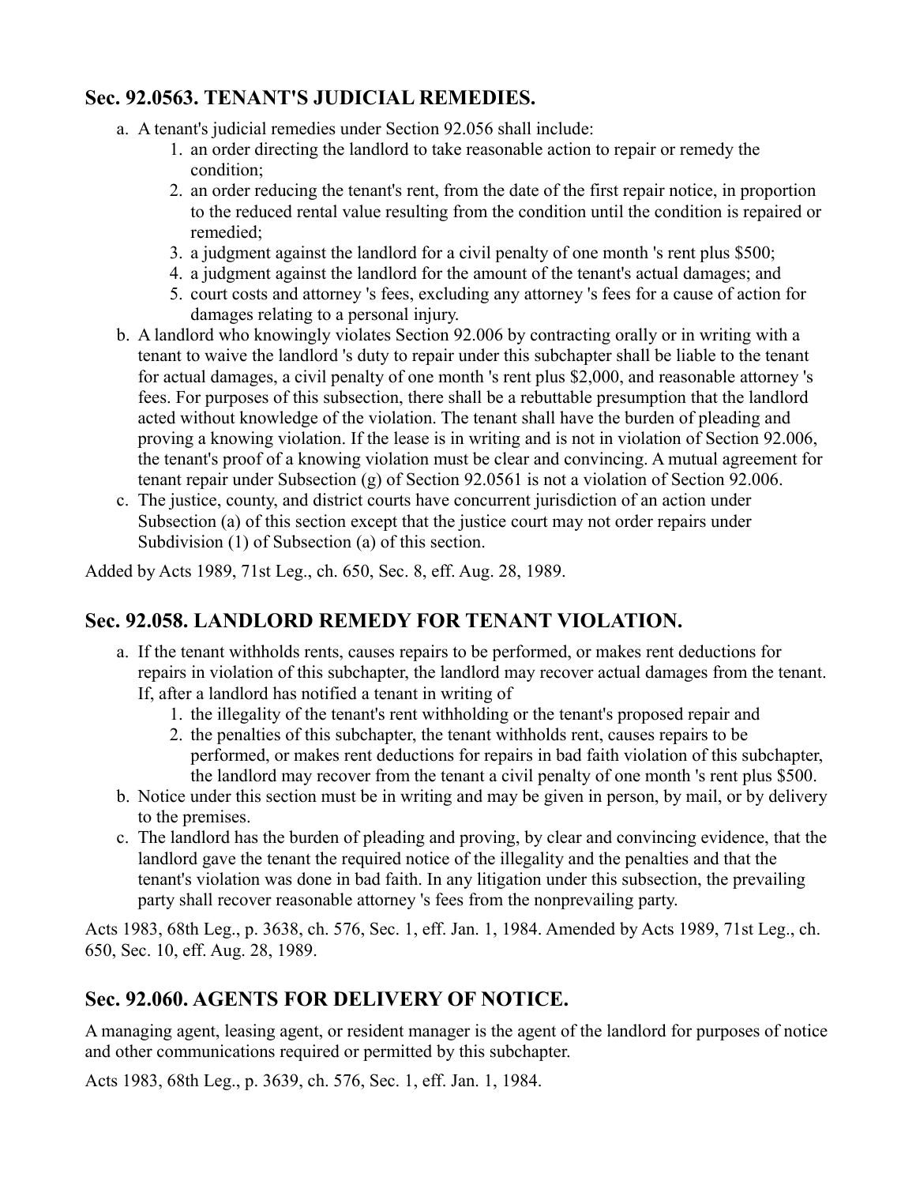## Sec. 92.0563. TENANT'S JUDICIAL REMEDIES.

a. A tenant's judicial remedies under Section 92.056 shall include:
   1. an order directing the landlord to take reasonable action to repair or remedy the condition;
   2. an order reducing the tenant's rent, from the date of the first repair notice, in proportion to the reduced rental value resulting from the condition until the condition is repaired or remedied;
   3. a judgment against the landlord for a civil penalty of one month 's rent plus $500;
   4. a judgment against the landlord for the amount of the tenant's actual damages; and
   5. court costs and attorney 's fees, excluding any attorney 's fees for a cause of action for damages relating to a personal injury.
b. A landlord who knowingly violates Section 92.006 by contracting orally or in writing with a tenant to waive the landlord 's duty to repair under this subchapter shall be liable to the tenant for actual damages, a civil penalty of one month 's rent plus $2,000, and reasonable attorney 's fees. For purposes of this subsection, there shall be a rebuttable presumption that the landlord acted without knowledge of the violation. The tenant shall have the burden of pleading and proving a knowing violation. If the lease is in writing and is not in violation of Section 92.006, the tenant's proof of a knowing violation must be clear and convincing. A mutual agreement for tenant repair under Subsection (g) of Section 92.0561 is not a violation of Section 92.006.
c. The justice, county, and district courts have concurrent jurisdiction of an action under Subsection (a) of this section except that the justice court may not order repairs under Subdivision (1) of Subsection (a) of this section.

Added by Acts 1989, 71st Leg., ch. 650, Sec. 8, eff. Aug. 28, 1989.

## Sec. 92.058. LANDLORD REMEDY FOR TENANT VIOLATION.

a. If the tenant withholds rents, causes repairs to be performed, or makes rent deductions for repairs in violation of this subchapter, the landlord may recover actual damages from the tenant. If, after a landlord has notified a tenant in writing of
   1. the illegality of the tenant's rent withholding or the tenant's proposed repair and
   2. the penalties of this subchapter, the tenant withholds rent, causes repairs to be performed, or makes rent deductions for repairs in bad faith violation of this subchapter, the landlord may recover from the tenant a civil penalty of one month 's rent plus $500.
b. Notice under this section must be in writing and may be given in person, by mail, or by delivery to the premises.
c. The landlord has the burden of pleading and proving, by clear and convincing evidence, that the landlord gave the tenant the required notice of the illegality and the penalties and that the tenant's violation was done in bad faith. In any litigation under this subsection, the prevailing party shall recover reasonable attorney 's fees from the nonprevailing party.

Acts 1983, 68th Leg., p. 3638, ch. 576, Sec. 1, eff. Jan. 1, 1984. Amended by Acts 1989, 71st Leg., ch. 650, Sec. 10, eff. Aug. 28, 1989.

## Sec. 92.060. AGENTS FOR DELIVERY OF NOTICE.

A managing agent, leasing agent, or resident manager is the agent of the landlord for purposes of notice and other communications required or permitted by this subchapter.

Acts 1983, 68th Leg., p. 3639, ch. 576, Sec. 1, eff. Jan. 1, 1984.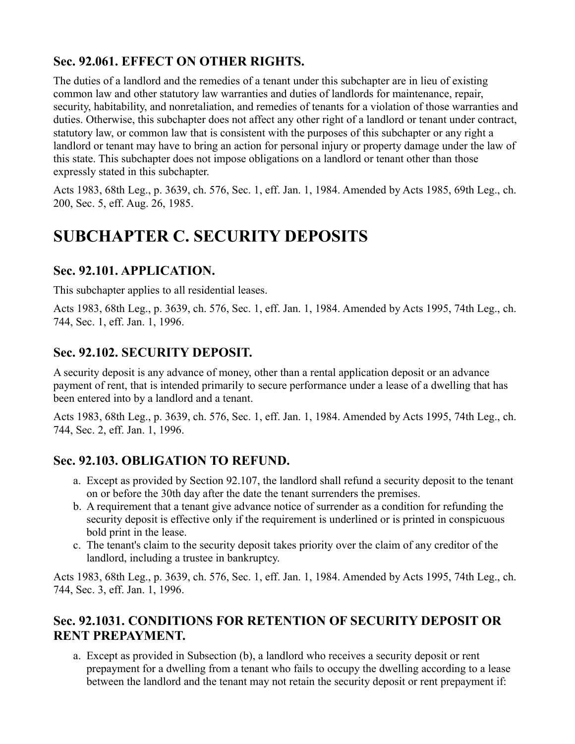### Sec. 92.061. EFFECT ON OTHER RIGHTS.

The duties of a landlord and the remedies of a tenant under this subchapter are in lieu of existing common law and other statutory law warranties and duties of landlords for maintenance, repair, security, habitability, and nonretaliation, and remedies of tenants for a violation of those warranties and duties. Otherwise, this subchapter does not affect any other right of a landlord or tenant under contract, statutory law, or common law that is consistent with the purposes of this subchapter or any right a landlord or tenant may have to bring an action for personal injury or property damage under the law of this state. This subchapter does not impose obligations on a landlord or tenant other than those expressly stated in this subchapter.

Acts 1983, 68th Leg., p. 3639, ch. 576, Sec. 1, eff. Jan. 1, 1984. Amended by Acts 1985, 69th Leg., ch. 200, Sec. 5, eff. Aug. 26, 1985.

## SUBCHAPTER C. SECURITY DEPOSITS

### Sec. 92.101. APPLICATION.

This subchapter applies to all residential leases.

Acts 1983, 68th Leg., p. 3639, ch. 576, Sec. 1, eff. Jan. 1, 1984. Amended by Acts 1995, 74th Leg., ch. 744, Sec. 1, eff. Jan. 1, 1996.

### Sec. 92.102. SECURITY DEPOSIT.

A security deposit is any advance of money, other than a rental application deposit or an advance payment of rent, that is intended primarily to secure performance under a lease of a dwelling that has been entered into by a landlord and a tenant.

Acts 1983, 68th Leg., p. 3639, ch. 576, Sec. 1, eff. Jan. 1, 1984. Amended by Acts 1995, 74th Leg., ch. 744, Sec. 2, eff. Jan. 1, 1996.

### Sec. 92.103. OBLIGATION TO REFUND.

a. Except as provided by Section 92.107, the landlord shall refund a security deposit to the tenant on or before the 30th day after the date the tenant surrenders the premises.
b. A requirement that a tenant give advance notice of surrender as a condition for refunding the security deposit is effective only if the requirement is underlined or is printed in conspicuous bold print in the lease.
c. The tenant's claim to the security deposit takes priority over the claim of any creditor of the landlord, including a trustee in bankruptcy.

Acts 1983, 68th Leg., p. 3639, ch. 576, Sec. 1, eff. Jan. 1, 1984. Amended by Acts 1995, 74th Leg., ch. 744, Sec. 3, eff. Jan. 1, 1996.

### Sec. 92.1031. CONDITIONS FOR RETENTION OF SECURITY DEPOSIT OR RENT PREPAYMENT.

a. Except as provided in Subsection (b), a landlord who receives a security deposit or rent prepayment for a dwelling from a tenant who fails to occupy the dwelling according to a lease between the landlord and the tenant may not retain the security deposit or rent prepayment if: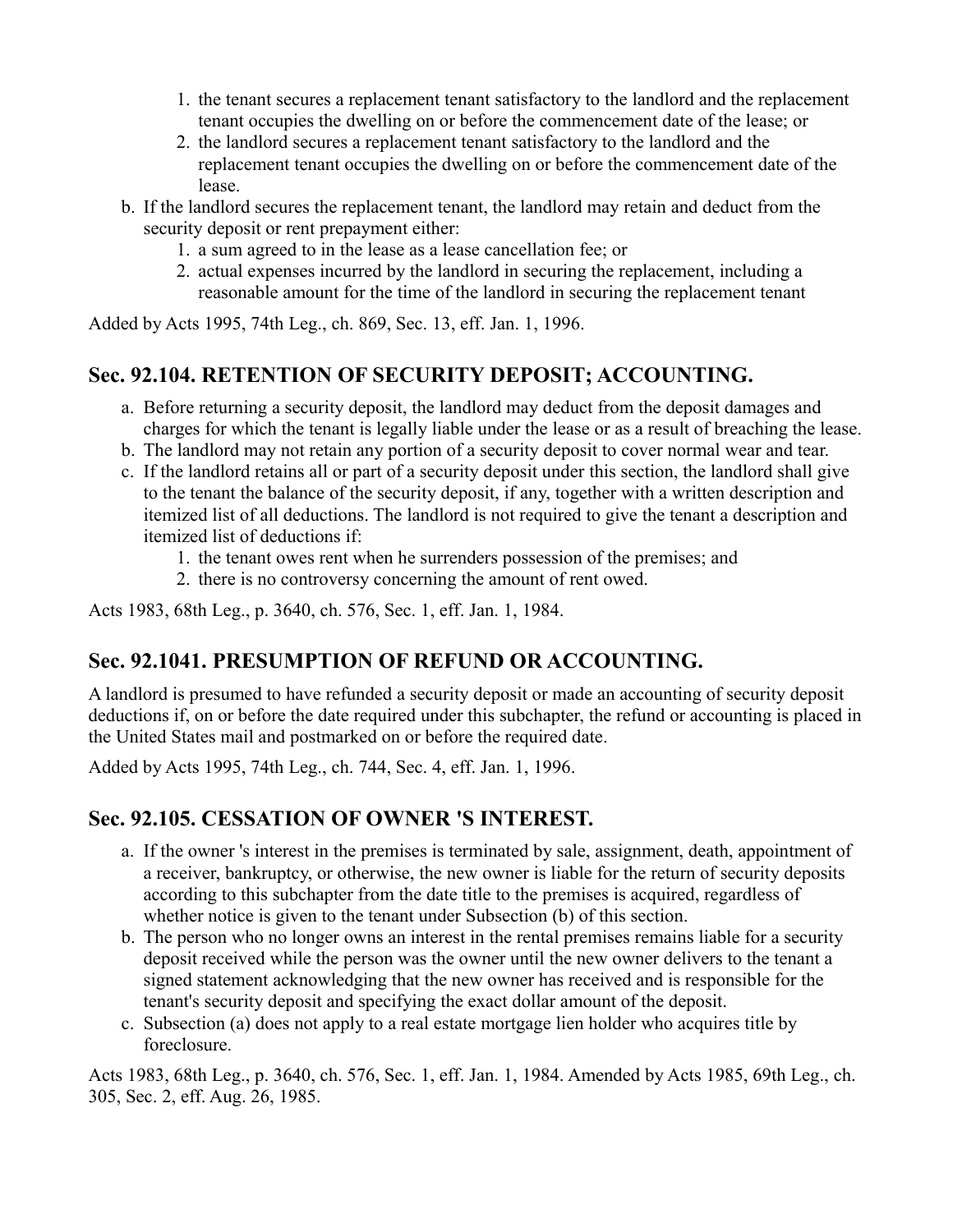1. the tenant secures a replacement tenant satisfactory to the landlord and the replacement tenant occupies the dwelling on or before the commencement date of the lease; or
   2. the landlord secures a replacement tenant satisfactory to the landlord and the replacement tenant occupies the dwelling on or before the commencement date of the lease.
- b. If the landlord secures the replacement tenant, the landlord may retain and deduct from the security deposit or rent prepayment either:
   1. a sum agreed to in the lease as a lease cancellation fee; or
   2. actual expenses incurred by the landlord in securing the replacement, including a reasonable amount for the time of the landlord in securing the replacement tenant

Added by Acts 1995, 74th Leg., ch. 869, Sec. 13, eff. Jan. 1, 1996.

## Sec. 92.104. RETENTION OF SECURITY DEPOSIT; ACCOUNTING.

- a. Before returning a security deposit, the landlord may deduct from the deposit damages and charges for which the tenant is legally liable under the lease or as a result of breaching the lease.
- b. The landlord may not retain any portion of a security deposit to cover normal wear and tear.
- c. If the landlord retains all or part of a security deposit under this section, the landlord shall give to the tenant the balance of the security deposit, if any, together with a written description and itemized list of all deductions. The landlord is not required to give the tenant a description and itemized list of deductions if:
   1. the tenant owes rent when he surrenders possession of the premises; and
   2. there is no controversy concerning the amount of rent owed.

Acts 1983, 68th Leg., p. 3640, ch. 576, Sec. 1, eff. Jan. 1, 1984.

## Sec. 92.1041. PRESUMPTION OF REFUND OR ACCOUNTING.

A landlord is presumed to have refunded a security deposit or made an accounting of security deposit deductions if, on or before the date required under this subchapter, the refund or accounting is placed in the United States mail and postmarked on or before the required date.

Added by Acts 1995, 74th Leg., ch. 744, Sec. 4, eff. Jan. 1, 1996.

## Sec. 92.105. CESSATION OF OWNER 'S INTEREST.

- a. If the owner 's interest in the premises is terminated by sale, assignment, death, appointment of a receiver, bankruptcy, or otherwise, the new owner is liable for the return of security deposits according to this subchapter from the date title to the premises is acquired, regardless of whether notice is given to the tenant under Subsection (b) of this section.
- b. The person who no longer owns an interest in the rental premises remains liable for a security deposit received while the person was the owner until the new owner delivers to the tenant a signed statement acknowledging that the new owner has received and is responsible for the tenant's security deposit and specifying the exact dollar amount of the deposit.
- c. Subsection (a) does not apply to a real estate mortgage lien holder who acquires title by foreclosure.

Acts 1983, 68th Leg., p. 3640, ch. 576, Sec. 1, eff. Jan. 1, 1984. Amended by Acts 1985, 69th Leg., ch. 305, Sec. 2, eff. Aug. 26, 1985.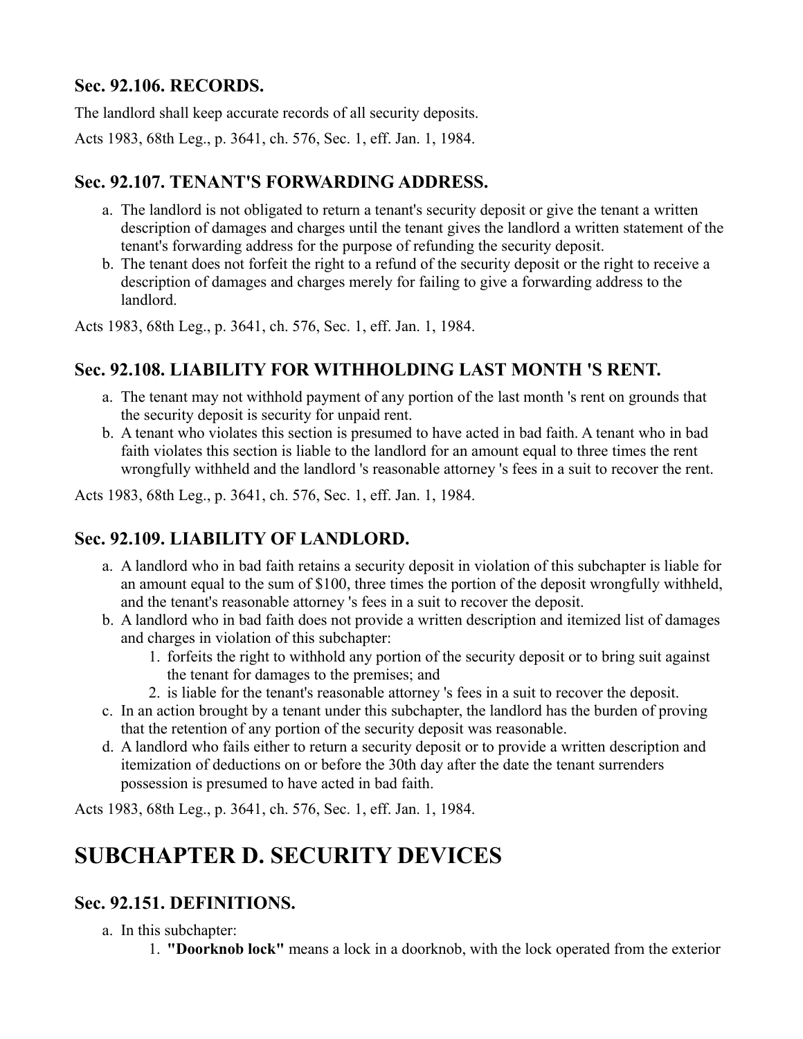### Sec. 92.106. RECORDS.

The landlord shall keep accurate records of all security deposits.

Acts 1983, 68th Leg., p. 3641, ch. 576, Sec. 1, eff. Jan. 1, 1984.

### Sec. 92.107. TENANT'S FORWARDING ADDRESS.

a. The landlord is not obligated to return a tenant's security deposit or give the tenant a written description of damages and charges until the tenant gives the landlord a written statement of the tenant's forwarding address for the purpose of refunding the security deposit.
b. The tenant does not forfeit the right to a refund of the security deposit or the right to receive a description of damages and charges merely for failing to give a forwarding address to the landlord.

Acts 1983, 68th Leg., p. 3641, ch. 576, Sec. 1, eff. Jan. 1, 1984.

### Sec. 92.108. LIABILITY FOR WITHHOLDING LAST MONTH 'S RENT.

a. The tenant may not withhold payment of any portion of the last month 's rent on grounds that the security deposit is security for unpaid rent.
b. A tenant who violates this section is presumed to have acted in bad faith. A tenant who in bad faith violates this section is liable to the landlord for an amount equal to three times the rent wrongfully withheld and the landlord 's reasonable attorney 's fees in a suit to recover the rent.

Acts 1983, 68th Leg., p. 3641, ch. 576, Sec. 1, eff. Jan. 1, 1984.

### Sec. 92.109. LIABILITY OF LANDLORD.

a. A landlord who in bad faith retains a security deposit in violation of this subchapter is liable for an amount equal to the sum of $100, three times the portion of the deposit wrongfully withheld, and the tenant's reasonable attorney 's fees in a suit to recover the deposit.
b. A landlord who in bad faith does not provide a written description and itemized list of damages and charges in violation of this subchapter:
    1. forfeits the right to withhold any portion of the security deposit or to bring suit against the tenant for damages to the premises; and
    2. is liable for the tenant's reasonable attorney 's fees in a suit to recover the deposit.
c. In an action brought by a tenant under this subchapter, the landlord has the burden of proving that the retention of any portion of the security deposit was reasonable.
d. A landlord who fails either to return a security deposit or to provide a written description and itemization of deductions on or before the 30th day after the date the tenant surrenders possession is presumed to have acted in bad faith.

Acts 1983, 68th Leg., p. 3641, ch. 576, Sec. 1, eff. Jan. 1, 1984.

## SUBCHAPTER D. SECURITY DEVICES

### Sec. 92.151. DEFINITIONS.

a. In this subchapter:
    1. **"Doorknob lock"** means a lock in a doorknob, with the lock operated from the exterior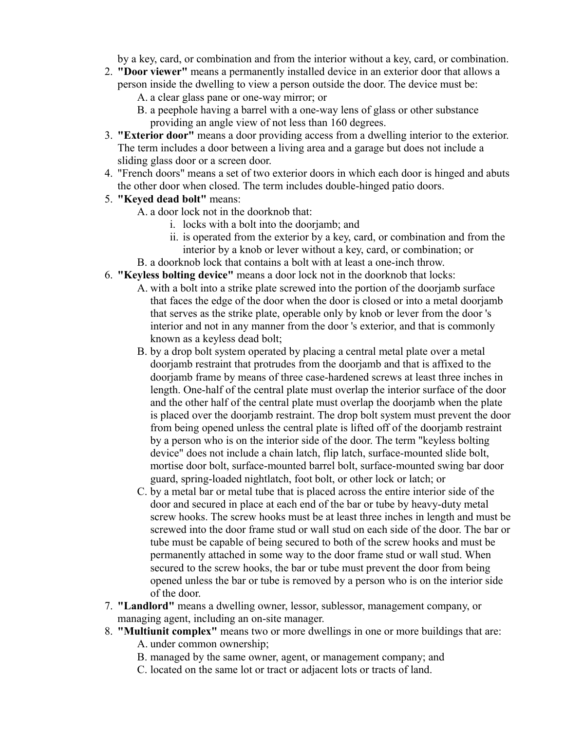by a key, card, or combination and from the interior without a key, card, or combination.

2. **"Door viewer"** means a permanently installed device in an exterior door that allows a person inside the dwelling to view a person outside the door. The device must be:
   A. a clear glass pane or one-way mirror; or
   B. a peephole having a barrel with a one-way lens of glass or other substance providing an angle view of not less than 160 degrees.
3. **"Exterior door"** means a door providing access from a dwelling interior to the exterior. The term includes a door between a living area and a garage but does not include a sliding glass door or a screen door.
4. "French doors" means a set of two exterior doors in which each door is hinged and abuts the other door when closed. The term includes double-hinged patio doors.
5. **"Keyed dead bolt"** means:
   A. a door lock not in the doorknob that:
      i. locks with a bolt into the doorjamb; and
      ii. is operated from the exterior by a key, card, or combination and from the interior by a knob or lever without a key, card, or combination; or
   B. a doorknob lock that contains a bolt with at least a one-inch throw.
6. **"Keyless bolting device"** means a door lock not in the doorknob that locks:
   A. with a bolt into a strike plate screwed into the portion of the doorjamb surface that faces the edge of the door when the door is closed or into a metal doorjamb that serves as the strike plate, operable only by knob or lever from the door 's interior and not in any manner from the door 's exterior, and that is commonly known as a keyless dead bolt;
   B. by a drop bolt system operated by placing a central metal plate over a metal doorjamb restraint that protrudes from the doorjamb and that is affixed to the doorjamb frame by means of three case-hardened screws at least three inches in length. One-half of the central plate must overlap the interior surface of the door and the other half of the central plate must overlap the doorjamb when the plate is placed over the doorjamb restraint. The drop bolt system must prevent the door from being opened unless the central plate is lifted off of the doorjamb restraint by a person who is on the interior side of the door. The term "keyless bolting device" does not include a chain latch, flip latch, surface-mounted slide bolt, mortise door bolt, surface-mounted barrel bolt, surface-mounted swing bar door guard, spring-loaded nightlatch, foot bolt, or other lock or latch; or
   C. by a metal bar or metal tube that is placed across the entire interior side of the door and secured in place at each end of the bar or tube by heavy-duty metal screw hooks. The screw hooks must be at least three inches in length and must be screwed into the door frame stud or wall stud on each side of the door. The bar or tube must be capable of being secured to both of the screw hooks and must be permanently attached in some way to the door frame stud or wall stud. When secured to the screw hooks, the bar or tube must prevent the door from being opened unless the bar or tube is removed by a person who is on the interior side of the door.
7. **"Landlord"** means a dwelling owner, lessor, sublessor, management company, or managing agent, including an on-site manager.
8. **"Multiunit complex"** means two or more dwellings in one or more buildings that are:
   A. under common ownership;
   B. managed by the same owner, agent, or management company; and
   C. located on the same lot or tract or adjacent lots or tracts of land.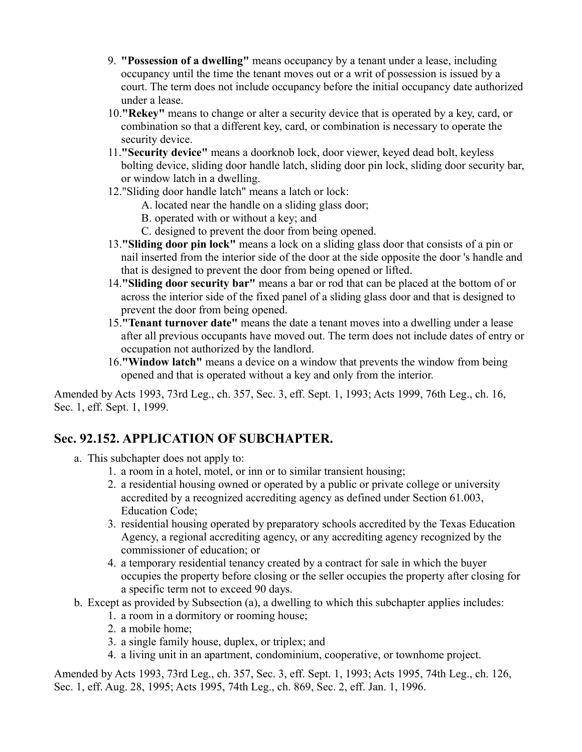9. **"Possession of a dwelling"** means occupancy by a tenant under a lease, including occupancy until the time the tenant moves out or a writ of possession is issued by a court. The term does not include occupancy before the initial occupancy date authorized under a lease.
10. **"Rekey"** means to change or alter a security device that is operated by a key, card, or combination so that a different key, card, or combination is necessary to operate the security device.
11. **"Security device"** means a doorknob lock, door viewer, keyed dead bolt, keyless bolting device, sliding door handle latch, sliding door pin lock, sliding door security bar, or window latch in a dwelling.
12. "Sliding door handle latch" means a latch or lock:
    A. located near the handle on a sliding glass door;
    B. operated with or without a key; and
    C. designed to prevent the door from being opened.
13. **"Sliding door pin lock"** means a lock on a sliding glass door that consists of a pin or nail inserted from the interior side of the door at the side opposite the door 's handle and that is designed to prevent the door from being opened or lifted.
14. **"Sliding door security bar"** means a bar or rod that can be placed at the bottom of or across the interior side of the fixed panel of a sliding glass door and that is designed to prevent the door from being opened.
15. **"Tenant turnover date"** means the date a tenant moves into a dwelling under a lease after all previous occupants have moved out. The term does not include dates of entry or occupation not authorized by the landlord.
16. **"Window latch"** means a device on a window that prevents the window from being opened and that is operated without a key and only from the interior.

Amended by Acts 1993, 73rd Leg., ch. 357, Sec. 3, eff. Sept. 1, 1993; Acts 1999, 76th Leg., ch. 16, Sec. 1, eff. Sept. 1, 1999.

## Sec. 92.152. APPLICATION OF SUBCHAPTER.

a. This subchapter does not apply to:
    1. a room in a hotel, motel, or inn or to similar transient housing;
    2. a residential housing owned or operated by a public or private college or university accredited by a recognized accrediting agency as defined under Section 61.003, Education Code;
    3. residential housing operated by preparatory schools accredited by the Texas Education Agency, a regional accrediting agency, or any accrediting agency recognized by the commissioner of education; or
    4. a temporary residential tenancy created by a contract for sale in which the buyer occupies the property before closing or the seller occupies the property after closing for a specific term not to exceed 90 days.
b. Except as provided by Subsection (a), a dwelling to which this subchapter applies includes:
    1. a room in a dormitory or rooming house;
    2. a mobile home;
    3. a single family house, duplex, or triplex; and
    4. a living unit in an apartment, condominium, cooperative, or townhome project.

Amended by Acts 1993, 73rd Leg., ch. 357, Sec. 3, eff. Sept. 1, 1993; Acts 1995, 74th Leg., ch. 126, Sec. 1, eff. Aug. 28, 1995; Acts 1995, 74th Leg., ch. 869, Sec. 2, eff. Jan. 1, 1996.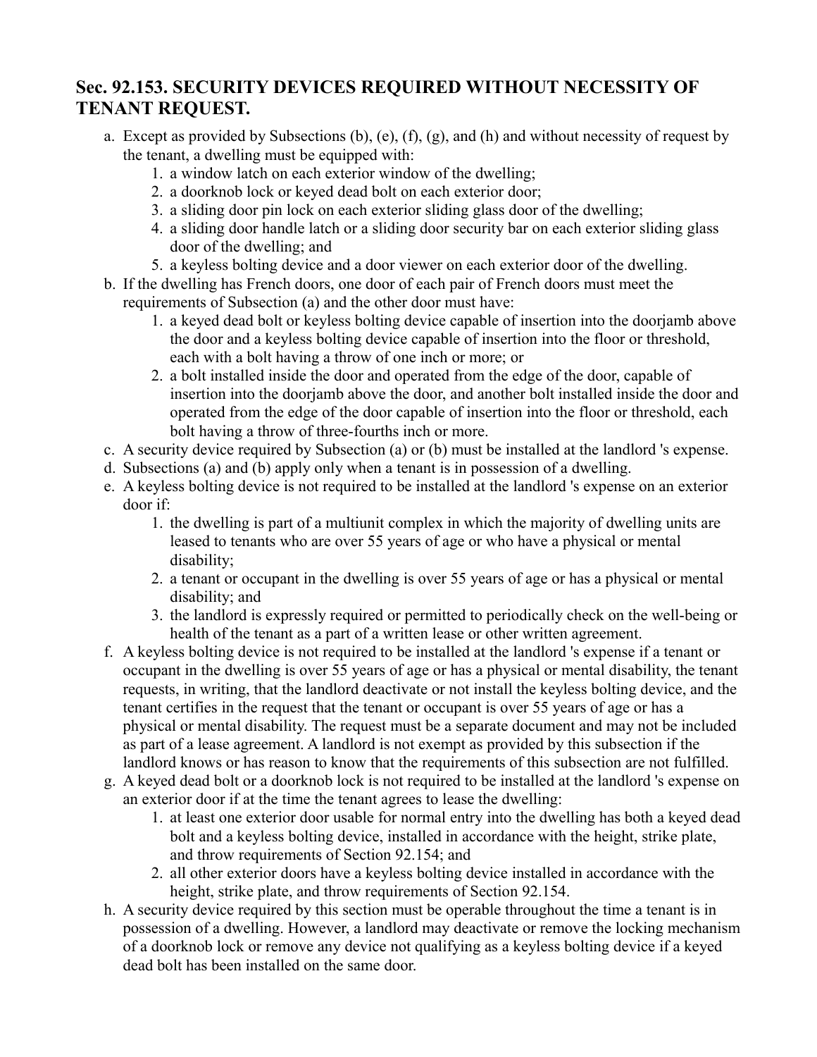## Sec. 92.153. SECURITY DEVICES REQUIRED WITHOUT NECESSITY OF TENANT REQUEST.

a. Except as provided by Subsections (b), (e), (f), (g), and (h) and without necessity of request by the tenant, a dwelling must be equipped with:
    1. a window latch on each exterior window of the dwelling;
    2. a doorknob lock or keyed dead bolt on each exterior door;
    3. a sliding door pin lock on each exterior sliding glass door of the dwelling;
    4. a sliding door handle latch or a sliding door security bar on each exterior sliding glass door of the dwelling; and
    5. a keyless bolting device and a door viewer on each exterior door of the dwelling.
b. If the dwelling has French doors, one door of each pair of French doors must meet the requirements of Subsection (a) and the other door must have:
    1. a keyed dead bolt or keyless bolting device capable of insertion into the doorjamb above the door and a keyless bolting device capable of insertion into the floor or threshold, each with a bolt having a throw of one inch or more; or
    2. a bolt installed inside the door and operated from the edge of the door, capable of insertion into the doorjamb above the door, and another bolt installed inside the door and operated from the edge of the door capable of insertion into the floor or threshold, each bolt having a throw of three-fourths inch or more.
c. A security device required by Subsection (a) or (b) must be installed at the landlord 's expense.
d. Subsections (a) and (b) apply only when a tenant is in possession of a dwelling.
e. A keyless bolting device is not required to be installed at the landlord 's expense on an exterior door if:
    1. the dwelling is part of a multiunit complex in which the majority of dwelling units are leased to tenants who are over 55 years of age or who have a physical or mental disability;
    2. a tenant or occupant in the dwelling is over 55 years of age or has a physical or mental disability; and
    3. the landlord is expressly required or permitted to periodically check on the well-being or health of the tenant as a part of a written lease or other written agreement.
f. A keyless bolting device is not required to be installed at the landlord 's expense if a tenant or occupant in the dwelling is over 55 years of age or has a physical or mental disability, the tenant requests, in writing, that the landlord deactivate or not install the keyless bolting device, and the tenant certifies in the request that the tenant or occupant is over 55 years of age or has a physical or mental disability. The request must be a separate document and may not be included as part of a lease agreement. A landlord is not exempt as provided by this subsection if the landlord knows or has reason to know that the requirements of this subsection are not fulfilled.
g. A keyed dead bolt or a doorknob lock is not required to be installed at the landlord 's expense on an exterior door if at the time the tenant agrees to lease the dwelling:
    1. at least one exterior door usable for normal entry into the dwelling has both a keyed dead bolt and a keyless bolting device, installed in accordance with the height, strike plate, and throw requirements of Section 92.154; and
    2. all other exterior doors have a keyless bolting device installed in accordance with the height, strike plate, and throw requirements of Section 92.154.
h. A security device required by this section must be operable throughout the time a tenant is in possession of a dwelling. However, a landlord may deactivate or remove the locking mechanism of a doorknob lock or remove any device not qualifying as a keyless bolting device if a keyed dead bolt has been installed on the same door.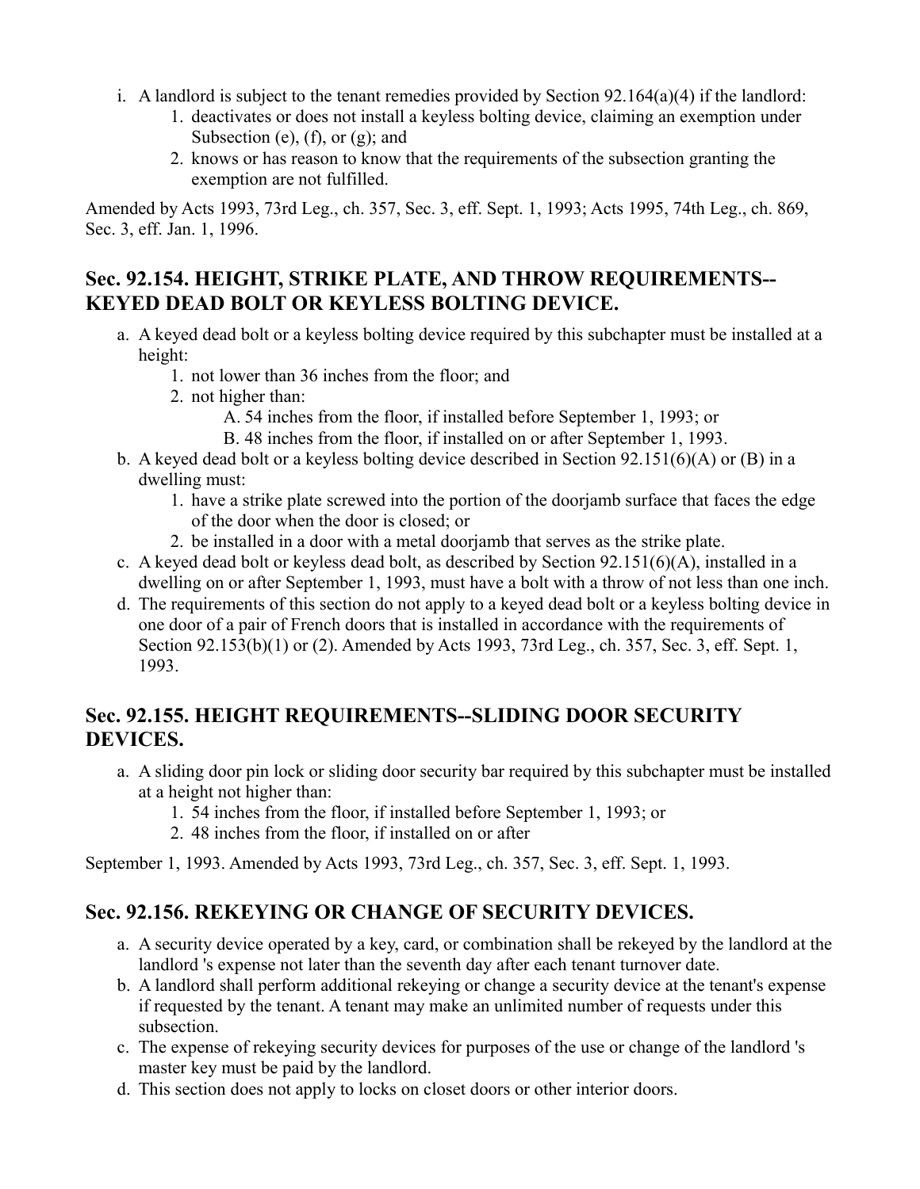i. A landlord is subject to the tenant remedies provided by Section 92.164(a)(4) if the landlord:
    1. deactivates or does not install a keyless bolting device, claiming an exemption under Subsection (e), (f), or (g); and
    2. knows or has reason to know that the requirements of the subsection granting the exemption are not fulfilled.

Amended by Acts 1993, 73rd Leg., ch. 357, Sec. 3, eff. Sept. 1, 1993; Acts 1995, 74th Leg., ch. 869, Sec. 3, eff. Jan. 1, 1996.

## Sec. 92.154. HEIGHT, STRIKE PLATE, AND THROW REQUIREMENTS--KEYED DEAD BOLT OR KEYLESS BOLTING DEVICE.

a. A keyed dead bolt or a keyless bolting device required by this subchapter must be installed at a height:
    1. not lower than 36 inches from the floor; and
    2. not higher than:
        A. 54 inches from the floor, if installed before September 1, 1993; or
        B. 48 inches from the floor, if installed on or after September 1, 1993.
b. A keyed dead bolt or a keyless bolting device described in Section 92.151(6)(A) or (B) in a dwelling must:
    1. have a strike plate screwed into the portion of the doorjamb surface that faces the edge of the door when the door is closed; or
    2. be installed in a door with a metal doorjamb that serves as the strike plate.
c. A keyed dead bolt or keyless dead bolt, as described by Section 92.151(6)(A), installed in a dwelling on or after September 1, 1993, must have a bolt with a throw of not less than one inch.
d. The requirements of this section do not apply to a keyed dead bolt or a keyless bolting device in one door of a pair of French doors that is installed in accordance with the requirements of Section 92.153(b)(1) or (2). Amended by Acts 1993, 73rd Leg., ch. 357, Sec. 3, eff. Sept. 1, 1993.

## Sec. 92.155. HEIGHT REQUIREMENTS--SLIDING DOOR SECURITY DEVICES.

a. A sliding door pin lock or sliding door security bar required by this subchapter must be installed at a height not higher than:
    1. 54 inches from the floor, if installed before September 1, 1993; or
    2. 48 inches from the floor, if installed on or after

September 1, 1993. Amended by Acts 1993, 73rd Leg., ch. 357, Sec. 3, eff. Sept. 1, 1993.

## Sec. 92.156. REKEYING OR CHANGE OF SECURITY DEVICES.

a. A security device operated by a key, card, or combination shall be rekeyed by the landlord at the landlord 's expense not later than the seventh day after each tenant turnover date.
b. A landlord shall perform additional rekeying or change a security device at the tenant's expense if requested by the tenant. A tenant may make an unlimited number of requests under this subsection.
c. The expense of rekeying security devices for purposes of the use or change of the landlord 's master key must be paid by the landlord.
d. This section does not apply to locks on closet doors or other interior doors.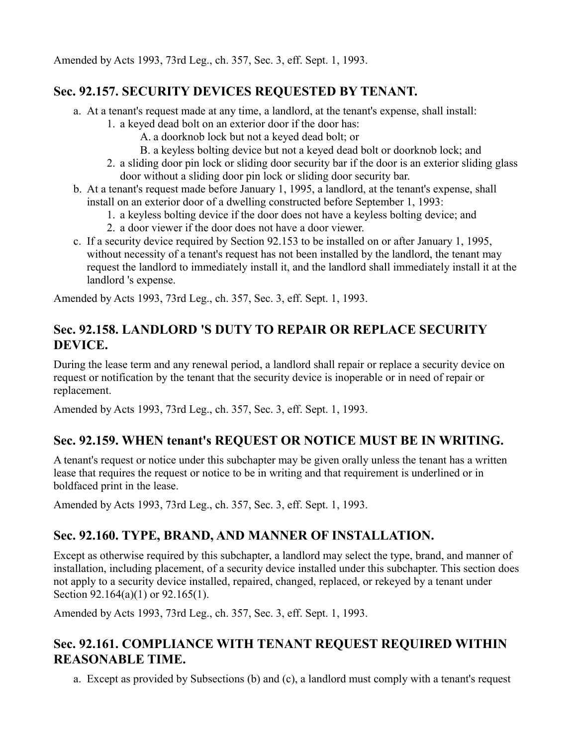Amended by Acts 1993, 73rd Leg., ch. 357, Sec. 3, eff. Sept. 1, 1993.

## Sec. 92.157. SECURITY DEVICES REQUESTED BY TENANT.

a. At a tenant's request made at any time, a landlord, at the tenant's expense, shall install:
   1. a keyed dead bolt on an exterior door if the door has:
      A. a doorknob lock but not a keyed dead bolt; or
      B. a keyless bolting device but not a keyed dead bolt or doorknob lock; and
   2. a sliding door pin lock or sliding door security bar if the door is an exterior sliding glass door without a sliding door pin lock or sliding door security bar.
b. At a tenant's request made before January 1, 1995, a landlord, at the tenant's expense, shall install on an exterior door of a dwelling constructed before September 1, 1993:
   1. a keyless bolting device if the door does not have a keyless bolting device; and
   2. a door viewer if the door does not have a door viewer.
c. If a security device required by Section 92.153 to be installed on or after January 1, 1995, without necessity of a tenant's request has not been installed by the landlord, the tenant may request the landlord to immediately install it, and the landlord shall immediately install it at the landlord 's expense.

Amended by Acts 1993, 73rd Leg., ch. 357, Sec. 3, eff. Sept. 1, 1993.

## Sec. 92.158. LANDLORD 'S DUTY TO REPAIR OR REPLACE SECURITY DEVICE.

During the lease term and any renewal period, a landlord shall repair or replace a security device on request or notification by the tenant that the security device is inoperable or in need of repair or replacement.

Amended by Acts 1993, 73rd Leg., ch. 357, Sec. 3, eff. Sept. 1, 1993.

## Sec. 92.159. WHEN tenant's REQUEST OR NOTICE MUST BE IN WRITING.

A tenant's request or notice under this subchapter may be given orally unless the tenant has a written lease that requires the request or notice to be in writing and that requirement is underlined or in boldfaced print in the lease.

Amended by Acts 1993, 73rd Leg., ch. 357, Sec. 3, eff. Sept. 1, 1993.

## Sec. 92.160. TYPE, BRAND, AND MANNER OF INSTALLATION.

Except as otherwise required by this subchapter, a landlord may select the type, brand, and manner of installation, including placement, of a security device installed under this subchapter. This section does not apply to a security device installed, repaired, changed, replaced, or rekeyed by a tenant under Section 92.164(a)(1) or 92.165(1).

Amended by Acts 1993, 73rd Leg., ch. 357, Sec. 3, eff. Sept. 1, 1993.

## Sec. 92.161. COMPLIANCE WITH TENANT REQUEST REQUIRED WITHIN REASONABLE TIME.

a. Except as provided by Subsections (b) and (c), a landlord must comply with a tenant's request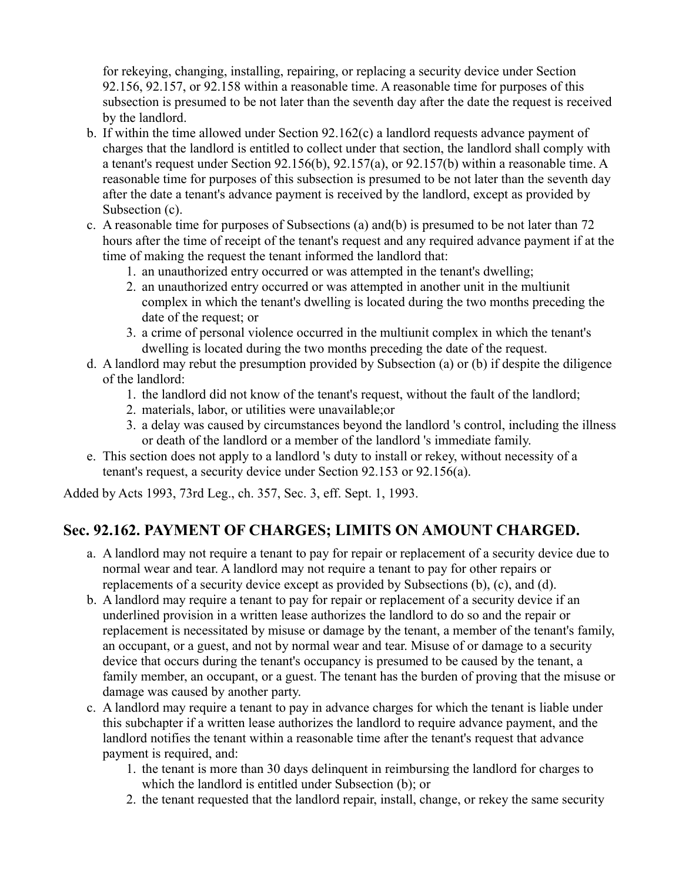for rekeying, changing, installing, repairing, or replacing a security device under Section 92.156, 92.157, or 92.158 within a reasonable time. A reasonable time for purposes of this subsection is presumed to be not later than the seventh day after the date the request is received by the landlord.

b. If within the time allowed under Section 92.162(c) a landlord requests advance payment of charges that the landlord is entitled to collect under that section, the landlord shall comply with a tenant's request under Section 92.156(b), 92.157(a), or 92.157(b) within a reasonable time. A reasonable time for purposes of this subsection is presumed to be not later than the seventh day after the date a tenant's advance payment is received by the landlord, except as provided by Subsection (c).
c. A reasonable time for purposes of Subsections (a) and(b) is presumed to be not later than 72 hours after the time of receipt of the tenant's request and any required advance payment if at the time of making the request the tenant informed the landlord that:
    1. an unauthorized entry occurred or was attempted in the tenant's dwelling;
    2. an unauthorized entry occurred or was attempted in another unit in the multiunit complex in which the tenant's dwelling is located during the two months preceding the date of the request; or
    3. a crime of personal violence occurred in the multiunit complex in which the tenant's dwelling is located during the two months preceding the date of the request.
d. A landlord may rebut the presumption provided by Subsection (a) or (b) if despite the diligence of the landlord:
    1. the landlord did not know of the tenant's request, without the fault of the landlord;
    2. materials, labor, or utilities were unavailable;or
    3. a delay was caused by circumstances beyond the landlord 's control, including the illness or death of the landlord or a member of the landlord 's immediate family.
e. This section does not apply to a landlord 's duty to install or rekey, without necessity of a tenant's request, a security device under Section 92.153 or 92.156(a).

Added by Acts 1993, 73rd Leg., ch. 357, Sec. 3, eff. Sept. 1, 1993.

## Sec. 92.162. PAYMENT OF CHARGES; LIMITS ON AMOUNT CHARGED.

a. A landlord may not require a tenant to pay for repair or replacement of a security device due to normal wear and tear. A landlord may not require a tenant to pay for other repairs or replacements of a security device except as provided by Subsections (b), (c), and (d).
b. A landlord may require a tenant to pay for repair or replacement of a security device if an underlined provision in a written lease authorizes the landlord to do so and the repair or replacement is necessitated by misuse or damage by the tenant, a member of the tenant's family, an occupant, or a guest, and not by normal wear and tear. Misuse of or damage to a security device that occurs during the tenant's occupancy is presumed to be caused by the tenant, a family member, an occupant, or a guest. The tenant has the burden of proving that the misuse or damage was caused by another party.
c. A landlord may require a tenant to pay in advance charges for which the tenant is liable under this subchapter if a written lease authorizes the landlord to require advance payment, and the landlord notifies the tenant within a reasonable time after the tenant's request that advance payment is required, and:
    1. the tenant is more than 30 days delinquent in reimbursing the landlord for charges to which the landlord is entitled under Subsection (b); or
    2. the tenant requested that the landlord repair, install, change, or rekey the same security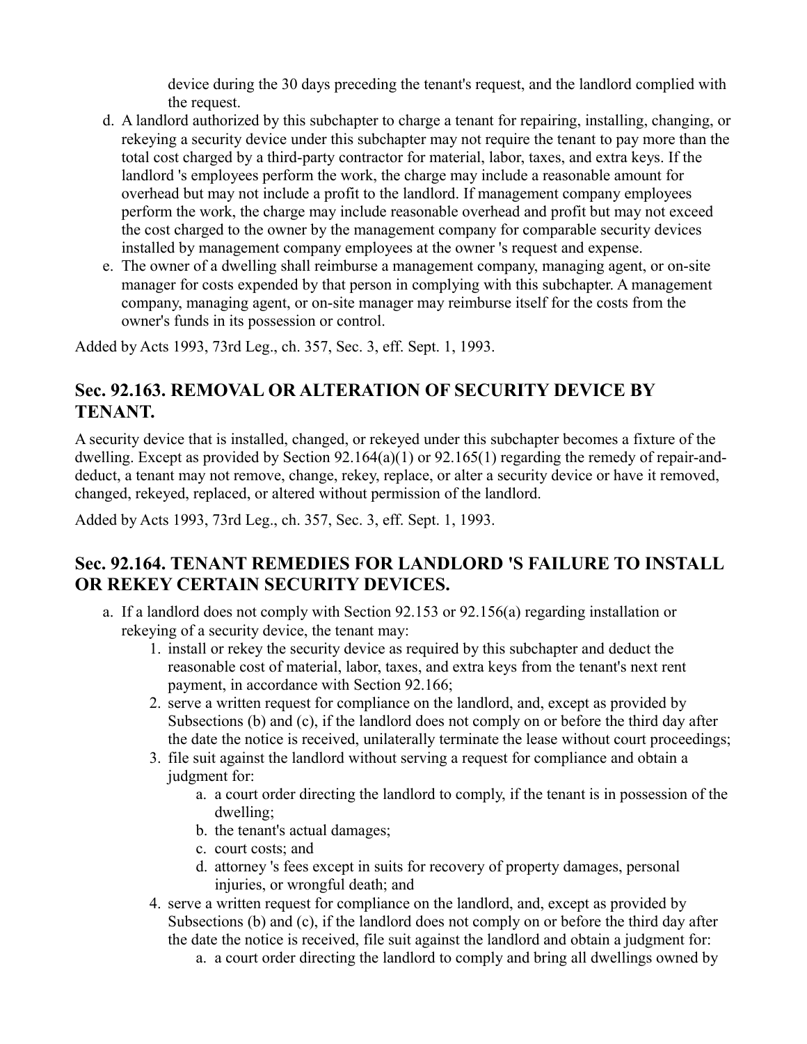device during the 30 days preceding the tenant's request, and the landlord complied with the request.

d. A landlord authorized by this subchapter to charge a tenant for repairing, installing, changing, or rekeying a security device under this subchapter may not require the tenant to pay more than the total cost charged by a third-party contractor for material, labor, taxes, and extra keys. If the landlord 's employees perform the work, the charge may include a reasonable amount for overhead but may not include a profit to the landlord. If management company employees perform the work, the charge may include reasonable overhead and profit but may not exceed the cost charged to the owner by the management company for comparable security devices installed by management company employees at the owner 's request and expense.
e. The owner of a dwelling shall reimburse a management company, managing agent, or on-site manager for costs expended by that person in complying with this subchapter. A management company, managing agent, or on-site manager may reimburse itself for the costs from the owner's funds in its possession or control.

Added by Acts 1993, 73rd Leg., ch. 357, Sec. 3, eff. Sept. 1, 1993.

## Sec. 92.163. REMOVAL OR ALTERATION OF SECURITY DEVICE BY TENANT.

A security device that is installed, changed, or rekeyed under this subchapter becomes a fixture of the dwelling. Except as provided by Section 92.164(a)(1) or 92.165(1) regarding the remedy of repair-and-deduct, a tenant may not remove, change, rekey, replace, or alter a security device or have it removed, changed, rekeyed, replaced, or altered without permission of the landlord.

Added by Acts 1993, 73rd Leg., ch. 357, Sec. 3, eff. Sept. 1, 1993.

## Sec. 92.164. TENANT REMEDIES FOR LANDLORD 'S FAILURE TO INSTALL OR REKEY CERTAIN SECURITY DEVICES.

a. If a landlord does not comply with Section 92.153 or 92.156(a) regarding installation or rekeying of a security device, the tenant may:
    1. install or rekey the security device as required by this subchapter and deduct the reasonable cost of material, labor, taxes, and extra keys from the tenant's next rent payment, in accordance with Section 92.166;
    2. serve a written request for compliance on the landlord, and, except as provided by Subsections (b) and (c), if the landlord does not comply on or before the third day after the date the notice is received, unilaterally terminate the lease without court proceedings;
    3. file suit against the landlord without serving a request for compliance and obtain a judgment for:
        a. a court order directing the landlord to comply, if the tenant is in possession of the dwelling;
        b. the tenant's actual damages;
        c. court costs; and
        d. attorney 's fees except in suits for recovery of property damages, personal injuries, or wrongful death; and
    4. serve a written request for compliance on the landlord, and, except as provided by Subsections (b) and (c), if the landlord does not comply on or before the third day after the date the notice is received, file suit against the landlord and obtain a judgment for:
        a. a court order directing the landlord to comply and bring all dwellings owned by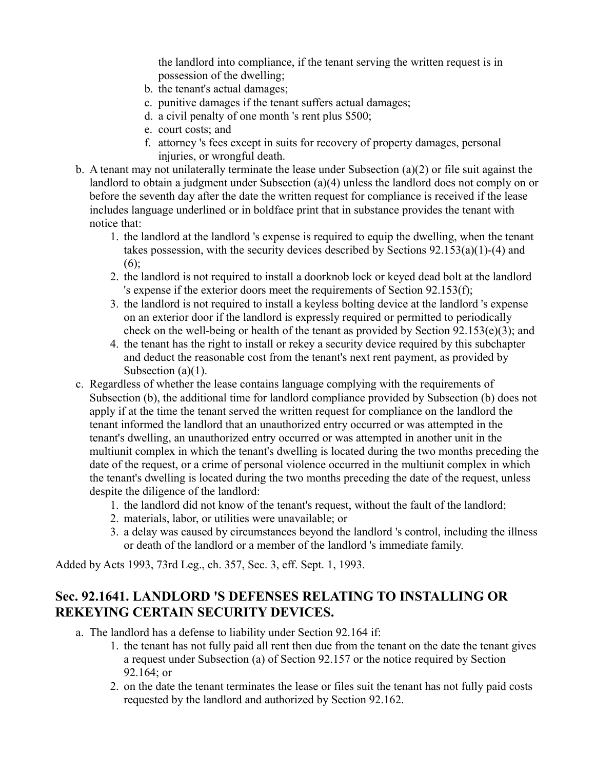the landlord into compliance, if the tenant serving the written request is in possession of the dwelling;
   b. the tenant's actual damages;
   c. punitive damages if the tenant suffers actual damages;
   d. a civil penalty of one month 's rent plus $500;
   e. court costs; and
   f. attorney 's fees except in suits for recovery of property damages, personal injuries, or wrongful death.

b. A tenant may not unilaterally terminate the lease under Subsection (a)(2) or file suit against the landlord to obtain a judgment under Subsection (a)(4) unless the landlord does not comply on or before the seventh day after the date the written request for compliance is received if the lease includes language underlined or in boldface print that in substance provides the tenant with notice that:
   1. the landlord at the landlord 's expense is required to equip the dwelling, when the tenant takes possession, with the security devices described by Sections 92.153(a)(1)-(4) and (6);
   2. the landlord is not required to install a doorknob lock or keyed dead bolt at the landlord 's expense if the exterior doors meet the requirements of Section 92.153(f);
   3. the landlord is not required to install a keyless bolting device at the landlord 's expense on an exterior door if the landlord is expressly required or permitted to periodically check on the well-being or health of the tenant as provided by Section 92.153(e)(3); and
   4. the tenant has the right to install or rekey a security device required by this subchapter and deduct the reasonable cost from the tenant's next rent payment, as provided by Subsection (a)(1).

c. Regardless of whether the lease contains language complying with the requirements of Subsection (b), the additional time for landlord compliance provided by Subsection (b) does not apply if at the time the tenant served the written request for compliance on the landlord the tenant informed the landlord that an unauthorized entry occurred or was attempted in the tenant's dwelling, an unauthorized entry occurred or was attempted in another unit in the multiunit complex in which the tenant's dwelling is located during the two months preceding the date of the request, or a crime of personal violence occurred in the multiunit complex in which the tenant's dwelling is located during the two months preceding the date of the request, unless despite the diligence of the landlord:
   1. the landlord did not know of the tenant's request, without the fault of the landlord;
   2. materials, labor, or utilities were unavailable; or
   3. a delay was caused by circumstances beyond the landlord 's control, including the illness or death of the landlord or a member of the landlord 's immediate family.

Added by Acts 1993, 73rd Leg., ch. 357, Sec. 3, eff. Sept. 1, 1993.

## Sec. 92.1641. LANDLORD 'S DEFENSES RELATING TO INSTALLING OR REKEYING CERTAIN SECURITY DEVICES.

a. The landlord has a defense to liability under Section 92.164 if:
   1. the tenant has not fully paid all rent then due from the tenant on the date the tenant gives a request under Subsection (a) of Section 92.157 or the notice required by Section 92.164; or
   2. on the date the tenant terminates the lease or files suit the tenant has not fully paid costs requested by the landlord and authorized by Section 92.162.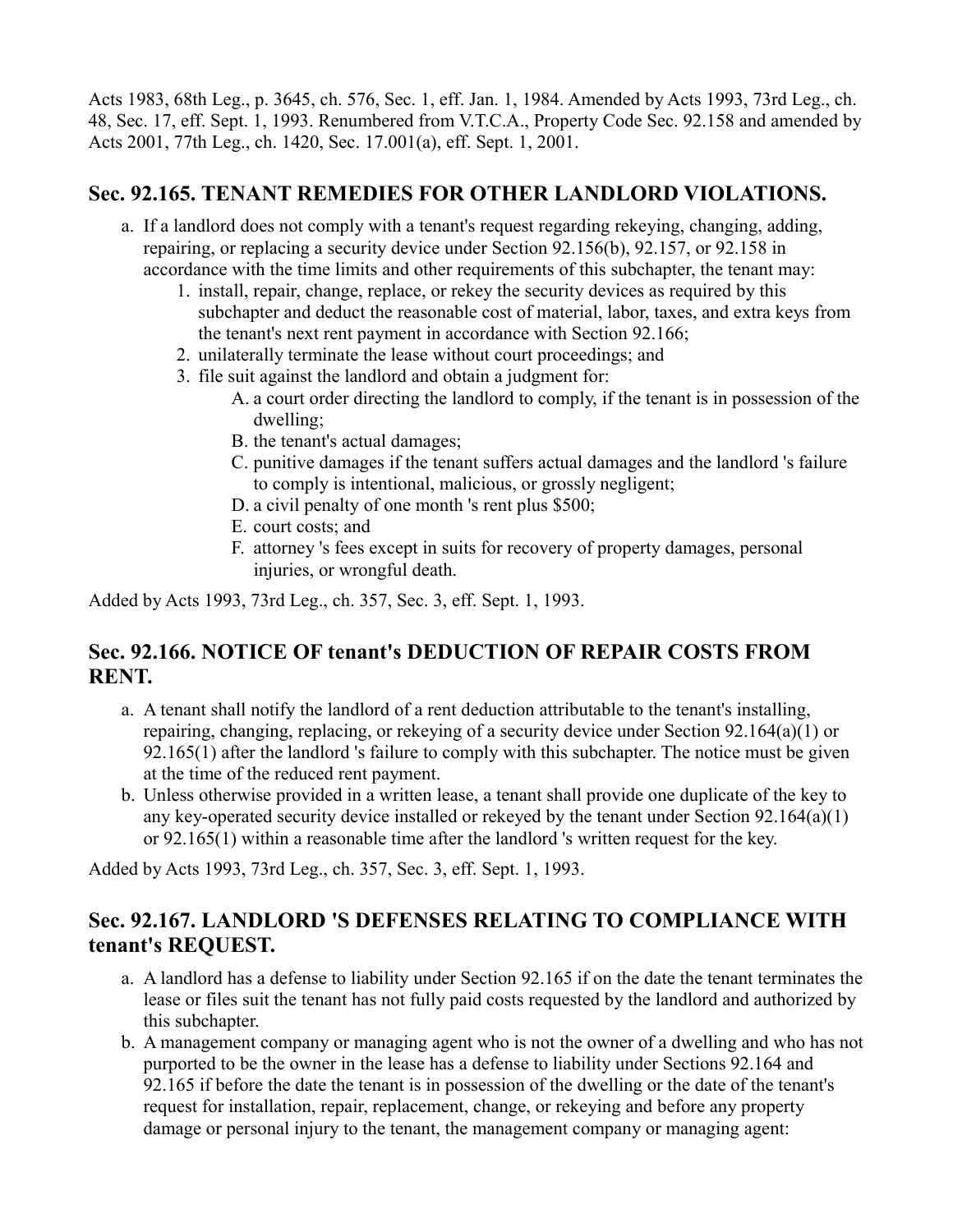Acts 1983, 68th Leg., p. 3645, ch. 576, Sec. 1, eff. Jan. 1, 1984. Amended by Acts 1993, 73rd Leg., ch. 48, Sec. 17, eff. Sept. 1, 1993. Renumbered from V.T.C.A., Property Code Sec. 92.158 and amended by Acts 2001, 77th Leg., ch. 1420, Sec. 17.001(a), eff. Sept. 1, 2001.

## Sec. 92.165. TENANT REMEDIES FOR OTHER LANDLORD VIOLATIONS.

a. If a landlord does not comply with a tenant's request regarding rekeying, changing, adding, repairing, or replacing a security device under Section 92.156(b), 92.157, or 92.158 in accordance with the time limits and other requirements of this subchapter, the tenant may:
    1. install, repair, change, replace, or rekey the security devices as required by this subchapter and deduct the reasonable cost of material, labor, taxes, and extra keys from the tenant's next rent payment in accordance with Section 92.166;
    2. unilaterally terminate the lease without court proceedings; and
    3. file suit against the landlord and obtain a judgment for:
        A. a court order directing the landlord to comply, if the tenant is in possession of the dwelling;
        B. the tenant's actual damages;
        C. punitive damages if the tenant suffers actual damages and the landlord 's failure to comply is intentional, malicious, or grossly negligent;
        D. a civil penalty of one month 's rent plus $500;
        E. court costs; and
        F. attorney 's fees except in suits for recovery of property damages, personal injuries, or wrongful death.

Added by Acts 1993, 73rd Leg., ch. 357, Sec. 3, eff. Sept. 1, 1993.

## Sec. 92.166. NOTICE OF tenant's DEDUCTION OF REPAIR COSTS FROM RENT.

a. A tenant shall notify the landlord of a rent deduction attributable to the tenant's installing, repairing, changing, replacing, or rekeying of a security device under Section 92.164(a)(1) or 92.165(1) after the landlord 's failure to comply with this subchapter. The notice must be given at the time of the reduced rent payment.
b. Unless otherwise provided in a written lease, a tenant shall provide one duplicate of the key to any key-operated security device installed or rekeyed by the tenant under Section 92.164(a)(1) or 92.165(1) within a reasonable time after the landlord 's written request for the key.

Added by Acts 1993, 73rd Leg., ch. 357, Sec. 3, eff. Sept. 1, 1993.

## Sec. 92.167. LANDLORD 'S DEFENSES RELATING TO COMPLIANCE WITH tenant's REQUEST.

a. A landlord has a defense to liability under Section 92.165 if on the date the tenant terminates the lease or files suit the tenant has not fully paid costs requested by the landlord and authorized by this subchapter.
b. A management company or managing agent who is not the owner of a dwelling and who has not purported to be the owner in the lease has a defense to liability under Sections 92.164 and 92.165 if before the date the tenant is in possession of the dwelling or the date of the tenant's request for installation, repair, replacement, change, or rekeying and before any property damage or personal injury to the tenant, the management company or managing agent: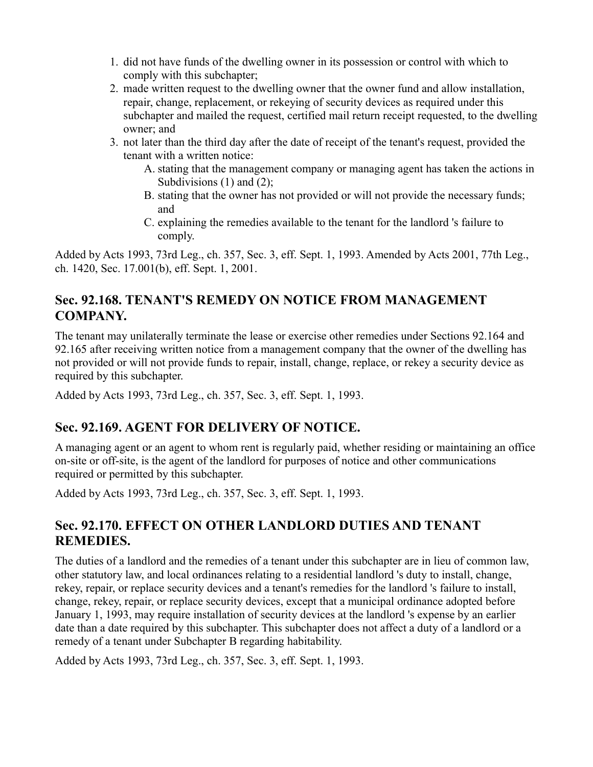1. did not have funds of the dwelling owner in its possession or control with which to comply with this subchapter;
2. made written request to the dwelling owner that the owner fund and allow installation, repair, change, replacement, or rekeying of security devices as required under this subchapter and mailed the request, certified mail return receipt requested, to the dwelling owner; and
3. not later than the third day after the date of receipt of the tenant's request, provided the tenant with a written notice:
   A. stating that the management company or managing agent has taken the actions in Subdivisions (1) and (2);
   B. stating that the owner has not provided or will not provide the necessary funds; and
   C. explaining the remedies available to the tenant for the landlord 's failure to comply.

Added by Acts 1993, 73rd Leg., ch. 357, Sec. 3, eff. Sept. 1, 1993. Amended by Acts 2001, 77th Leg., ch. 1420, Sec. 17.001(b), eff. Sept. 1, 2001.

## Sec. 92.168. TENANT'S REMEDY ON NOTICE FROM MANAGEMENT COMPANY.

The tenant may unilaterally terminate the lease or exercise other remedies under Sections 92.164 and 92.165 after receiving written notice from a management company that the owner of the dwelling has not provided or will not provide funds to repair, install, change, replace, or rekey a security device as required by this subchapter.

Added by Acts 1993, 73rd Leg., ch. 357, Sec. 3, eff. Sept. 1, 1993.

## Sec. 92.169. AGENT FOR DELIVERY OF NOTICE.

A managing agent or an agent to whom rent is regularly paid, whether residing or maintaining an office on-site or off-site, is the agent of the landlord for purposes of notice and other communications required or permitted by this subchapter.

Added by Acts 1993, 73rd Leg., ch. 357, Sec. 3, eff. Sept. 1, 1993.

## Sec. 92.170. EFFECT ON OTHER LANDLORD DUTIES AND TENANT REMEDIES.

The duties of a landlord and the remedies of a tenant under this subchapter are in lieu of common law, other statutory law, and local ordinances relating to a residential landlord 's duty to install, change, rekey, repair, or replace security devices and a tenant's remedies for the landlord 's failure to install, change, rekey, repair, or replace security devices, except that a municipal ordinance adopted before January 1, 1993, may require installation of security devices at the landlord 's expense by an earlier date than a date required by this subchapter. This subchapter does not affect a duty of a landlord or a remedy of a tenant under Subchapter B regarding habitability.

Added by Acts 1993, 73rd Leg., ch. 357, Sec. 3, eff. Sept. 1, 1993.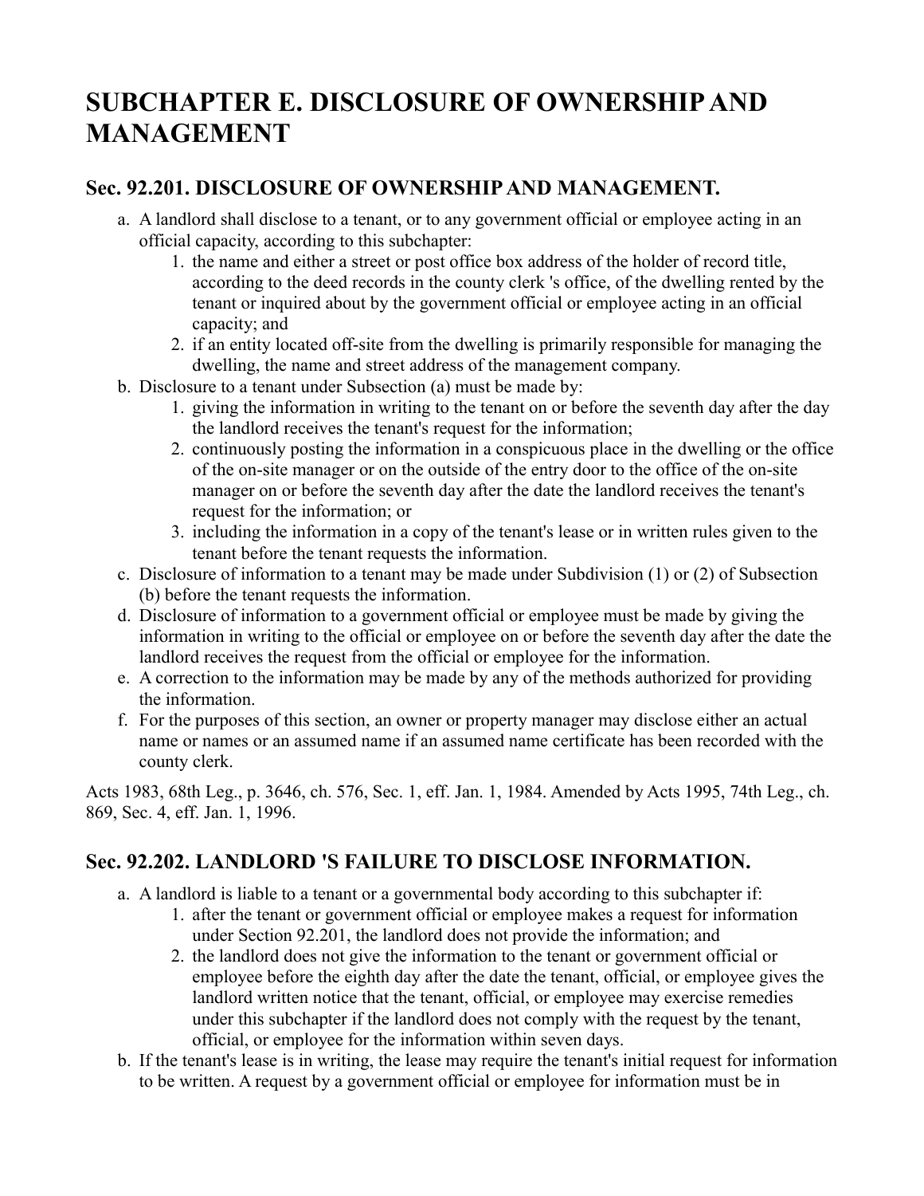# SUBCHAPTER E. DISCLOSURE OF OWNERSHIP AND MANAGEMENT

## Sec. 92.201. DISCLOSURE OF OWNERSHIP AND MANAGEMENT.

a. A landlord shall disclose to a tenant, or to any government official or employee acting in an official capacity, according to this subchapter:
    1. the name and either a street or post office box address of the holder of record title, according to the deed records in the county clerk 's office, of the dwelling rented by the tenant or inquired about by the government official or employee acting in an official capacity; and
    2. if an entity located off-site from the dwelling is primarily responsible for managing the dwelling, the name and street address of the management company.
b. Disclosure to a tenant under Subsection (a) must be made by:
    1. giving the information in writing to the tenant on or before the seventh day after the day the landlord receives the tenant's request for the information;
    2. continuously posting the information in a conspicuous place in the dwelling or the office of the on-site manager or on the outside of the entry door to the office of the on-site manager on or before the seventh day after the date the landlord receives the tenant's request for the information; or
    3. including the information in a copy of the tenant's lease or in written rules given to the tenant before the tenant requests the information.
c. Disclosure of information to a tenant may be made under Subdivision (1) or (2) of Subsection (b) before the tenant requests the information.
d. Disclosure of information to a government official or employee must be made by giving the information in writing to the official or employee on or before the seventh day after the date the landlord receives the request from the official or employee for the information.
e. A correction to the information may be made by any of the methods authorized for providing the information.
f. For the purposes of this section, an owner or property manager may disclose either an actual name or names or an assumed name if an assumed name certificate has been recorded with the county clerk.

Acts 1983, 68th Leg., p. 3646, ch. 576, Sec. 1, eff. Jan. 1, 1984. Amended by Acts 1995, 74th Leg., ch. 869, Sec. 4, eff. Jan. 1, 1996.

## Sec. 92.202. LANDLORD 'S FAILURE TO DISCLOSE INFORMATION.

a. A landlord is liable to a tenant or a governmental body according to this subchapter if:
    1. after the tenant or government official or employee makes a request for information under Section 92.201, the landlord does not provide the information; and
    2. the landlord does not give the information to the tenant or government official or employee before the eighth day after the date the tenant, official, or employee gives the landlord written notice that the tenant, official, or employee may exercise remedies under this subchapter if the landlord does not comply with the request by the tenant, official, or employee for the information within seven days.
b. If the tenant's lease is in writing, the lease may require the tenant's initial request for information to be written. A request by a government official or employee for information must be in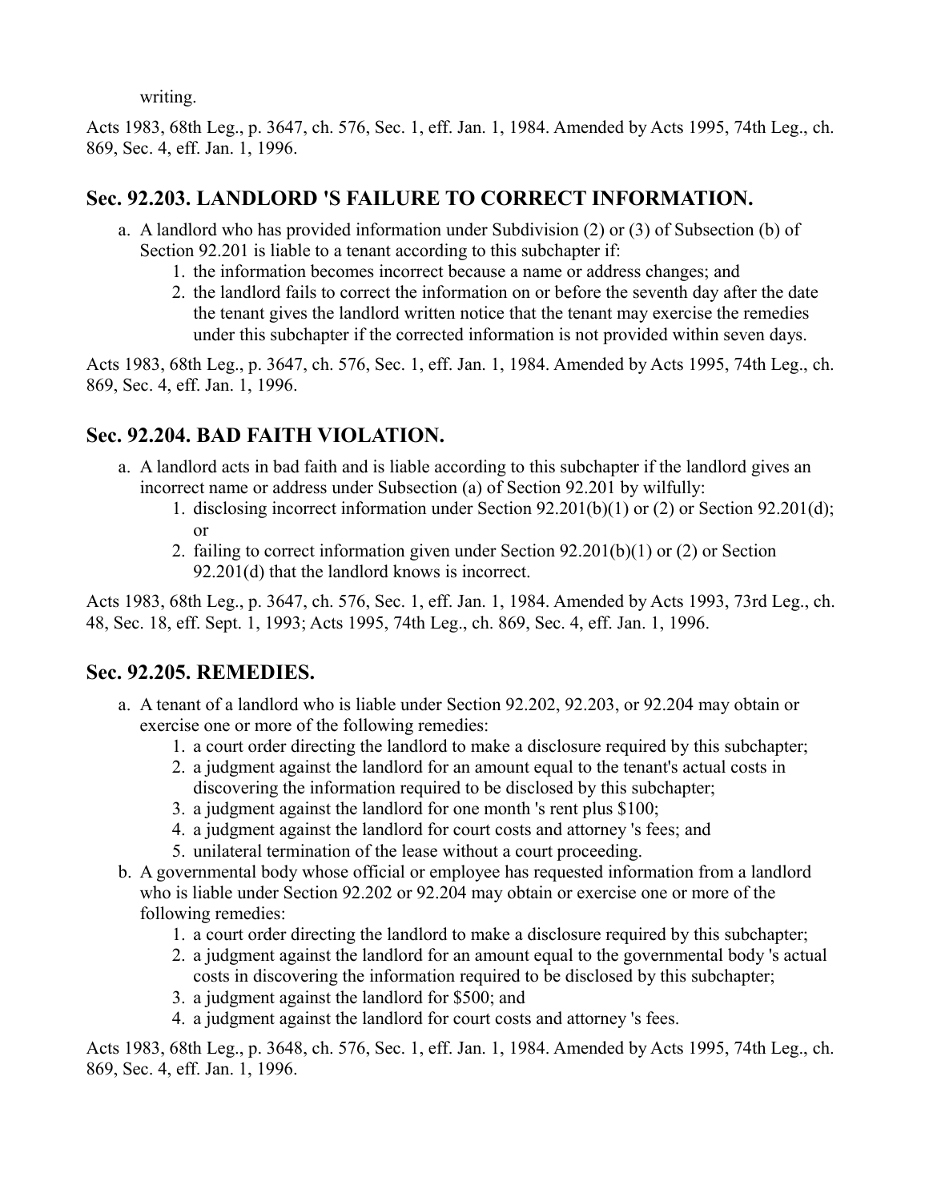writing.

Acts 1983, 68th Leg., p. 3647, ch. 576, Sec. 1, eff. Jan. 1, 1984. Amended by Acts 1995, 74th Leg., ch. 869, Sec. 4, eff. Jan. 1, 1996.

## Sec. 92.203. LANDLORD 'S FAILURE TO CORRECT INFORMATION.

a. A landlord who has provided information under Subdivision (2) or (3) of Subsection (b) of Section 92.201 is liable to a tenant according to this subchapter if:
    1. the information becomes incorrect because a name or address changes; and
    2. the landlord fails to correct the information on or before the seventh day after the date the tenant gives the landlord written notice that the tenant may exercise the remedies under this subchapter if the corrected information is not provided within seven days.

Acts 1983, 68th Leg., p. 3647, ch. 576, Sec. 1, eff. Jan. 1, 1984. Amended by Acts 1995, 74th Leg., ch. 869, Sec. 4, eff. Jan. 1, 1996.

## Sec. 92.204. BAD FAITH VIOLATION.

a. A landlord acts in bad faith and is liable according to this subchapter if the landlord gives an incorrect name or address under Subsection (a) of Section 92.201 by wilfully:
    1. disclosing incorrect information under Section 92.201(b)(1) or (2) or Section 92.201(d); or
    2. failing to correct information given under Section 92.201(b)(1) or (2) or Section 92.201(d) that the landlord knows is incorrect.

Acts 1983, 68th Leg., p. 3647, ch. 576, Sec. 1, eff. Jan. 1, 1984. Amended by Acts 1993, 73rd Leg., ch. 48, Sec. 18, eff. Sept. 1, 1993; Acts 1995, 74th Leg., ch. 869, Sec. 4, eff. Jan. 1, 1996.

## Sec. 92.205. REMEDIES.

a. A tenant of a landlord who is liable under Section 92.202, 92.203, or 92.204 may obtain or exercise one or more of the following remedies:
    1. a court order directing the landlord to make a disclosure required by this subchapter;
    2. a judgment against the landlord for an amount equal to the tenant's actual costs in discovering the information required to be disclosed by this subchapter;
    3. a judgment against the landlord for one month 's rent plus $100;
    4. a judgment against the landlord for court costs and attorney 's fees; and
    5. unilateral termination of the lease without a court proceeding.
b. A governmental body whose official or employee has requested information from a landlord who is liable under Section 92.202 or 92.204 may obtain or exercise one or more of the following remedies:
    1. a court order directing the landlord to make a disclosure required by this subchapter;
    2. a judgment against the landlord for an amount equal to the governmental body 's actual costs in discovering the information required to be disclosed by this subchapter;
    3. a judgment against the landlord for $500; and
    4. a judgment against the landlord for court costs and attorney 's fees.

Acts 1983, 68th Leg., p. 3648, ch. 576, Sec. 1, eff. Jan. 1, 1984. Amended by Acts 1995, 74th Leg., ch. 869, Sec. 4, eff. Jan. 1, 1996.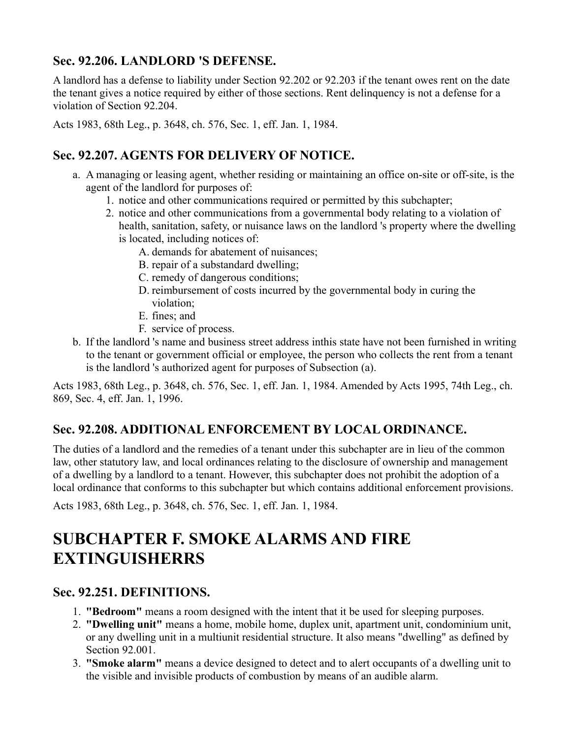### Sec. 92.206. LANDLORD 'S DEFENSE.

A landlord has a defense to liability under Section 92.202 or 92.203 if the tenant owes rent on the date the tenant gives a notice required by either of those sections. Rent delinquency is not a defense for a violation of Section 92.204.

Acts 1983, 68th Leg., p. 3648, ch. 576, Sec. 1, eff. Jan. 1, 1984.

### Sec. 92.207. AGENTS FOR DELIVERY OF NOTICE.

a. A managing or leasing agent, whether residing or maintaining an office on-site or off-site, is the agent of the landlord for purposes of:
    1. notice and other communications required or permitted by this subchapter;
    2. notice and other communications from a governmental body relating to a violation of health, sanitation, safety, or nuisance laws on the landlord 's property where the dwelling is located, including notices of:
        A. demands for abatement of nuisances;
        B. repair of a substandard dwelling;
        C. remedy of dangerous conditions;
        D. reimbursement of costs incurred by the governmental body in curing the violation;
        E. fines; and
        F. service of process.
b. If the landlord 's name and business street address inthis state have not been furnished in writing to the tenant or government official or employee, the person who collects the rent from a tenant is the landlord 's authorized agent for purposes of Subsection (a).

Acts 1983, 68th Leg., p. 3648, ch. 576, Sec. 1, eff. Jan. 1, 1984. Amended by Acts 1995, 74th Leg., ch. 869, Sec. 4, eff. Jan. 1, 1996.

### Sec. 92.208. ADDITIONAL ENFORCEMENT BY LOCAL ORDINANCE.

The duties of a landlord and the remedies of a tenant under this subchapter are in lieu of the common law, other statutory law, and local ordinances relating to the disclosure of ownership and management of a dwelling by a landlord to a tenant. However, this subchapter does not prohibit the adoption of a local ordinance that conforms to this subchapter but which contains additional enforcement provisions.

Acts 1983, 68th Leg., p. 3648, ch. 576, Sec. 1, eff. Jan. 1, 1984.

## SUBCHAPTER F. SMOKE ALARMS AND FIRE EXTINGUISHERRS

### Sec. 92.251. DEFINITIONS.

1. **"Bedroom"** means a room designed with the intent that it be used for sleeping purposes.
2. **"Dwelling unit"** means a home, mobile home, duplex unit, apartment unit, condominium unit, or any dwelling unit in a multiunit residential structure. It also means "dwelling" as defined by Section 92.001.
3. **"Smoke alarm"** means a device designed to detect and to alert occupants of a dwelling unit to the visible and invisible products of combustion by means of an audible alarm.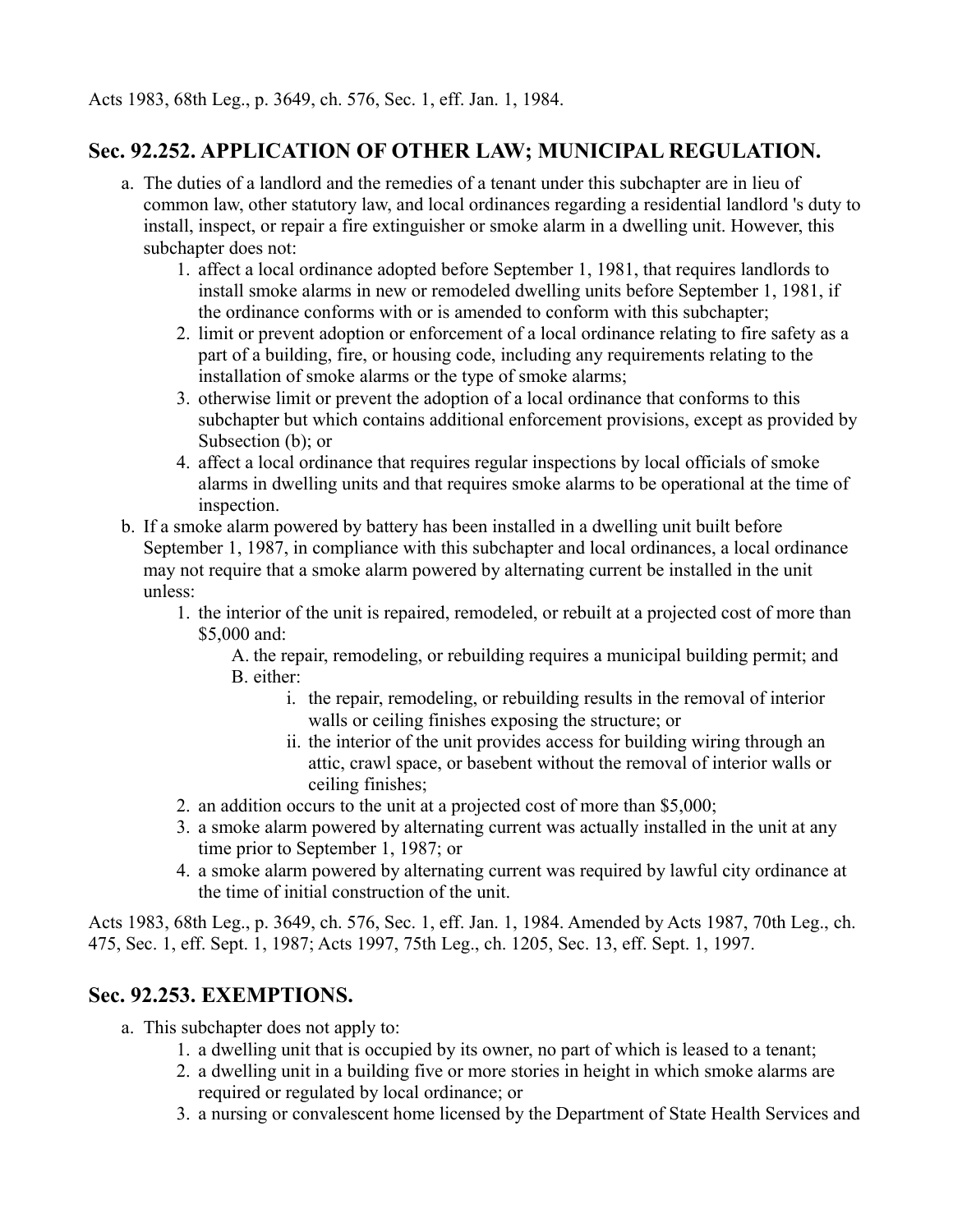Acts 1983, 68th Leg., p. 3649, ch. 576, Sec. 1, eff. Jan. 1, 1984.

## Sec. 92.252. APPLICATION OF OTHER LAW; MUNICIPAL REGULATION.

a. The duties of a landlord and the remedies of a tenant under this subchapter are in lieu of common law, other statutory law, and local ordinances regarding a residential landlord 's duty to install, inspect, or repair a fire extinguisher or smoke alarm in a dwelling unit. However, this subchapter does not:
   1. affect a local ordinance adopted before September 1, 1981, that requires landlords to install smoke alarms in new or remodeled dwelling units before September 1, 1981, if the ordinance conforms with or is amended to conform with this subchapter;
   2. limit or prevent adoption or enforcement of a local ordinance relating to fire safety as a part of a building, fire, or housing code, including any requirements relating to the installation of smoke alarms or the type of smoke alarms;
   3. otherwise limit or prevent the adoption of a local ordinance that conforms to this subchapter but which contains additional enforcement provisions, except as provided by Subsection (b); or
   4. affect a local ordinance that requires regular inspections by local officials of smoke alarms in dwelling units and that requires smoke alarms to be operational at the time of inspection.
b. If a smoke alarm powered by battery has been installed in a dwelling unit built before September 1, 1987, in compliance with this subchapter and local ordinances, a local ordinance may not require that a smoke alarm powered by alternating current be installed in the unit unless:
   1. the interior of the unit is repaired, remodeled, or rebuilt at a projected cost of more than $5,000 and:
      A. the repair, remodeling, or rebuilding requires a municipal building permit; and
      B. either:
         i. the repair, remodeling, or rebuilding results in the removal of interior walls or ceiling finishes exposing the structure; or
         ii. the interior of the unit provides access for building wiring through an attic, crawl space, or basebent without the removal of interior walls or ceiling finishes;
   2. an addition occurs to the unit at a projected cost of more than $5,000;
   3. a smoke alarm powered by alternating current was actually installed in the unit at any time prior to September 1, 1987; or
   4. a smoke alarm powered by alternating current was required by lawful city ordinance at the time of initial construction of the unit.

Acts 1983, 68th Leg., p. 3649, ch. 576, Sec. 1, eff. Jan. 1, 1984. Amended by Acts 1987, 70th Leg., ch. 475, Sec. 1, eff. Sept. 1, 1987; Acts 1997, 75th Leg., ch. 1205, Sec. 13, eff. Sept. 1, 1997.

## Sec. 92.253. EXEMPTIONS.

a. This subchapter does not apply to:
   1. a dwelling unit that is occupied by its owner, no part of which is leased to a tenant;
   2. a dwelling unit in a building five or more stories in height in which smoke alarms are required or regulated by local ordinance; or
   3. a nursing or convalescent home licensed by the Department of State Health Services and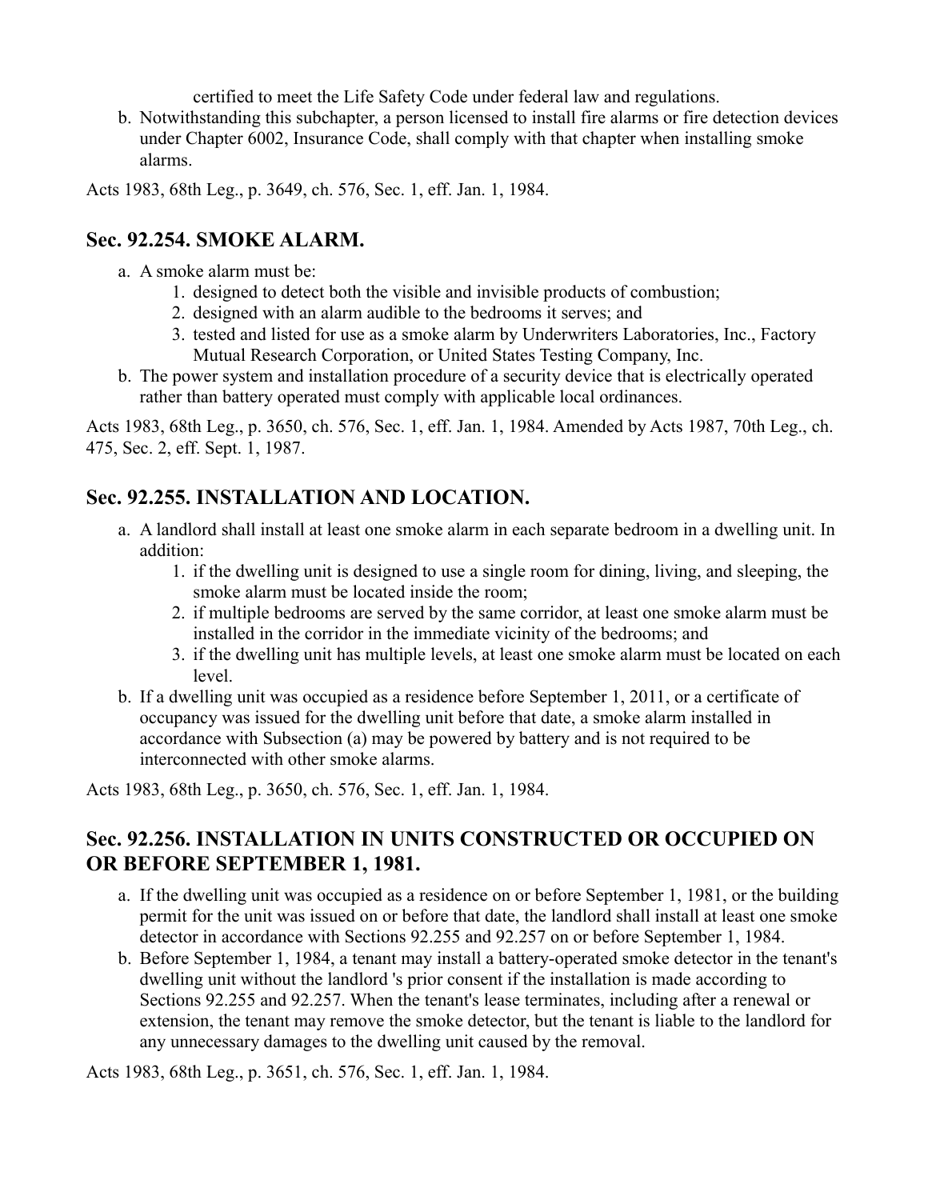certified to meet the Life Safety Code under federal law and regulations.

b. Notwithstanding this subchapter, a person licensed to install fire alarms or fire detection devices under Chapter 6002, Insurance Code, shall comply with that chapter when installing smoke alarms.

Acts 1983, 68th Leg., p. 3649, ch. 576, Sec. 1, eff. Jan. 1, 1984.

## Sec. 92.254. SMOKE ALARM.

a. A smoke alarm must be:
    1. designed to detect both the visible and invisible products of combustion;
    2. designed with an alarm audible to the bedrooms it serves; and
    3. tested and listed for use as a smoke alarm by Underwriters Laboratories, Inc., Factory Mutual Research Corporation, or United States Testing Company, Inc.
b. The power system and installation procedure of a security device that is electrically operated rather than battery operated must comply with applicable local ordinances.

Acts 1983, 68th Leg., p. 3650, ch. 576, Sec. 1, eff. Jan. 1, 1984. Amended by Acts 1987, 70th Leg., ch. 475, Sec. 2, eff. Sept. 1, 1987.

## Sec. 92.255. INSTALLATION AND LOCATION.

a. A landlord shall install at least one smoke alarm in each separate bedroom in a dwelling unit. In addition:
    1. if the dwelling unit is designed to use a single room for dining, living, and sleeping, the smoke alarm must be located inside the room;
    2. if multiple bedrooms are served by the same corridor, at least one smoke alarm must be installed in the corridor in the immediate vicinity of the bedrooms; and
    3. if the dwelling unit has multiple levels, at least one smoke alarm must be located on each level.
b. If a dwelling unit was occupied as a residence before September 1, 2011, or a certificate of occupancy was issued for the dwelling unit before that date, a smoke alarm installed in accordance with Subsection (a) may be powered by battery and is not required to be interconnected with other smoke alarms.

Acts 1983, 68th Leg., p. 3650, ch. 576, Sec. 1, eff. Jan. 1, 1984.

## Sec. 92.256. INSTALLATION IN UNITS CONSTRUCTED OR OCCUPIED ON OR BEFORE SEPTEMBER 1, 1981.

a. If the dwelling unit was occupied as a residence on or before September 1, 1981, or the building permit for the unit was issued on or before that date, the landlord shall install at least one smoke detector in accordance with Sections 92.255 and 92.257 on or before September 1, 1984.
b. Before September 1, 1984, a tenant may install a battery-operated smoke detector in the tenant's dwelling unit without the landlord 's prior consent if the installation is made according to Sections 92.255 and 92.257. When the tenant's lease terminates, including after a renewal or extension, the tenant may remove the smoke detector, but the tenant is liable to the landlord for any unnecessary damages to the dwelling unit caused by the removal.

Acts 1983, 68th Leg., p. 3651, ch. 576, Sec. 1, eff. Jan. 1, 1984.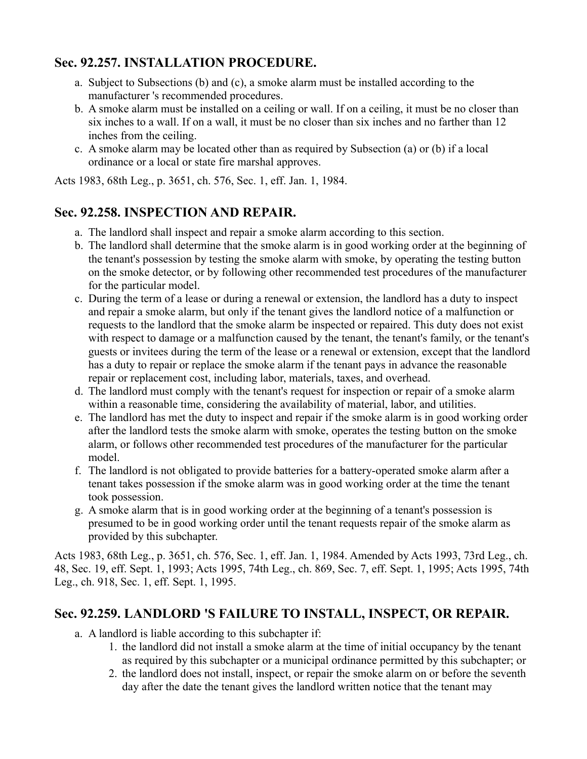## Sec. 92.257. INSTALLATION PROCEDURE.

a. Subject to Subsections (b) and (c), a smoke alarm must be installed according to the manufacturer 's recommended procedures.
b. A smoke alarm must be installed on a ceiling or wall. If on a ceiling, it must be no closer than six inches to a wall. If on a wall, it must be no closer than six inches and no farther than 12 inches from the ceiling.
c. A smoke alarm may be located other than as required by Subsection (a) or (b) if a local ordinance or a local or state fire marshal approves.

Acts 1983, 68th Leg., p. 3651, ch. 576, Sec. 1, eff. Jan. 1, 1984.

## Sec. 92.258. INSPECTION AND REPAIR.

a. The landlord shall inspect and repair a smoke alarm according to this section.
b. The landlord shall determine that the smoke alarm is in good working order at the beginning of the tenant's possession by testing the smoke alarm with smoke, by operating the testing button on the smoke detector, or by following other recommended test procedures of the manufacturer for the particular model.
c. During the term of a lease or during a renewal or extension, the landlord has a duty to inspect and repair a smoke alarm, but only if the tenant gives the landlord notice of a malfunction or requests to the landlord that the smoke alarm be inspected or repaired. This duty does not exist with respect to damage or a malfunction caused by the tenant, the tenant's family, or the tenant's guests or invitees during the term of the lease or a renewal or extension, except that the landlord has a duty to repair or replace the smoke alarm if the tenant pays in advance the reasonable repair or replacement cost, including labor, materials, taxes, and overhead.
d. The landlord must comply with the tenant's request for inspection or repair of a smoke alarm within a reasonable time, considering the availability of material, labor, and utilities.
e. The landlord has met the duty to inspect and repair if the smoke alarm is in good working order after the landlord tests the smoke alarm with smoke, operates the testing button on the smoke alarm, or follows other recommended test procedures of the manufacturer for the particular model.
f. The landlord is not obligated to provide batteries for a battery-operated smoke alarm after a tenant takes possession if the smoke alarm was in good working order at the time the tenant took possession.
g. A smoke alarm that is in good working order at the beginning of a tenant's possession is presumed to be in good working order until the tenant requests repair of the smoke alarm as provided by this subchapter.

Acts 1983, 68th Leg., p. 3651, ch. 576, Sec. 1, eff. Jan. 1, 1984. Amended by Acts 1993, 73rd Leg., ch. 48, Sec. 19, eff. Sept. 1, 1993; Acts 1995, 74th Leg., ch. 869, Sec. 7, eff. Sept. 1, 1995; Acts 1995, 74th Leg., ch. 918, Sec. 1, eff. Sept. 1, 1995.

## Sec. 92.259. LANDLORD 'S FAILURE TO INSTALL, INSPECT, OR REPAIR.

a. A landlord is liable according to this subchapter if:
    1. the landlord did not install a smoke alarm at the time of initial occupancy by the tenant as required by this subchapter or a municipal ordinance permitted by this subchapter; or
    2. the landlord does not install, inspect, or repair the smoke alarm on or before the seventh day after the date the tenant gives the landlord written notice that the tenant may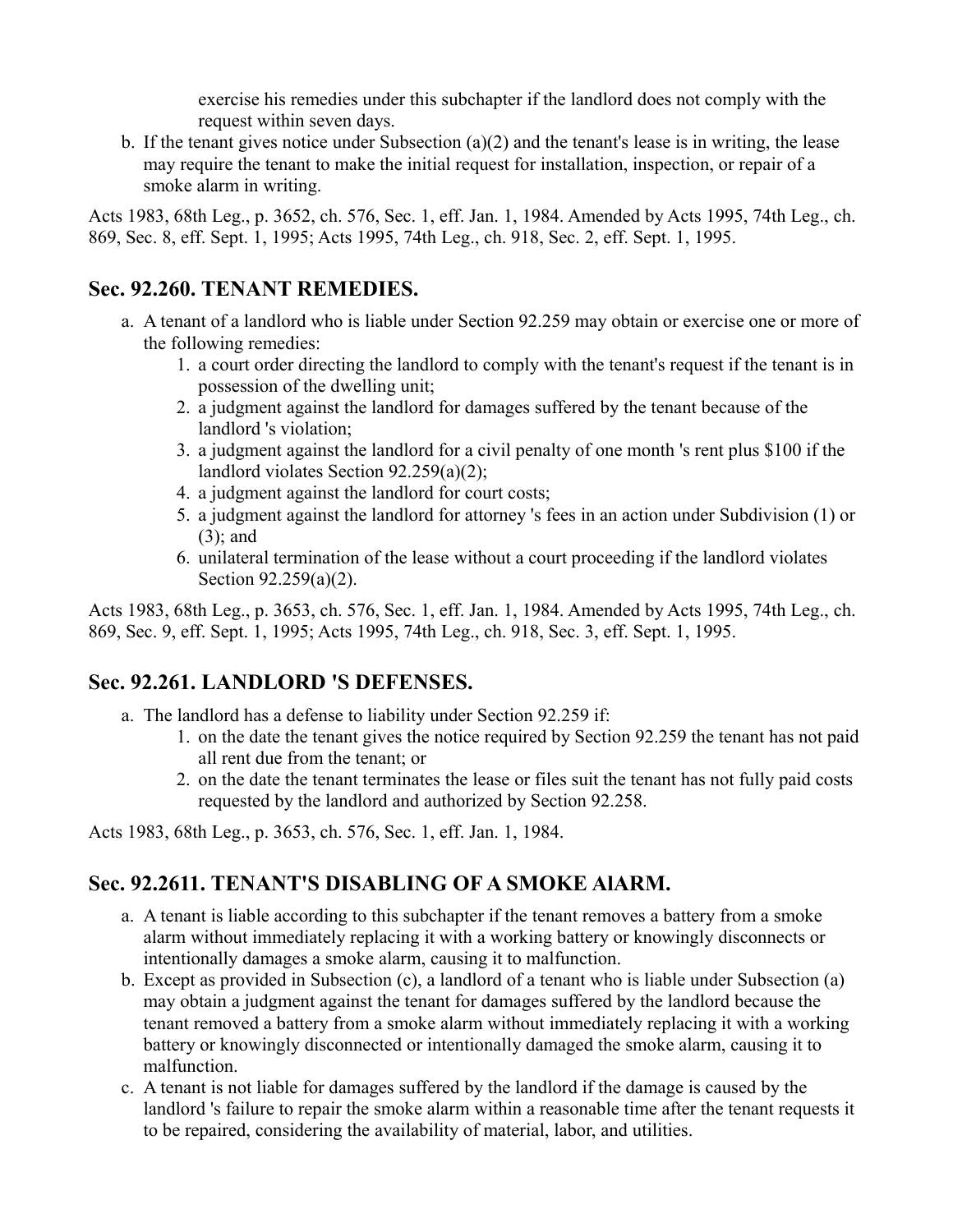exercise his remedies under this subchapter if the landlord does not comply with the request within seven days.

b. If the tenant gives notice under Subsection (a)(2) and the tenant's lease is in writing, the lease may require the tenant to make the initial request for installation, inspection, or repair of a smoke alarm in writing.

Acts 1983, 68th Leg., p. 3652, ch. 576, Sec. 1, eff. Jan. 1, 1984. Amended by Acts 1995, 74th Leg., ch. 869, Sec. 8, eff. Sept. 1, 1995; Acts 1995, 74th Leg., ch. 918, Sec. 2, eff. Sept. 1, 1995.

## Sec. 92.260. TENANT REMEDIES.

a. A tenant of a landlord who is liable under Section 92.259 may obtain or exercise one or more of the following remedies:
    1. a court order directing the landlord to comply with the tenant's request if the tenant is in possession of the dwelling unit;
    2. a judgment against the landlord for damages suffered by the tenant because of the landlord 's violation;
    3. a judgment against the landlord for a civil penalty of one month 's rent plus $100 if the landlord violates Section 92.259(a)(2);
    4. a judgment against the landlord for court costs;
    5. a judgment against the landlord for attorney 's fees in an action under Subdivision (1) or (3); and
    6. unilateral termination of the lease without a court proceeding if the landlord violates Section 92.259(a)(2).

Acts 1983, 68th Leg., p. 3653, ch. 576, Sec. 1, eff. Jan. 1, 1984. Amended by Acts 1995, 74th Leg., ch. 869, Sec. 9, eff. Sept. 1, 1995; Acts 1995, 74th Leg., ch. 918, Sec. 3, eff. Sept. 1, 1995.

## Sec. 92.261. LANDLORD 'S DEFENSES.

a. The landlord has a defense to liability under Section 92.259 if:
    1. on the date the tenant gives the notice required by Section 92.259 the tenant has not paid all rent due from the tenant; or
    2. on the date the tenant terminates the lease or files suit the tenant has not fully paid costs requested by the landlord and authorized by Section 92.258.

Acts 1983, 68th Leg., p. 3653, ch. 576, Sec. 1, eff. Jan. 1, 1984.

## Sec. 92.2611. TENANT'S DISABLING OF A SMOKE AlARM.

a. A tenant is liable according to this subchapter if the tenant removes a battery from a smoke alarm without immediately replacing it with a working battery or knowingly disconnects or intentionally damages a smoke alarm, causing it to malfunction.
b. Except as provided in Subsection (c), a landlord of a tenant who is liable under Subsection (a) may obtain a judgment against the tenant for damages suffered by the landlord because the tenant removed a battery from a smoke alarm without immediately replacing it with a working battery or knowingly disconnected or intentionally damaged the smoke alarm, causing it to malfunction.
c. A tenant is not liable for damages suffered by the landlord if the damage is caused by the landlord 's failure to repair the smoke alarm within a reasonable time after the tenant requests it to be repaired, considering the availability of material, labor, and utilities.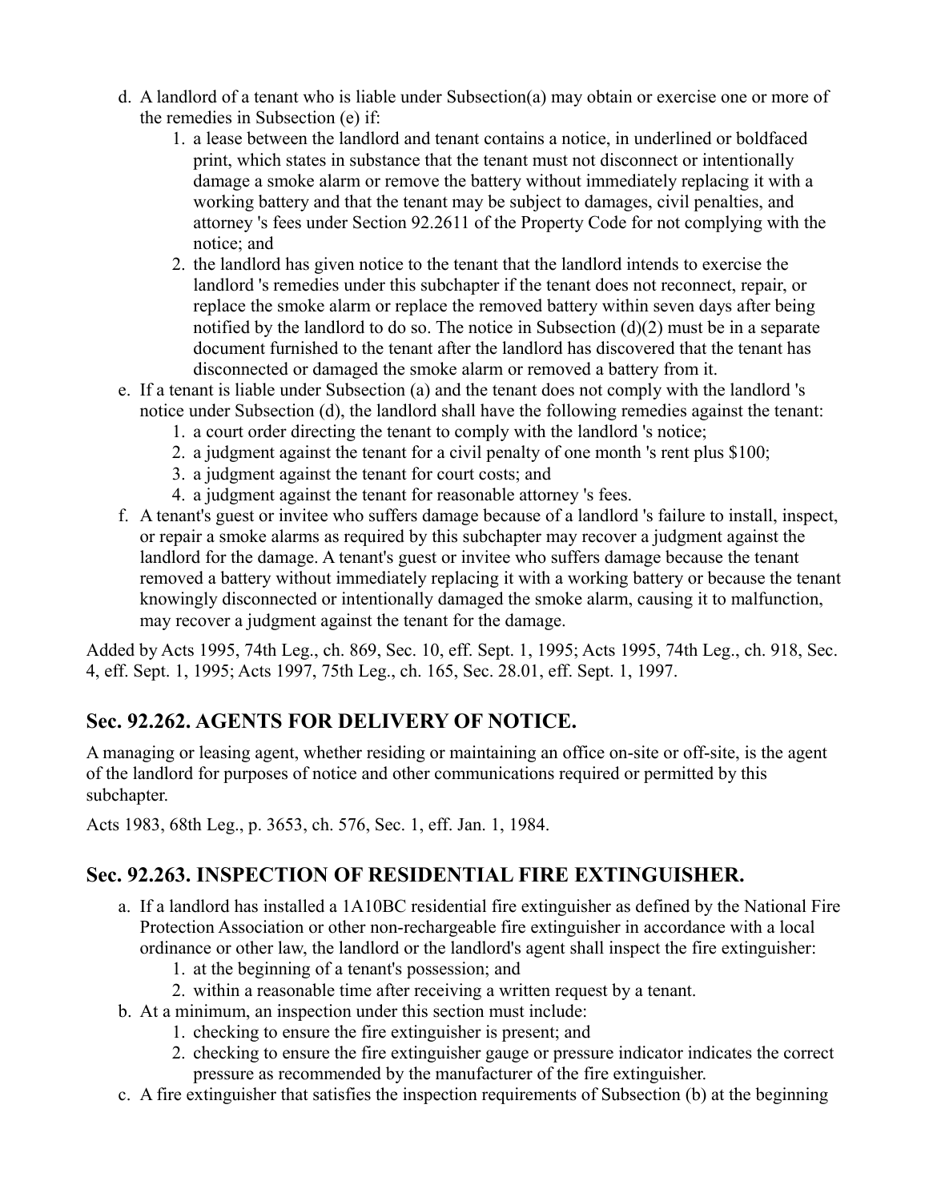d. A landlord of a tenant who is liable under Subsection(a) may obtain or exercise one or more of the remedies in Subsection (e) if:
    1. a lease between the landlord and tenant contains a notice, in underlined or boldfaced print, which states in substance that the tenant must not disconnect or intentionally damage a smoke alarm or remove the battery without immediately replacing it with a working battery and that the tenant may be subject to damages, civil penalties, and attorney 's fees under Section 92.2611 of the Property Code for not complying with the notice; and
    2. the landlord has given notice to the tenant that the landlord intends to exercise the landlord 's remedies under this subchapter if the tenant does not reconnect, repair, or replace the smoke alarm or replace the removed battery within seven days after being notified by the landlord to do so. The notice in Subsection (d)(2) must be in a separate document furnished to the tenant after the landlord has discovered that the tenant has disconnected or damaged the smoke alarm or removed a battery from it.

e. If a tenant is liable under Subsection (a) and the tenant does not comply with the landlord 's notice under Subsection (d), the landlord shall have the following remedies against the tenant:
    1. a court order directing the tenant to comply with the landlord 's notice;
    2. a judgment against the tenant for a civil penalty of one month 's rent plus $100;
    3. a judgment against the tenant for court costs; and
    4. a judgment against the tenant for reasonable attorney 's fees.

f. A tenant's guest or invitee who suffers damage because of a landlord 's failure to install, inspect, or repair a smoke alarms as required by this subchapter may recover a judgment against the landlord for the damage. A tenant's guest or invitee who suffers damage because the tenant removed a battery without immediately replacing it with a working battery or because the tenant knowingly disconnected or intentionally damaged the smoke alarm, causing it to malfunction, may recover a judgment against the tenant for the damage.

Added by Acts 1995, 74th Leg., ch. 869, Sec. 10, eff. Sept. 1, 1995; Acts 1995, 74th Leg., ch. 918, Sec. 4, eff. Sept. 1, 1995; Acts 1997, 75th Leg., ch. 165, Sec. 28.01, eff. Sept. 1, 1997.

## Sec. 92.262. AGENTS FOR DELIVERY OF NOTICE.

A managing or leasing agent, whether residing or maintaining an office on-site or off-site, is the agent of the landlord for purposes of notice and other communications required or permitted by this subchapter.

Acts 1983, 68th Leg., p. 3653, ch. 576, Sec. 1, eff. Jan. 1, 1984.

## Sec. 92.263. INSPECTION OF RESIDENTIAL FIRE EXTINGUISHER.

a. If a landlord has installed a 1A10BC residential fire extinguisher as defined by the National Fire Protection Association or other non-rechargeable fire extinguisher in accordance with a local ordinance or other law, the landlord or the landlord's agent shall inspect the fire extinguisher:
    1. at the beginning of a tenant's possession; and
    2. within a reasonable time after receiving a written request by a tenant.

b. At a minimum, an inspection under this section must include:
    1. checking to ensure the fire extinguisher is present; and
    2. checking to ensure the fire extinguisher gauge or pressure indicator indicates the correct pressure as recommended by the manufacturer of the fire extinguisher.

c. A fire extinguisher that satisfies the inspection requirements of Subsection (b) at the beginning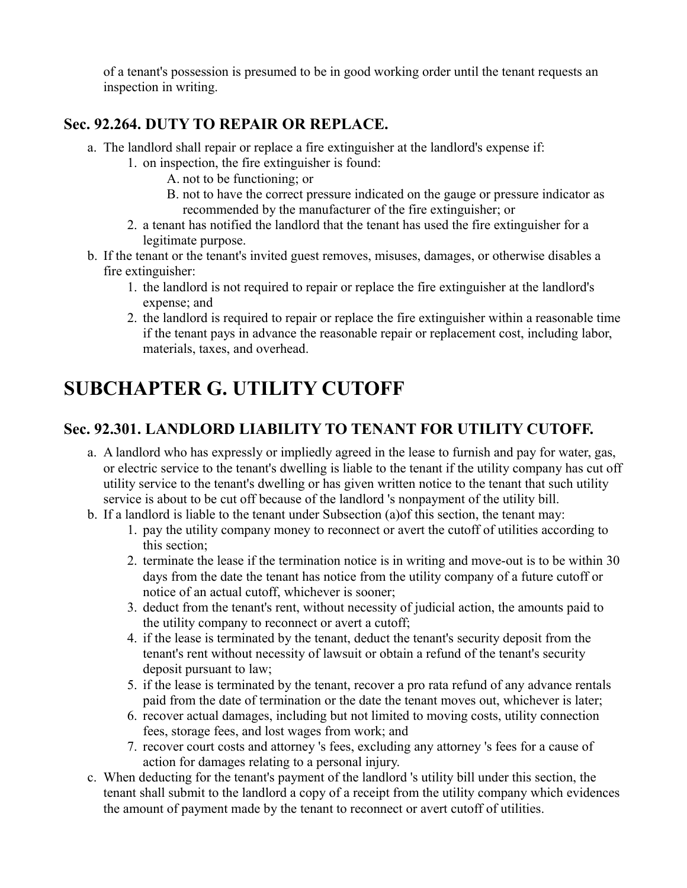of a tenant's possession is presumed to be in good working order until the tenant requests an inspection in writing.

### Sec. 92.264. DUTY TO REPAIR OR REPLACE.

a. The landlord shall repair or replace a fire extinguisher at the landlord's expense if:
    1. on inspection, the fire extinguisher is found:
        A. not to be functioning; or
        B. not to have the correct pressure indicated on the gauge or pressure indicator as recommended by the manufacturer of the fire extinguisher; or
    2. a tenant has notified the landlord that the tenant has used the fire extinguisher for a legitimate purpose.
b. If the tenant or the tenant's invited guest removes, misuses, damages, or otherwise disables a fire extinguisher:
    1. the landlord is not required to repair or replace the fire extinguisher at the landlord's expense; and
    2. the landlord is required to repair or replace the fire extinguisher within a reasonable time if the tenant pays in advance the reasonable repair or replacement cost, including labor, materials, taxes, and overhead.

## SUBCHAPTER G. UTILITY CUTOFF

### Sec. 92.301. LANDLORD LIABILITY TO TENANT FOR UTILITY CUTOFF.

a. A landlord who has expressly or impliedly agreed in the lease to furnish and pay for water, gas, or electric service to the tenant's dwelling is liable to the tenant if the utility company has cut off utility service to the tenant's dwelling or has given written notice to the tenant that such utility service is about to be cut off because of the landlord 's nonpayment of the utility bill.
b. If a landlord is liable to the tenant under Subsection (a)of this section, the tenant may:
    1. pay the utility company money to reconnect or avert the cutoff of utilities according to this section;
    2. terminate the lease if the termination notice is in writing and move-out is to be within 30 days from the date the tenant has notice from the utility company of a future cutoff or notice of an actual cutoff, whichever is sooner;
    3. deduct from the tenant's rent, without necessity of judicial action, the amounts paid to the utility company to reconnect or avert a cutoff;
    4. if the lease is terminated by the tenant, deduct the tenant's security deposit from the tenant's rent without necessity of lawsuit or obtain a refund of the tenant's security deposit pursuant to law;
    5. if the lease is terminated by the tenant, recover a pro rata refund of any advance rentals paid from the date of termination or the date the tenant moves out, whichever is later;
    6. recover actual damages, including but not limited to moving costs, utility connection fees, storage fees, and lost wages from work; and
    7. recover court costs and attorney 's fees, excluding any attorney 's fees for a cause of action for damages relating to a personal injury.
c. When deducting for the tenant's payment of the landlord 's utility bill under this section, the tenant shall submit to the landlord a copy of a receipt from the utility company which evidences the amount of payment made by the tenant to reconnect or avert cutoff of utilities.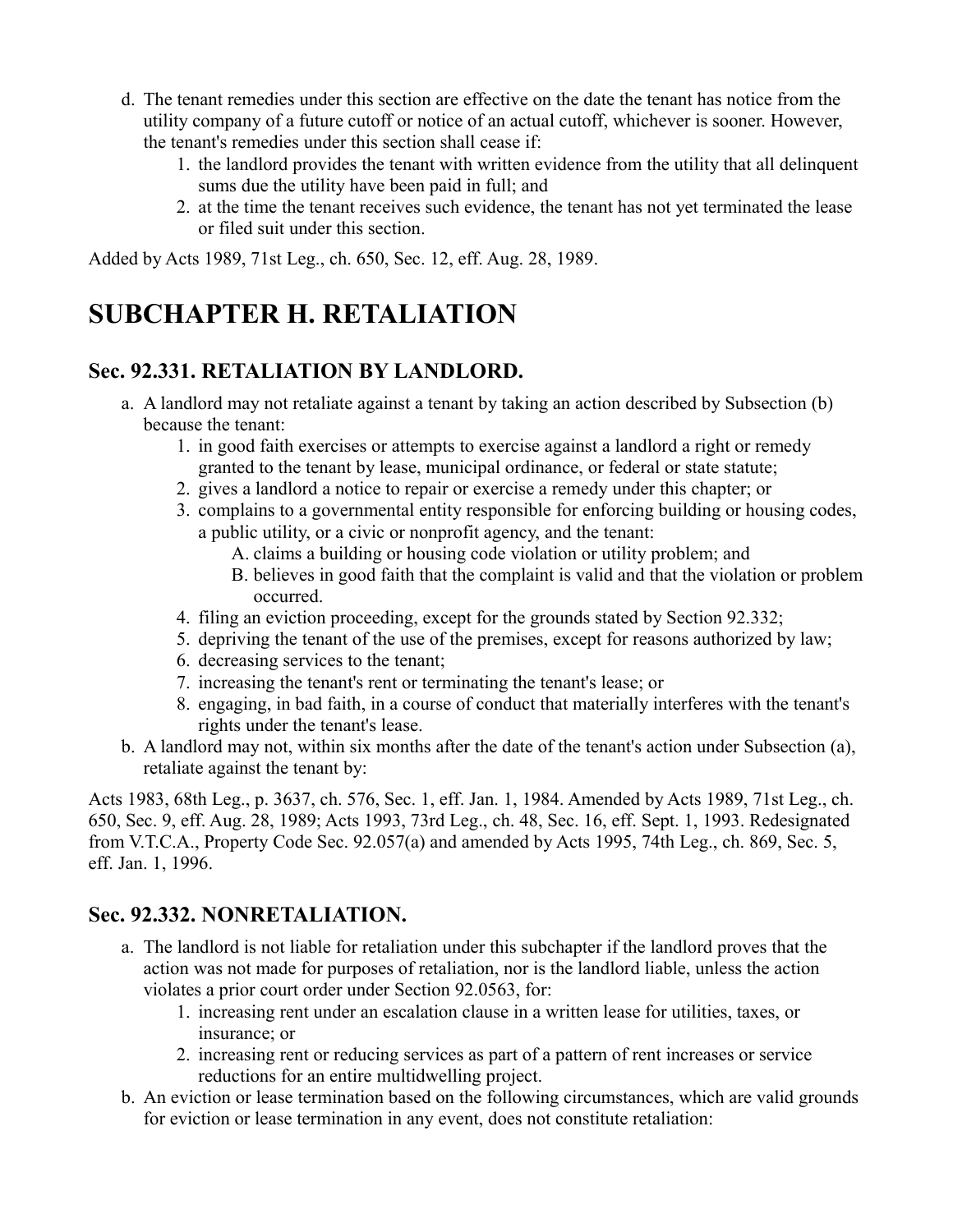d. The tenant remedies under this section are effective on the date the tenant has notice from the utility company of a future cutoff or notice of an actual cutoff, whichever is sooner. However, the tenant's remedies under this section shall cease if:
    1. the landlord provides the tenant with written evidence from the utility that all delinquent sums due the utility have been paid in full; and
    2. at the time the tenant receives such evidence, the tenant has not yet terminated the lease or filed suit under this section.

Added by Acts 1989, 71st Leg., ch. 650, Sec. 12, eff. Aug. 28, 1989.

# SUBCHAPTER H. RETALIATION

## Sec. 92.331. RETALIATION BY LANDLORD.

a. A landlord may not retaliate against a tenant by taking an action described by Subsection (b) because the tenant:
    1. in good faith exercises or attempts to exercise against a landlord a right or remedy granted to the tenant by lease, municipal ordinance, or federal or state statute;
    2. gives a landlord a notice to repair or exercise a remedy under this chapter; or
    3. complains to a governmental entity responsible for enforcing building or housing codes, a public utility, or a civic or nonprofit agency, and the tenant:
        A. claims a building or housing code violation or utility problem; and
        B. believes in good faith that the complaint is valid and that the violation or problem occurred.
    4. filing an eviction proceeding, except for the grounds stated by Section 92.332;
    5. depriving the tenant of the use of the premises, except for reasons authorized by law;
    6. decreasing services to the tenant;
    7. increasing the tenant's rent or terminating the tenant's lease; or
    8. engaging, in bad faith, in a course of conduct that materially interferes with the tenant's rights under the tenant's lease.

b. A landlord may not, within six months after the date of the tenant's action under Subsection (a), retaliate against the tenant by:

Acts 1983, 68th Leg., p. 3637, ch. 576, Sec. 1, eff. Jan. 1, 1984. Amended by Acts 1989, 71st Leg., ch. 650, Sec. 9, eff. Aug. 28, 1989; Acts 1993, 73rd Leg., ch. 48, Sec. 16, eff. Sept. 1, 1993. Redesignated from V.T.C.A., Property Code Sec. 92.057(a) and amended by Acts 1995, 74th Leg., ch. 869, Sec. 5, eff. Jan. 1, 1996.

## Sec. 92.332. NONRETALIATION.

a. The landlord is not liable for retaliation under this subchapter if the landlord proves that the action was not made for purposes of retaliation, nor is the landlord liable, unless the action violates a prior court order under Section 92.0563, for:
    1. increasing rent under an escalation clause in a written lease for utilities, taxes, or insurance; or
    2. increasing rent or reducing services as part of a pattern of rent increases or service reductions for an entire multidwelling project.

b. An eviction or lease termination based on the following circumstances, which are valid grounds for eviction or lease termination in any event, does not constitute retaliation: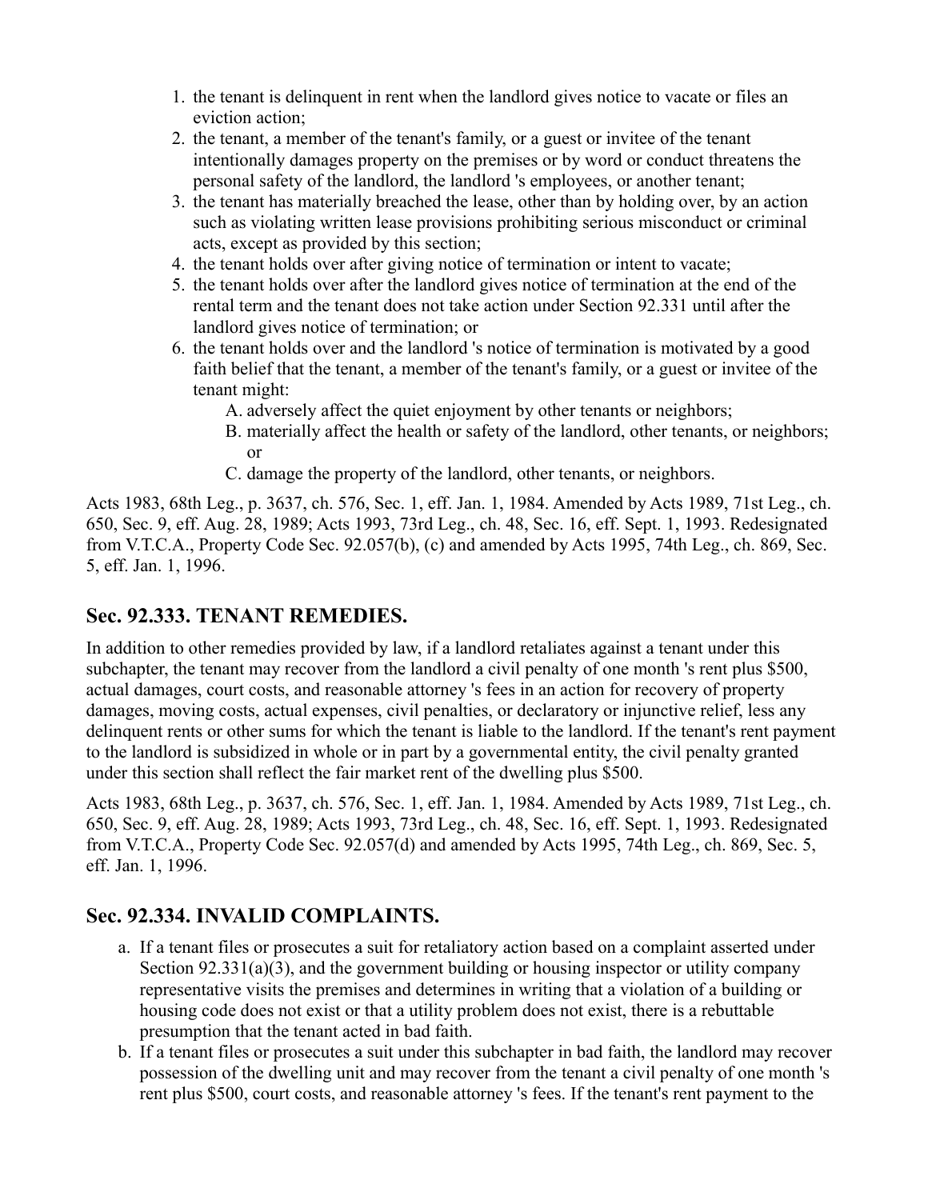1. the tenant is delinquent in rent when the landlord gives notice to vacate or files an eviction action;
2. the tenant, a member of the tenant's family, or a guest or invitee of the tenant intentionally damages property on the premises or by word or conduct threatens the personal safety of the landlord, the landlord 's employees, or another tenant;
3. the tenant has materially breached the lease, other than by holding over, by an action such as violating written lease provisions prohibiting serious misconduct or criminal acts, except as provided by this section;
4. the tenant holds over after giving notice of termination or intent to vacate;
5. the tenant holds over after the landlord gives notice of termination at the end of the rental term and the tenant does not take action under Section 92.331 until after the landlord gives notice of termination; or
6. the tenant holds over and the landlord 's notice of termination is motivated by a good faith belief that the tenant, a member of the tenant's family, or a guest or invitee of the tenant might:
   A. adversely affect the quiet enjoyment by other tenants or neighbors;
   B. materially affect the health or safety of the landlord, other tenants, or neighbors; or
   C. damage the property of the landlord, other tenants, or neighbors.

Acts 1983, 68th Leg., p. 3637, ch. 576, Sec. 1, eff. Jan. 1, 1984. Amended by Acts 1989, 71st Leg., ch. 650, Sec. 9, eff. Aug. 28, 1989; Acts 1993, 73rd Leg., ch. 48, Sec. 16, eff. Sept. 1, 1993. Redesignated from V.T.C.A., Property Code Sec. 92.057(b), (c) and amended by Acts 1995, 74th Leg., ch. 869, Sec. 5, eff. Jan. 1, 1996.

## Sec. 92.333. TENANT REMEDIES.

In addition to other remedies provided by law, if a landlord retaliates against a tenant under this subchapter, the tenant may recover from the landlord a civil penalty of one month 's rent plus $500, actual damages, court costs, and reasonable attorney 's fees in an action for recovery of property damages, moving costs, actual expenses, civil penalties, or declaratory or injunctive relief, less any delinquent rents or other sums for which the tenant is liable to the landlord. If the tenant's rent payment to the landlord is subsidized in whole or in part by a governmental entity, the civil penalty granted under this section shall reflect the fair market rent of the dwelling plus $500.

Acts 1983, 68th Leg., p. 3637, ch. 576, Sec. 1, eff. Jan. 1, 1984. Amended by Acts 1989, 71st Leg., ch. 650, Sec. 9, eff. Aug. 28, 1989; Acts 1993, 73rd Leg., ch. 48, Sec. 16, eff. Sept. 1, 1993. Redesignated from V.T.C.A., Property Code Sec. 92.057(d) and amended by Acts 1995, 74th Leg., ch. 869, Sec. 5, eff. Jan. 1, 1996.

## Sec. 92.334. INVALID COMPLAINTS.

a. If a tenant files or prosecutes a suit for retaliatory action based on a complaint asserted under Section 92.331(a)(3), and the government building or housing inspector or utility company representative visits the premises and determines in writing that a violation of a building or housing code does not exist or that a utility problem does not exist, there is a rebuttable presumption that the tenant acted in bad faith.
b. If a tenant files or prosecutes a suit under this subchapter in bad faith, the landlord may recover possession of the dwelling unit and may recover from the tenant a civil penalty of one month 's rent plus $500, court costs, and reasonable attorney 's fees. If the tenant's rent payment to the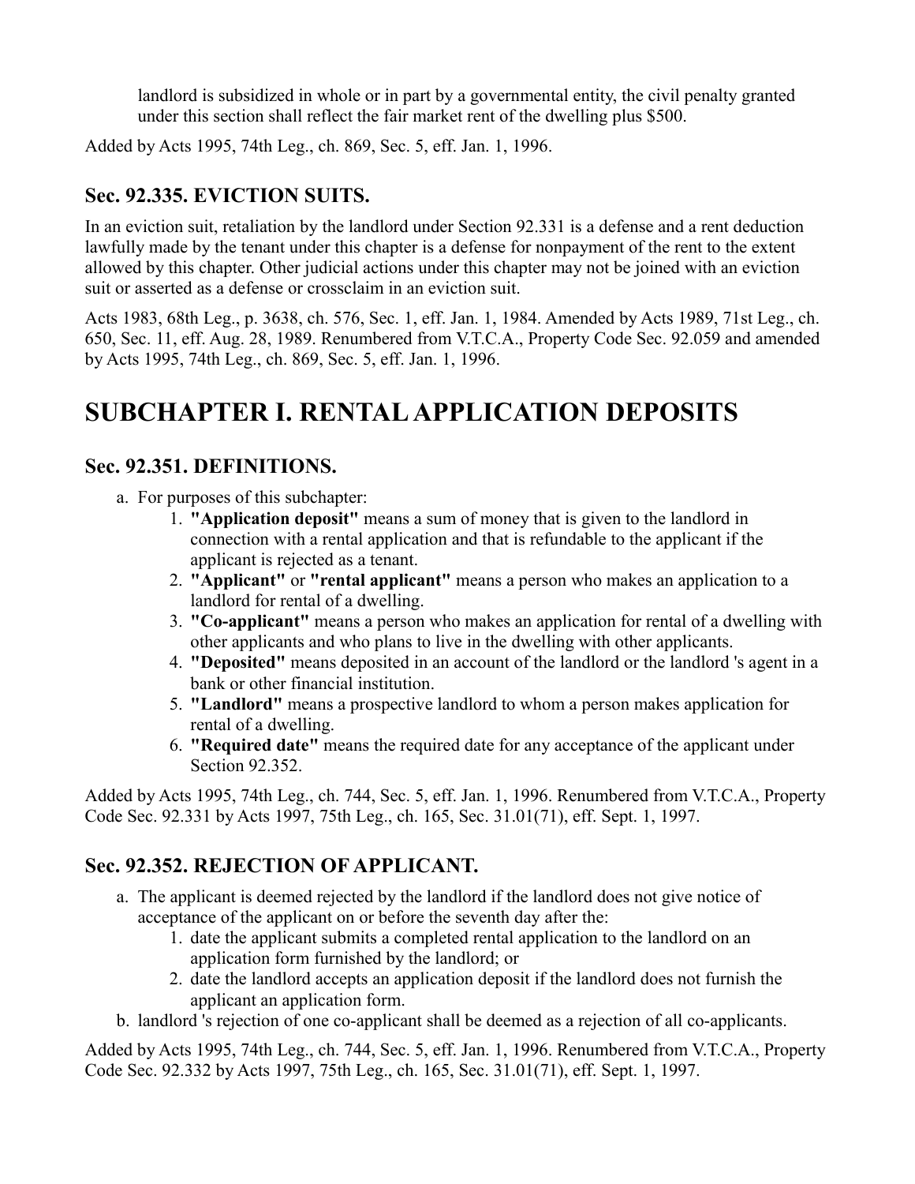landlord is subsidized in whole or in part by a governmental entity, the civil penalty granted under this section shall reflect the fair market rent of the dwelling plus $500.

Added by Acts 1995, 74th Leg., ch. 869, Sec. 5, eff. Jan. 1, 1996.

### Sec. 92.335. EVICTION SUITS.

In an eviction suit, retaliation by the landlord under Section 92.331 is a defense and a rent deduction lawfully made by the tenant under this chapter is a defense for nonpayment of the rent to the extent allowed by this chapter. Other judicial actions under this chapter may not be joined with an eviction suit or asserted as a defense or crossclaim in an eviction suit.

Acts 1983, 68th Leg., p. 3638, ch. 576, Sec. 1, eff. Jan. 1, 1984. Amended by Acts 1989, 71st Leg., ch. 650, Sec. 11, eff. Aug. 28, 1989. Renumbered from V.T.C.A., Property Code Sec. 92.059 and amended by Acts 1995, 74th Leg., ch. 869, Sec. 5, eff. Jan. 1, 1996.

# SUBCHAPTER I. RENTAL APPLICATION DEPOSITS

### Sec. 92.351. DEFINITIONS.

a. For purposes of this subchapter:
    1. **"Application deposit"** means a sum of money that is given to the landlord in connection with a rental application and that is refundable to the applicant if the applicant is rejected as a tenant.
    2. **"Applicant"** or **"rental applicant"** means a person who makes an application to a landlord for rental of a dwelling.
    3. **"Co-applicant"** means a person who makes an application for rental of a dwelling with other applicants and who plans to live in the dwelling with other applicants.
    4. **"Deposited"** means deposited in an account of the landlord or the landlord 's agent in a bank or other financial institution.
    5. **"Landlord"** means a prospective landlord to whom a person makes application for rental of a dwelling.
    6. **"Required date"** means the required date for any acceptance of the applicant under Section 92.352.

Added by Acts 1995, 74th Leg., ch. 744, Sec. 5, eff. Jan. 1, 1996. Renumbered from V.T.C.A., Property Code Sec. 92.331 by Acts 1997, 75th Leg., ch. 165, Sec. 31.01(71), eff. Sept. 1, 1997.

### Sec. 92.352. REJECTION OF APPLICANT.

a. The applicant is deemed rejected by the landlord if the landlord does not give notice of acceptance of the applicant on or before the seventh day after the:
    1. date the applicant submits a completed rental application to the landlord on an application form furnished by the landlord; or
    2. date the landlord accepts an application deposit if the landlord does not furnish the applicant an application form.
b. landlord 's rejection of one co-applicant shall be deemed as a rejection of all co-applicants.

Added by Acts 1995, 74th Leg., ch. 744, Sec. 5, eff. Jan. 1, 1996. Renumbered from V.T.C.A., Property Code Sec. 92.332 by Acts 1997, 75th Leg., ch. 165, Sec. 31.01(71), eff. Sept. 1, 1997.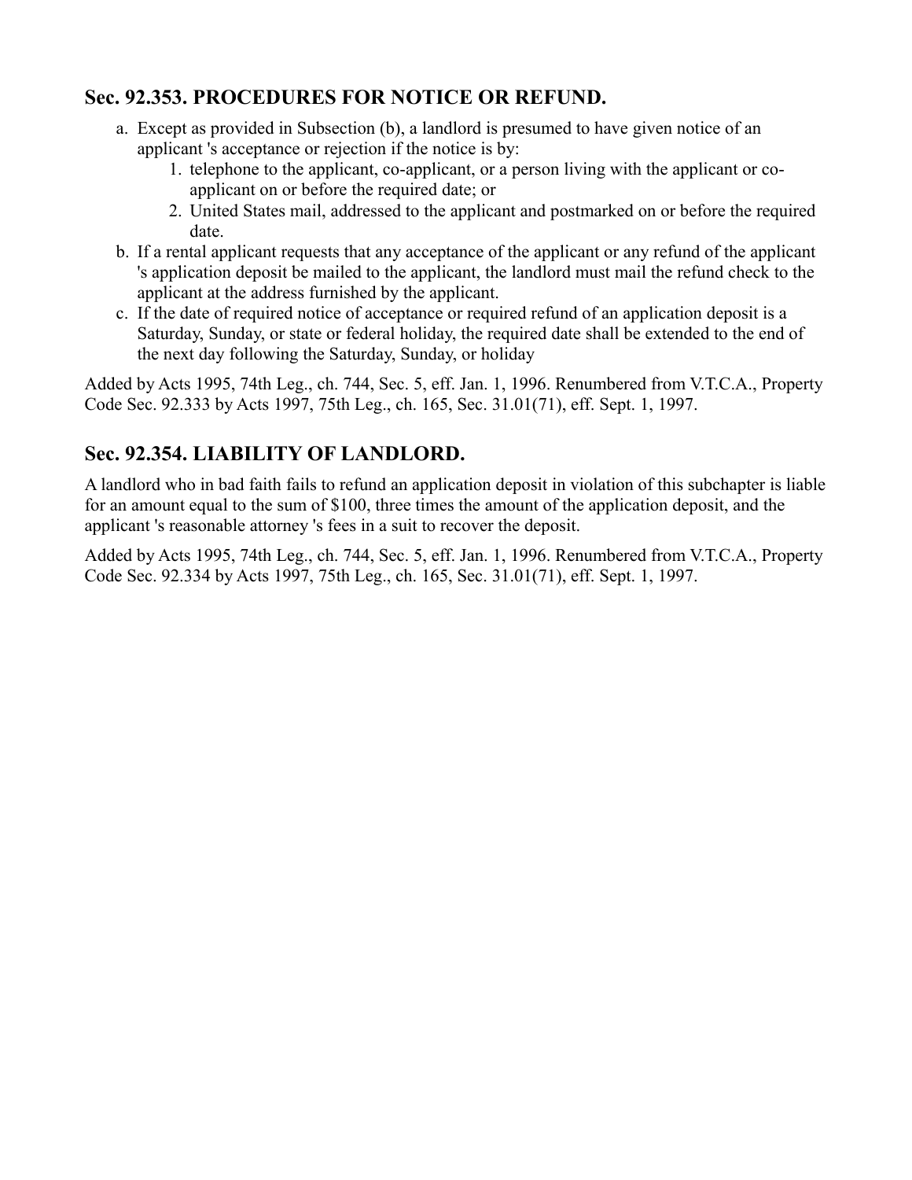## Sec. 92.353. PROCEDURES FOR NOTICE OR REFUND.

a. Except as provided in Subsection (b), a landlord is presumed to have given notice of an applicant 's acceptance or rejection if the notice is by:
    1. telephone to the applicant, co-applicant, or a person living with the applicant or co-applicant on or before the required date; or
    2. United States mail, addressed to the applicant and postmarked on or before the required date.
b. If a rental applicant requests that any acceptance of the applicant or any refund of the applicant 's application deposit be mailed to the applicant, the landlord must mail the refund check to the applicant at the address furnished by the applicant.
c. If the date of required notice of acceptance or required refund of an application deposit is a Saturday, Sunday, or state or federal holiday, the required date shall be extended to the end of the next day following the Saturday, Sunday, or holiday

Added by Acts 1995, 74th Leg., ch. 744, Sec. 5, eff. Jan. 1, 1996. Renumbered from V.T.C.A., Property Code Sec. 92.333 by Acts 1997, 75th Leg., ch. 165, Sec. 31.01(71), eff. Sept. 1, 1997.

## Sec. 92.354. LIABILITY OF LANDLORD.

A landlord who in bad faith fails to refund an application deposit in violation of this subchapter is liable for an amount equal to the sum of $100, three times the amount of the application deposit, and the applicant 's reasonable attorney 's fees in a suit to recover the deposit.

Added by Acts 1995, 74th Leg., ch. 744, Sec. 5, eff. Jan. 1, 1996. Renumbered from V.T.C.A., Property Code Sec. 92.334 by Acts 1997, 75th Leg., ch. 165, Sec. 31.01(71), eff. Sept. 1, 1997.